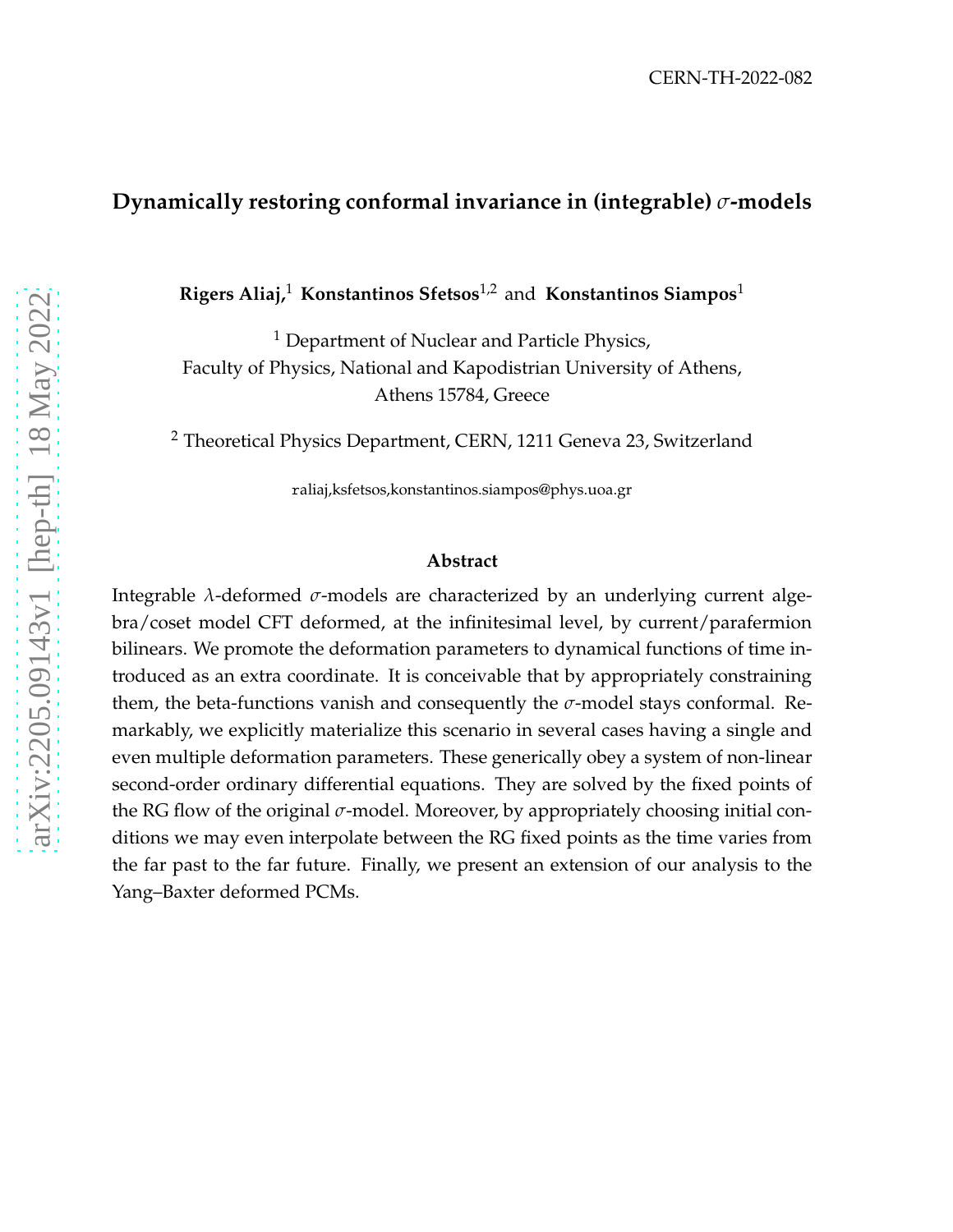CERN-TH-2022-082

# Dynamically restoring conformal invariance in (integrable) $\sigma$-models

**Rigers Aliaj,**[1] **Konstantinos Sfetsos**[1,2] and **Konstantinos Siampos**[1]

[1] Department of Nuclear and Particle Physics,
Faculty of Physics, National and Kapodistrian University of Athens,
Athens 15784, Greece

[2] Theoretical Physics Department, CERN, 1211 Geneva 23, Switzerland

raliaj,ksfetsos,konstantinos.siampos@phys.uoa.gr

## Abstract

Integrable $\lambda$-deformed $\sigma$-models are characterized by an underlying current algebra/coset model CFT deformed, at the infinitesimal level, by current/parafermion bilinears. We promote the deformation parameters to dynamical functions of time introduced as an extra coordinate. It is conceivable that by appropriately constraining them, the beta-functions vanish and consequently the $\sigma$-model stays conformal. Remarkably, we explicitly materialize this scenario in several cases having a single and even multiple deformation parameters. These generically obey a system of non-linear second-order ordinary differential equations. They are solved by the fixed points of the RG flow of the original $\sigma$-model. Moreover, by appropriately choosing initial conditions we may even interpolate between the RG fixed points as the time varies from the far past to the far future. Finally, we present an extension of our analysis to the Yang–Baxter deformed PCMs.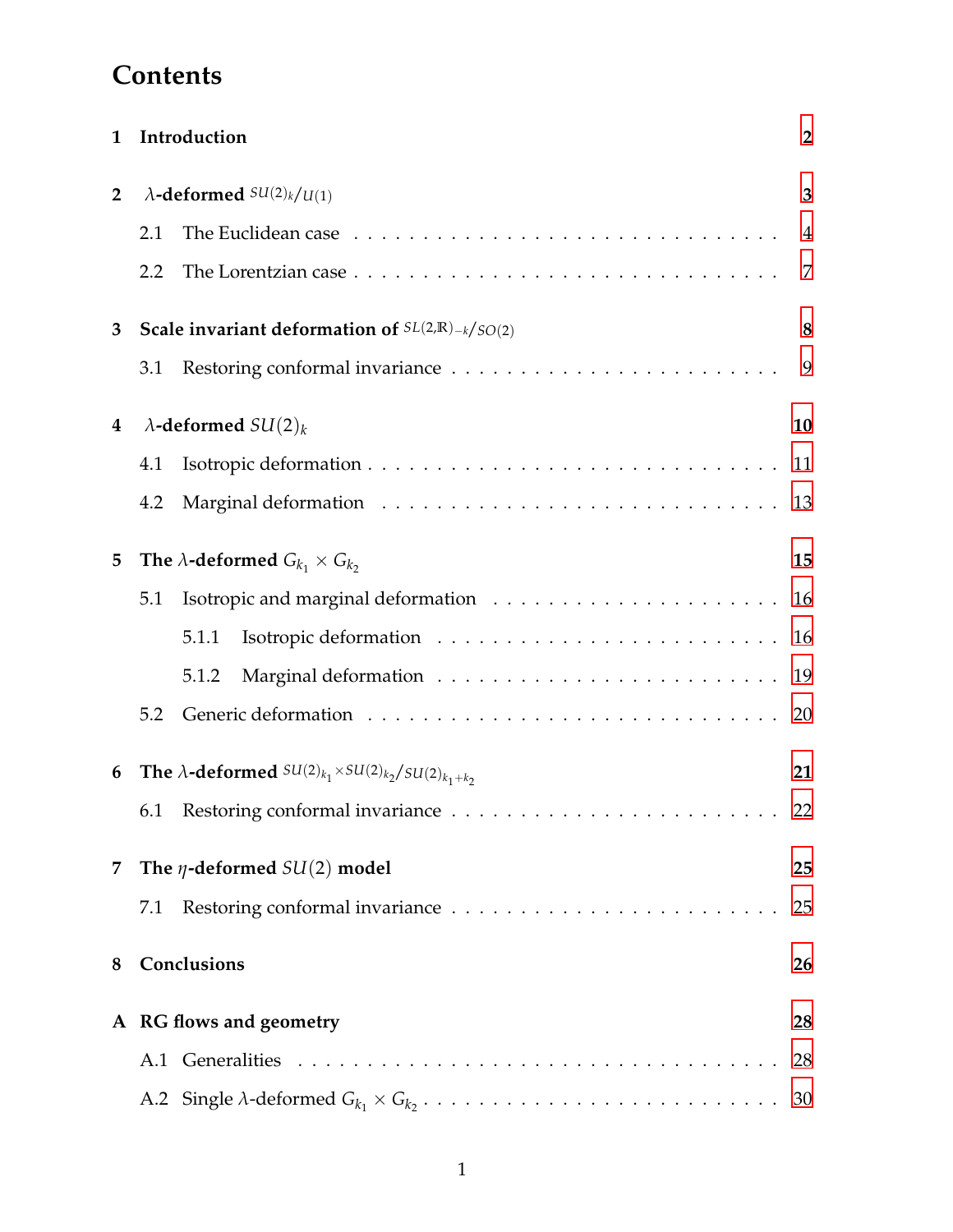# Contents

1 Introduction 2

2 $\lambda$-deformed $^{SU(2)_k}/_{U(1)}$ 3

- 2.1 The Euclidean case 4
- 2.2 The Lorentzian case 7

3 Scale invariant deformation of $^{SL(2,\mathbb{R})_{-k}}/_{SO(2)}$ 8

- 3.1 Restoring conformal invariance 9

4 $\lambda$-deformed $SU(2)_k$ 10

- 4.1 Isotropic deformation 11
- 4.2 Marginal deformation 13

5 The $\lambda$-deformed $G_{k_1} \times G_{k_2}$ 15

- 5.1 Isotropic and marginal deformation 16
  - 5.1.1 Isotropic deformation 16
  - 5.1.2 Marginal deformation 19
- 5.2 Generic deformation 20

6 The $\lambda$-deformed $^{SU(2)_{k_1} \times SU(2)_{k_2}}/_{SU(2)_{k_1+k_2}}$ 21

- 6.1 Restoring conformal invariance 22

7 The $\eta$-deformed $SU(2)$ model 25

- 7.1 Restoring conformal invariance 25

8 Conclusions 26

A RG flows and geometry 28

- A.1 Generalities 28
- A.2 Single $\lambda$-deformed $G_{k_1} \times G_{k_2}$ 30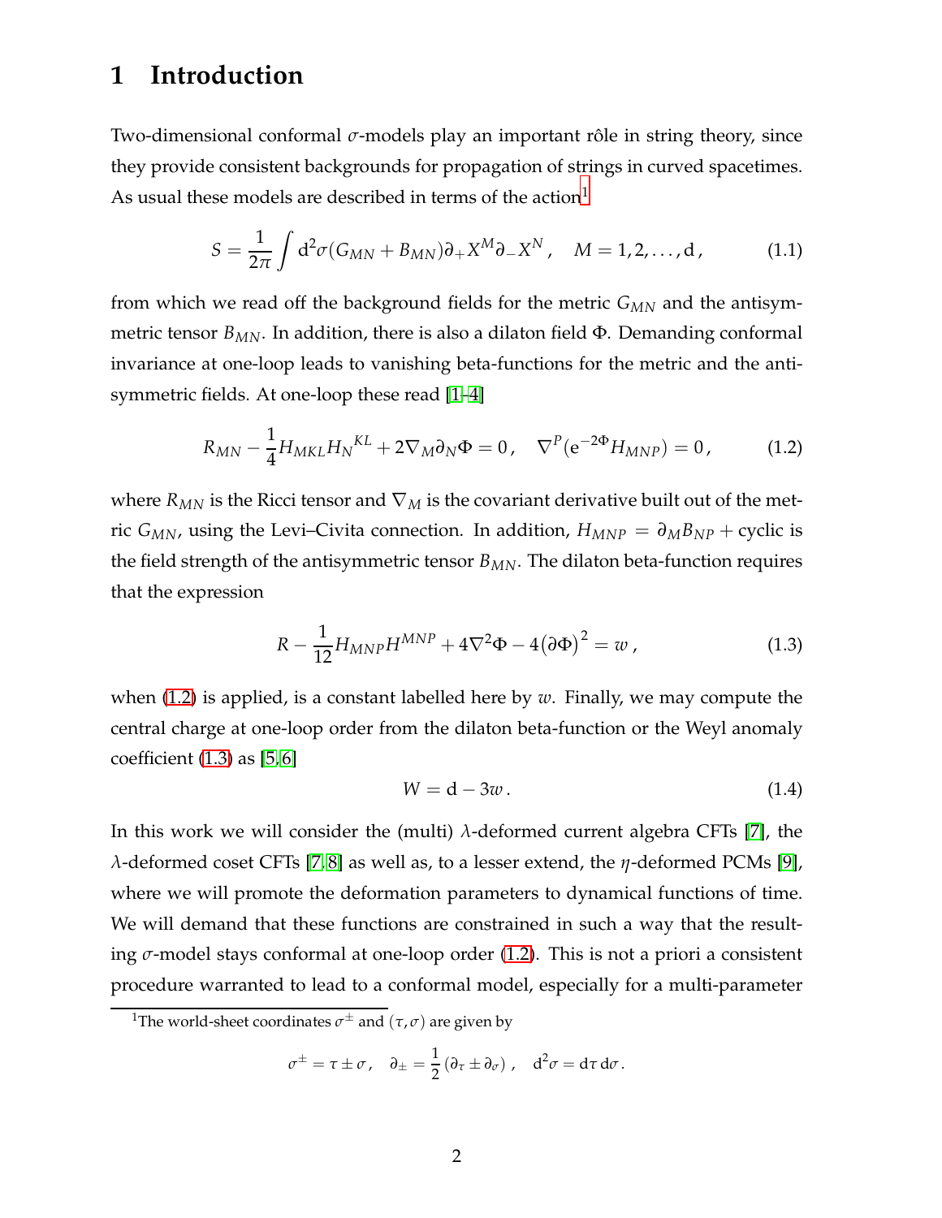# 1 Introduction

Two-dimensional conformal $\sigma$-models play an important rôle in string theory, since they provide consistent backgrounds for propagation of strings in curved spacetimes. As usual these models are described in terms of the action[1]

$$S = \frac{1}{2\pi}\int \mathrm{d}^2\sigma (G_{MN} + B_{MN})\partial_+ X^M \partial_- X^N\,, \quad M = 1, 2, \ldots, \mathrm{d}\,, \tag{1.1}$$

from which we read off the background fields for the metric $G_{MN}$ and the antisymmetric tensor $B_{MN}$. In addition, there is also a dilaton field $\Phi$. Demanding conformal invariance at one-loop leads to vanishing beta-functions for the metric and the antisymmetric fields. At one-loop these read [1–4]

$$R_{MN} - \frac{1}{4}H_{MKL}H_N{}^{KL} + 2\nabla_M\partial_N\Phi = 0\,, \quad \nabla^P(\mathrm{e}^{-2\Phi}H_{MNP}) = 0\,, \tag{1.2}$$

where $R_{MN}$ is the Ricci tensor and $\nabla_M$ is the covariant derivative built out of the metric $G_{MN}$, using the Levi–Civita connection. In addition, $H_{MNP} = \partial_M B_{NP} + \text{cyclic}$ is the field strength of the antisymmetric tensor $B_{MN}$. The dilaton beta-function requires that the expression

$$R - \frac{1}{12}H_{MNP}H^{MNP} + 4\nabla^2\Phi - 4\big(\partial\Phi\big)^2 = w\,, \tag{1.3}$$

when (1.2) is applied, is a constant labelled here by $w$. Finally, we may compute the central charge at one-loop order from the dilaton beta-function or the Weyl anomaly coefficient (1.3) as [5,6]

$$W = \mathrm{d} - 3w\,. \tag{1.4}$$

In this work we will consider the (multi) $\lambda$-deformed current algebra CFTs [7], the $\lambda$-deformed coset CFTs [7,8] as well as, to a lesser extend, the $\eta$-deformed PCMs [9], where we will promote the deformation parameters to dynamical functions of time. We will demand that these functions are constrained in such a way that the resulting $\sigma$-model stays conformal at one-loop order (1.2). This is not a priori a consistent procedure warranted to lead to a conformal model, especially for a multi-parameter

[1] The world-sheet coordinates $\sigma^\pm$ and $(\tau, \sigma)$ are given by

$$\sigma^\pm = \tau \pm \sigma\,, \quad \partial_\pm = \frac{1}{2}(\partial_\tau \pm \partial_\sigma)\,, \quad \mathrm{d}^2\sigma = \mathrm{d}\tau\,\mathrm{d}\sigma\,.$$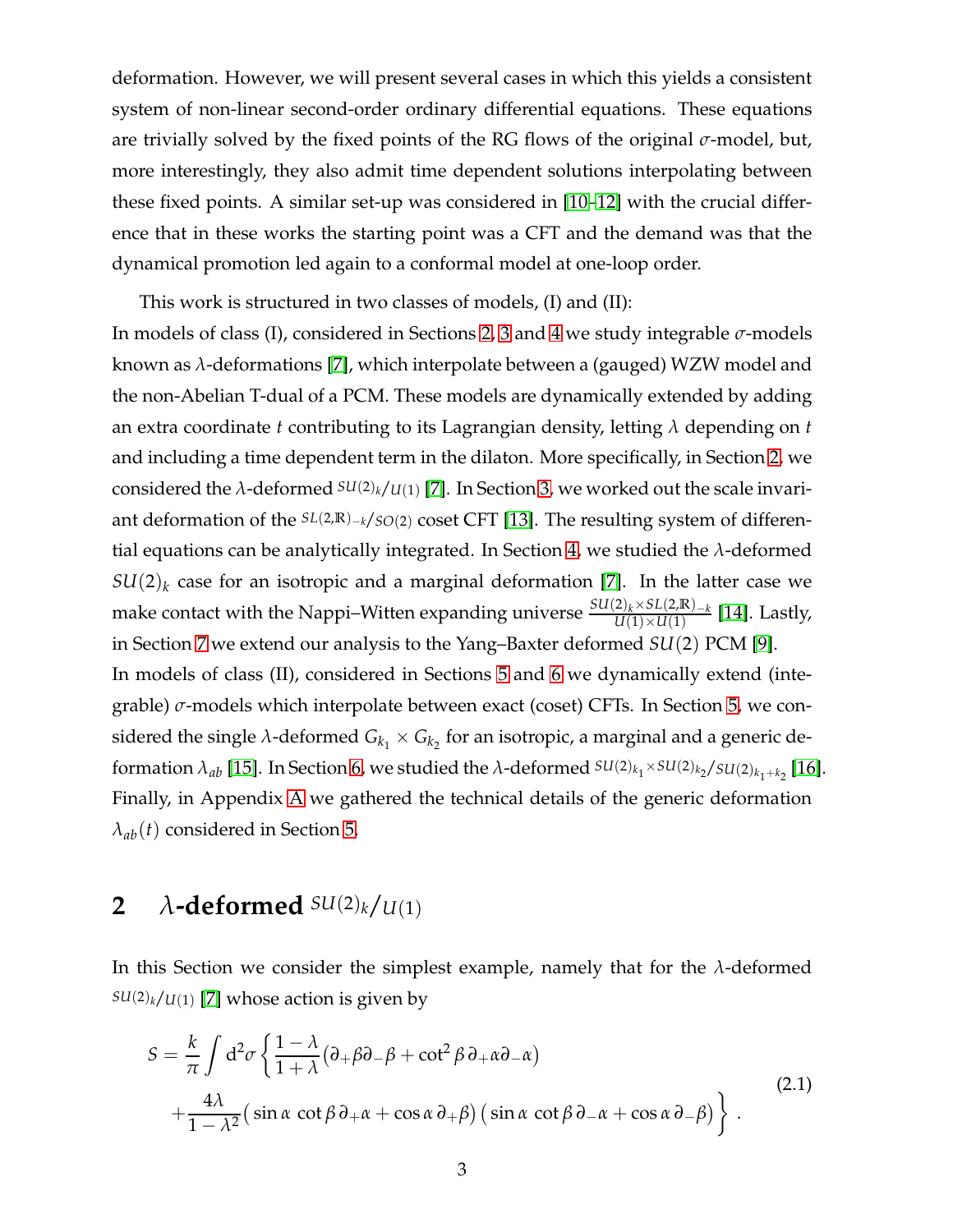deformation. However, we will present several cases in which this yields a consistent system of non-linear second-order ordinary differential equations. These equations are trivially solved by the fixed points of the RG flows of the original $\sigma$-model, but, more interestingly, they also admit time dependent solutions interpolating between these fixed points. A similar set-up was considered in [10–12] with the crucial difference that in these works the starting point was a CFT and the demand was that the dynamical promotion led again to a conformal model at one-loop order.

This work is structured in two classes of models, (I) and (II):
In models of class (I), considered in Sections 2, 3 and 4 we study integrable $\sigma$-models known as $\lambda$-deformations [7], which interpolate between a (gauged) WZW model and the non-Abelian T-dual of a PCM. These models are dynamically extended by adding an extra coordinate $t$ contributing to its Lagrangian density, letting $\lambda$ depending on $t$ and including a time dependent term in the dilaton. More specifically, in Section 2, we considered the $\lambda$-deformed ${}^{SU(2)_k}/_{U(1)}$ [7]. In Section 3, we worked out the scale invariant deformation of the ${}^{SL(2,\mathbb{R})_{-k}}/_{SO(2)}$ coset CFT [13]. The resulting system of differential equations can be analytically integrated. In Section 4, we studied the $\lambda$-deformed $SU(2)_k$ case for an isotropic and a marginal deformation [7]. In the latter case we make contact with the Nappi–Witten expanding universe $\frac{SU(2)_k\times SL(2,\mathbb{R})_{-k}}{U(1)\times U(1)}$ [14]. Lastly, in Section 7 we extend our analysis to the Yang–Baxter deformed $SU(2)$ PCM [9].
In models of class (II), considered in Sections 5 and 6 we dynamically extend (integrable) $\sigma$-models which interpolate between exact (coset) CFTs. In Section 5, we considered the single $\lambda$-deformed $G_{k_1}\times G_{k_2}$ for an isotropic, a marginal and a generic deformation $\lambda_{ab}$ [15]. In Section 6, we studied the $\lambda$-deformed ${}^{SU(2)_{k_1}\times SU(2)_{k_2}}/_{SU(2)_{k_1+k_2}}$ [16]. Finally, in Appendix A we gathered the technical details of the generic deformation $\lambda_{ab}(t)$ considered in Section 5.

## 2 $\lambda$-deformed ${}^{SU(2)_k}/_{U(1)}$

In this Section we consider the simplest example, namely that for the $\lambda$-deformed ${}^{SU(2)_k}/_{U(1)}$ [7] whose action is given by

$$
\begin{aligned}
S=\frac{k}{\pi}\int \mathrm{d}^2\sigma\,\Big\{&\frac{1-\lambda}{1+\lambda}\big(\partial_+\beta\partial_-\beta+\cot^2\beta\,\partial_+\alpha\partial_-\alpha\big)\\
&+\frac{4\lambda}{1-\lambda^2}\big(\sin\alpha\,\cot\beta\,\partial_+\alpha+\cos\alpha\,\partial_+\beta\big)\big(\sin\alpha\,\cot\beta\,\partial_-\alpha+\cos\alpha\,\partial_-\beta\big)\Big\}\,.
\end{aligned}
\tag{2.1}
$$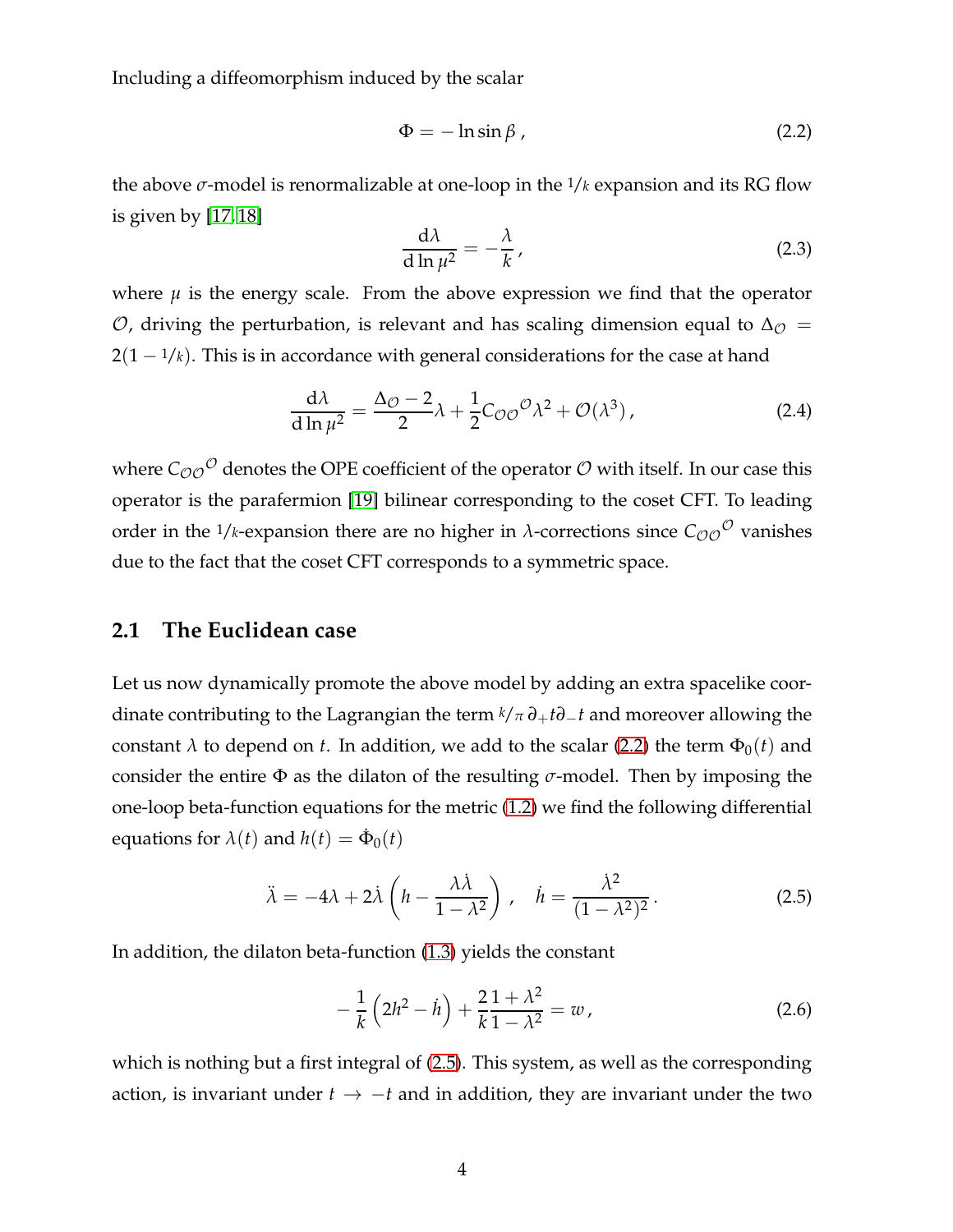Including a diffeomorphism induced by the scalar

$$\Phi = -\ln \sin \beta \,, \tag{2.2}$$

the above $\sigma$-model is renormalizable at one-loop in the $1/k$ expansion and its RG flow is given by [17, 18]

$$\frac{\mathrm{d}\lambda}{\mathrm{d}\ln \mu^2} = -\frac{\lambda}{k}\,, \tag{2.3}$$

where $\mu$ is the energy scale. From the above expression we find that the operator $\mathcal{O}$, driving the perturbation, is relevant and has scaling dimension equal to $\Delta_{\mathcal{O}} = 2(1 - 1/k)$. This is in accordance with general considerations for the case at hand

$$\frac{\mathrm{d}\lambda}{\mathrm{d}\ln \mu^2} = \frac{\Delta_{\mathcal{O}} - 2}{2}\lambda + \frac{1}{2}C_{\mathcal{O}\mathcal{O}}{}^{\mathcal{O}}\lambda^2 + \mathcal{O}(\lambda^3)\,, \tag{2.4}$$

where $C_{\mathcal{O}\mathcal{O}}{}^{\mathcal{O}}$ denotes the OPE coefficient of the operator $\mathcal{O}$ with itself. In our case this operator is the parafermion [19] bilinear corresponding to the coset CFT. To leading order in the $1/k$-expansion there are no higher in $\lambda$-corrections since $C_{\mathcal{O}\mathcal{O}}{}^{\mathcal{O}}$ vanishes due to the fact that the coset CFT corresponds to a symmetric space.

## 2.1 The Euclidean case

Let us now dynamically promote the above model by adding an extra spacelike coordinate contributing to the Lagrangian the term $k/\pi\, \partial_+ t \partial_- t$ and moreover allowing the constant $\lambda$ to depend on $t$. In addition, we add to the scalar (2.2) the term $\Phi_0(t)$ and consider the entire $\Phi$ as the dilaton of the resulting $\sigma$-model. Then by imposing the one-loop beta-function equations for the metric (1.2) we find the following differential equations for $\lambda(t)$ and $h(t) = \dot{\Phi}_0(t)$

$$\ddot{\lambda} = -4\lambda + 2\dot{\lambda}\left(h - \frac{\lambda\dot{\lambda}}{1-\lambda^2}\right)\,, \quad \dot{h} = \frac{\dot{\lambda}^2}{(1-\lambda^2)^2}\,. \tag{2.5}$$

In addition, the dilaton beta-function (1.3) yields the constant

$$-\frac{1}{k}\left(2h^2 - \dot{h}\right) + \frac{2}{k}\frac{1+\lambda^2}{1-\lambda^2} = w\,, \tag{2.6}$$

which is nothing but a first integral of (2.5). This system, as well as the corresponding action, is invariant under $t \to -t$ and in addition, they are invariant under the two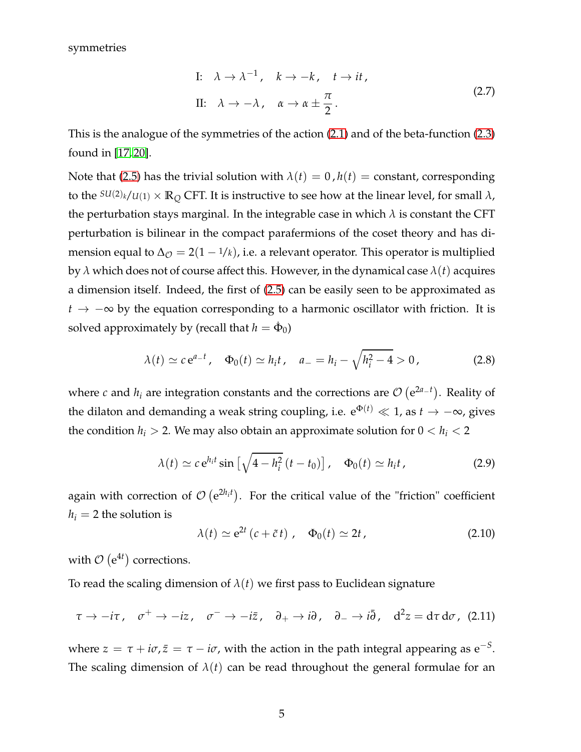symmetries

$$
\begin{aligned}
&\text{I:} \quad \lambda \to \lambda^{-1}\,, \quad k \to -k\,, \quad t \to it\,, \\
&\text{II:} \quad \lambda \to -\lambda\,, \quad \alpha \to \alpha \pm \frac{\pi}{2}\,.
\end{aligned}
\tag{2.7}
$$

This is the analogue of the symmetries of the action (2.1) and of the beta-function (2.3) found in [17, 20].

Note that (2.5) has the trivial solution with $\lambda(t) = 0\,, h(t) =$ constant, corresponding to the $^{SU(2)_k}/_{U(1)} \times \mathbb{R}_Q$ CFT. It is instructive to see how at the linear level, for small $\lambda$, the perturbation stays marginal. In the integrable case in which $\lambda$ is constant the CFT perturbation is bilinear in the compact parafermions of the coset theory and has dimension equal to $\Delta_{\mathcal{O}} = 2(1 - {}^{1}/_{k})$, i.e. a relevant operator. This operator is multiplied by $\lambda$ which does not of course affect this. However, in the dynamical case $\lambda(t)$ acquires a dimension itself. Indeed, the first of (2.5) can be easily seen to be approximated as $t \to -\infty$ by the equation corresponding to a harmonic oscillator with friction. It is solved approximately by (recall that $h = \dot{\Phi}_0$)

$$
\lambda(t) \simeq c\, \mathrm{e}^{a_- t}\,, \quad \Phi_0(t) \simeq h_i t\,, \quad a_- = h_i - \sqrt{h_i^2 - 4} > 0\,,
\tag{2.8}
$$

where $c$ and $h_i$ are integration constants and the corrections are $\mathcal{O}\left(\mathrm{e}^{2a_- t}\right)$. Reality of the dilaton and demanding a weak string coupling, i.e. $\mathrm{e}^{\Phi(t)} \ll 1$, as $t \to -\infty$, gives the condition $h_i > 2$. We may also obtain an approximate solution for $0 < h_i < 2$

$$
\lambda(t) \simeq c\, \mathrm{e}^{h_i t} \sin\left[\sqrt{4 - h_i^2}\,(t - t_0)\right]\,, \quad \Phi_0(t) \simeq h_i t\,,
\tag{2.9}
$$

again with correction of $\mathcal{O}\left(\mathrm{e}^{2h_i t}\right)$. For the critical value of the "friction" coefficient $h_i = 2$ the solution is

$$
\lambda(t) \simeq \mathrm{e}^{2t}\left(c + \tilde{c}\, t\right)\,, \quad \Phi_0(t) \simeq 2t\,,
\tag{2.10}
$$

with $\mathcal{O}\left(\mathrm{e}^{4t}\right)$ corrections.

To read the scaling dimension of $\lambda(t)$ we first pass to Euclidean signature

$$
\tau \to -i\tau\,, \quad \sigma^+ \to -iz\,, \quad \sigma^- \to -i\bar{z}\,, \quad \partial_+ \to i\partial\,, \quad \partial_- \to i\bar{\partial}\,, \quad \mathrm{d}^2 z = \mathrm{d}\tau\, \mathrm{d}\sigma\,,
\tag{2.11}
$$

where $z = \tau + i\sigma, \bar{z} = \tau - i\sigma$, with the action in the path integral appearing as $\mathrm{e}^{-S}$. The scaling dimension of $\lambda(t)$ can be read throughout the general formulae for an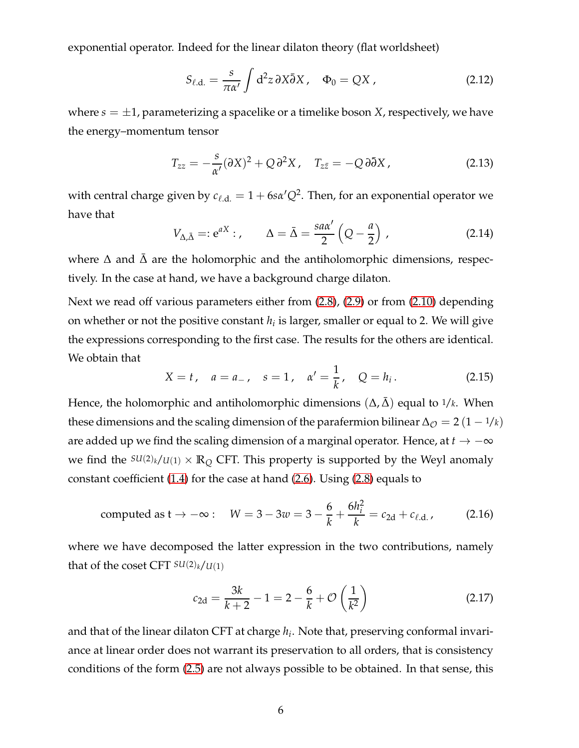exponential operator. Indeed for the linear dilaton theory (flat worldsheet)

$$S_{\ell.\text{d.}} = \frac{s}{\pi\alpha'}\int \mathrm{d}^2 z\, \partial X \bar{\partial} X\,, \quad \Phi_0 = QX\,, \tag{2.12}$$

where $s = \pm 1$, parameterizing a spacelike or a timelike boson $X$, respectively, we have the energy–momentum tensor

$$T_{zz} = -\frac{s}{\alpha'}(\partial X)^2 + Q\,\partial^2 X\,, \quad T_{z\bar{z}} = -Q\,\partial\bar{\partial} X\,, \tag{2.13}$$

with central charge given by $c_{\ell.\text{d.}} = 1 + 6s\alpha' Q^2$. Then, for an exponential operator we have that

$$V_{\Delta,\bar{\Delta}} =: \mathrm{e}^{aX} :\,, \qquad \Delta = \bar{\Delta} = \frac{sa\alpha'}{2}\left(Q - \frac{a}{2}\right)\,, \tag{2.14}$$

where $\Delta$ and $\bar{\Delta}$ are the holomorphic and the antiholomorphic dimensions, respectively. In the case at hand, we have a background charge dilaton.

Next we read off various parameters either from (2.8), (2.9) or from (2.10) depending on whether or not the positive constant $h_i$ is larger, smaller or equal to 2. We will give the expressions corresponding to the first case. The results for the others are identical. We obtain that

$$X = t\,, \quad a = a_-\,, \quad s = 1\,, \quad \alpha' = \frac{1}{k}\,, \quad Q = h_i\,. \tag{2.15}$$

Hence, the holomorphic and antiholomorphic dimensions $(\Delta, \bar{\Delta})$ equal to $1/k$. When these dimensions and the scaling dimension of the parafermion bilinear $\Delta_{\mathcal{O}} = 2\,(1 - 1/k)$ are added up we find the scaling dimension of a marginal operator. Hence, at $t \to -\infty$ we find the $SU(2)_k/U(1) \times \mathbb{R}_Q$ CFT. This property is supported by the Weyl anomaly constant coefficient (1.4) for the case at hand (2.6). Using (2.8) equals to

$$\text{computed as t} \to -\infty: \quad W = 3 - 3w = 3 - \frac{6}{k} + \frac{6h_i^2}{k} = c_{2\text{d}} + c_{\ell.\text{d.}}\,, \tag{2.16}$$

where we have decomposed the latter expression in the two contributions, namely that of the coset CFT $SU(2)_k/U(1)$

$$c_{2\text{d}} = \frac{3k}{k+2} - 1 = 2 - \frac{6}{k} + \mathcal{O}\left(\frac{1}{k^2}\right) \tag{2.17}$$

and that of the linear dilaton CFT at charge $h_i$. Note that, preserving conformal invariance at linear order does not warrant its preservation to all orders, that is consistency conditions of the form (2.5) are not always possible to be obtained. In that sense, this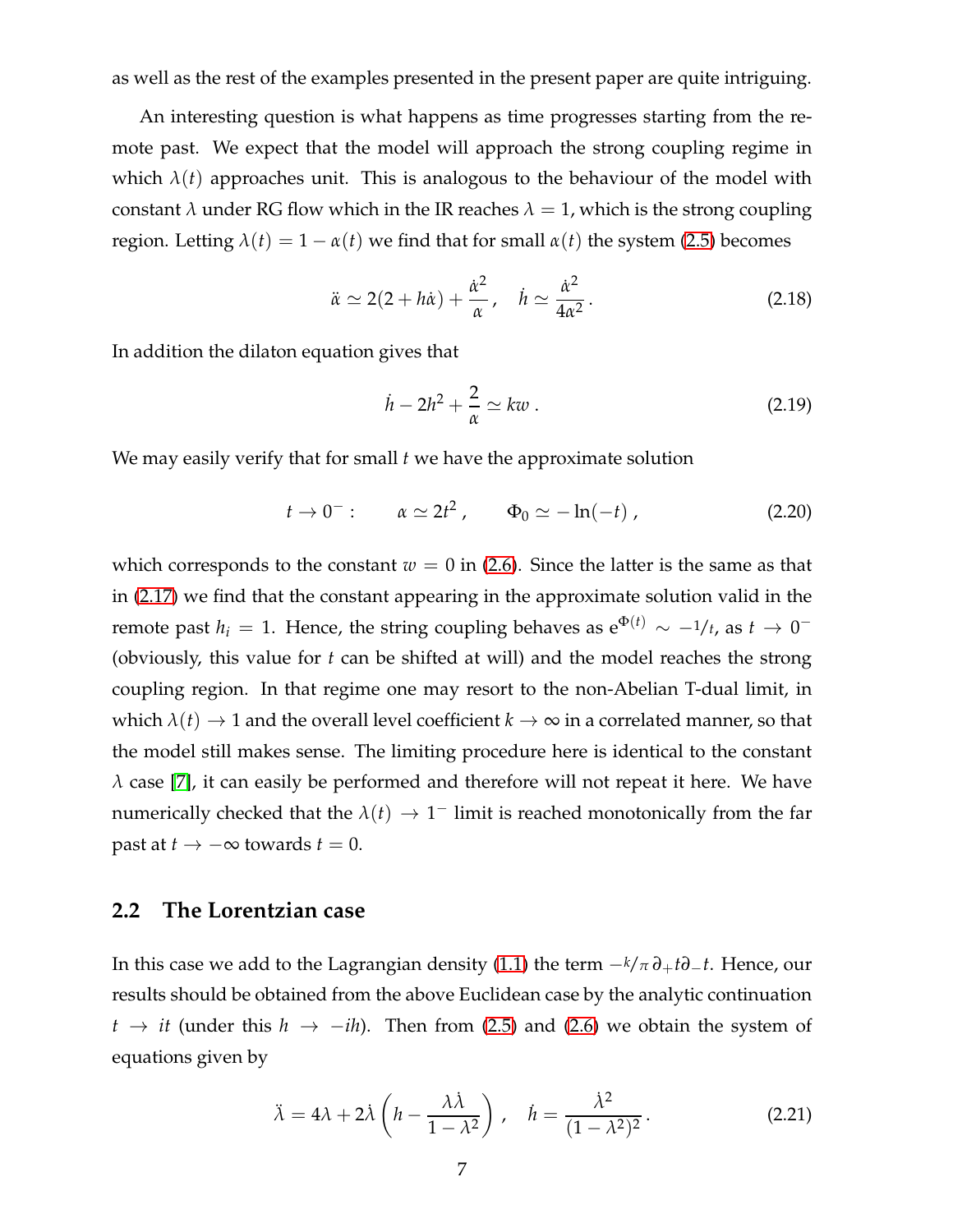as well as the rest of the examples presented in the present paper are quite intriguing.

An interesting question is what happens as time progresses starting from the remote past. We expect that the model will approach the strong coupling regime in which $\lambda(t)$ approaches unit. This is analogous to the behaviour of the model with constant $\lambda$ under RG flow which in the IR reaches $\lambda = 1$, which is the strong coupling region. Letting $\lambda(t) = 1 - \alpha(t)$ we find that for small $\alpha(t)$ the system (2.5) becomes

$$\ddot{\alpha} \simeq 2(2 + h\dot{\alpha}) + \frac{\dot{\alpha}^2}{\alpha}\,, \quad \dot{h} \simeq \frac{\dot{\alpha}^2}{4\alpha^2}\,. \tag{2.18}$$

In addition the dilaton equation gives that

$$\dot{h} - 2h^2 + \frac{2}{\alpha} \simeq kw\,. \tag{2.19}$$

We may easily verify that for small $t$ we have the approximate solution

$$t \to 0^- : \qquad \alpha \simeq 2t^2\,, \qquad \Phi_0 \simeq -\ln(-t)\,, \tag{2.20}$$

which corresponds to the constant $w = 0$ in (2.6). Since the latter is the same as that in (2.17) we find that the constant appearing in the approximate solution valid in the remote past $h_i = 1$. Hence, the string coupling behaves as $e^{\Phi(t)} \sim -1/t$, as $t \to 0^-$ (obviously, this value for $t$ can be shifted at will) and the model reaches the strong coupling region. In that regime one may resort to the non-Abelian T-dual limit, in which $\lambda(t) \to 1$ and the overall level coefficient $k \to \infty$ in a correlated manner, so that the model still makes sense. The limiting procedure here is identical to the constant $\lambda$ case [7], it can easily be performed and therefore will not repeat it here. We have numerically checked that the $\lambda(t) \to 1^-$ limit is reached monotonically from the far past at $t \to -\infty$ towards $t = 0$.

### 2.2 The Lorentzian case

In this case we add to the Lagrangian density (1.1) the term $-k/\pi\, \partial_+ t \partial_- t$. Hence, our results should be obtained from the above Euclidean case by the analytic continuation $t \to it$ (under this $h \to -ih$). Then from (2.5) and (2.6) we obtain the system of equations given by

$$\ddot{\lambda} = 4\lambda + 2\dot{\lambda}\left(h - \frac{\lambda\dot{\lambda}}{1 - \lambda^2}\right)\,, \quad \dot{h} = \frac{\dot{\lambda}^2}{(1 - \lambda^2)^2}\,. \tag{2.21}$$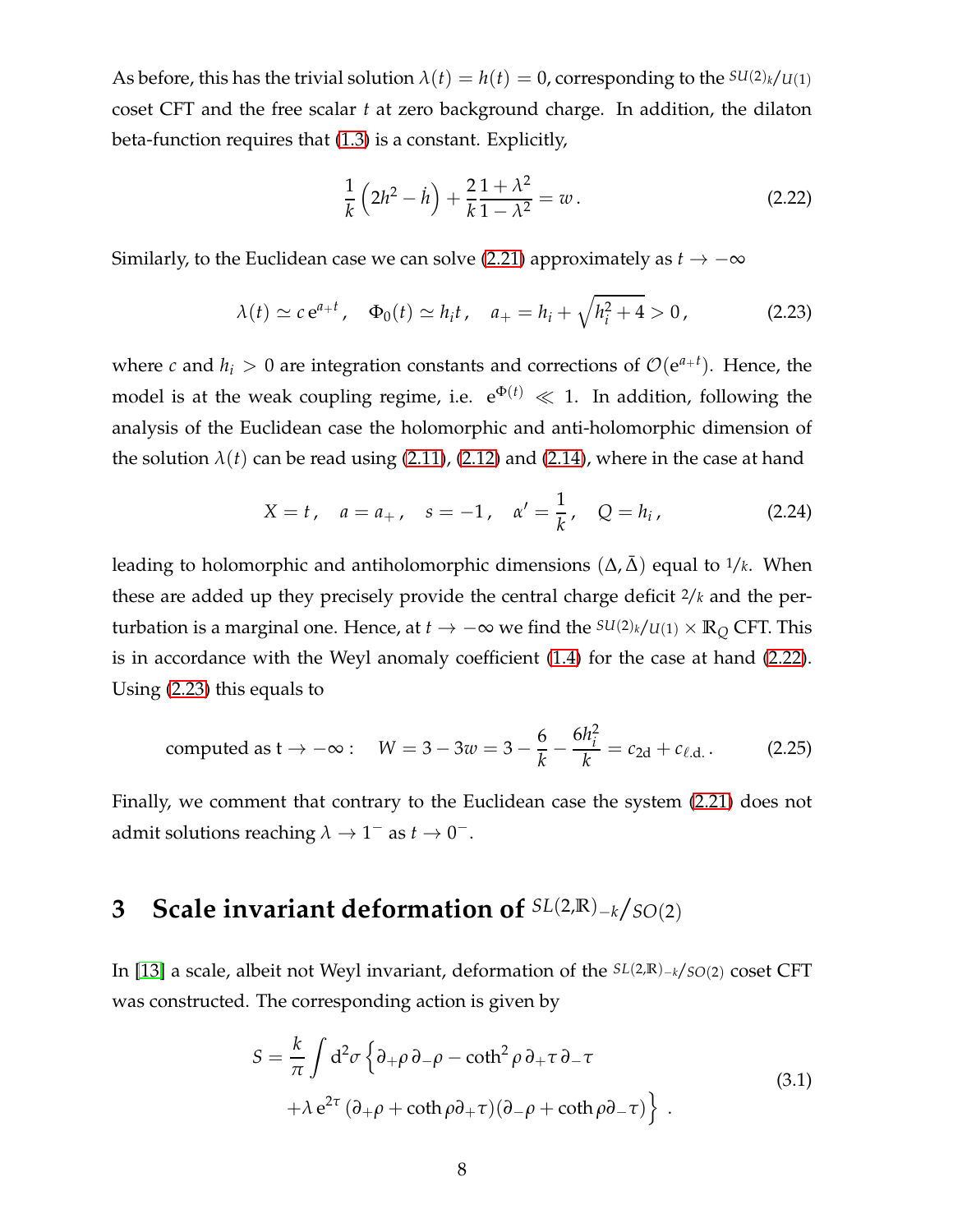As before, this has the trivial solution $\lambda(t) = h(t) = 0$, corresponding to the $SU(2)_k/U(1)$ coset CFT and the free scalar $t$ at zero background charge. In addition, the dilaton beta-function requires that (1.3) is a constant. Explicitly,

$$
\frac{1}{k}\left(2h^2 - \dot{h}\right) + \frac{2}{k}\frac{1+\lambda^2}{1-\lambda^2} = w\,. \tag{2.22}
$$

Similarly, to the Euclidean case we can solve (2.21) approximately as $t \to -\infty$

$$
\lambda(t) \simeq c\,\mathrm{e}^{a_+ t}\,, \quad \Phi_0(t) \simeq h_i t\,, \quad a_+ = h_i + \sqrt{h_i^2 + 4} > 0\,, \tag{2.23}
$$

where $c$ and $h_i > 0$ are integration constants and corrections of $\mathcal{O}(\mathrm{e}^{a_+ t})$. Hence, the model is at the weak coupling regime, i.e. $\mathrm{e}^{\Phi(t)} \ll 1$. In addition, following the analysis of the Euclidean case the holomorphic and anti-holomorphic dimension of the solution $\lambda(t)$ can be read using (2.11), (2.12) and (2.14), where in the case at hand

$$
X = t\,, \quad a = a_+\,, \quad s = -1\,, \quad \alpha' = \frac{1}{k}\,, \quad Q = h_i\,, \tag{2.24}
$$

leading to holomorphic and antiholomorphic dimensions $(\Delta, \bar{\Delta})$ equal to $1/k$. When these are added up they precisely provide the central charge deficit $2/k$ and the perturbation is a marginal one. Hence, at $t \to -\infty$ we find the $SU(2)_k/U(1) \times \mathbb{R}_Q$ CFT. This is in accordance with the Weyl anomaly coefficient (1.4) for the case at hand (2.22). Using (2.23) this equals to

$$
\text{computed as } t \to -\infty: \quad W = 3 - 3w = 3 - \frac{6}{k} - \frac{6h_i^2}{k} = c_{2\mathrm{d}} + c_{\ell.\mathrm{d.}}\,. \tag{2.25}
$$

Finally, we comment that contrary to the Euclidean case the system (2.21) does not admit solutions reaching $\lambda \to 1^-$ as $t \to 0^-$.

# 3 Scale invariant deformation of $SL(2,\mathbb{R})_{-k}/SO(2)$

In [13] a scale, albeit not Weyl invariant, deformation of the $SL(2,\mathbb{R})_{-k}/SO(2)$ coset CFT was constructed. The corresponding action is given by

$$
\begin{aligned}
S = \frac{k}{\pi}\int \mathrm{d}^2\sigma \Big\{&\partial_+\rho\,\partial_-\rho - \coth^2\rho\,\partial_+\tau\,\partial_-\tau \\
&+\lambda\,\mathrm{e}^{2\tau}\,(\partial_+\rho + \coth\rho\partial_+\tau)(\partial_-\rho + \coth\rho\partial_-\tau)\Big\}\,.
\end{aligned} \tag{3.1}
$$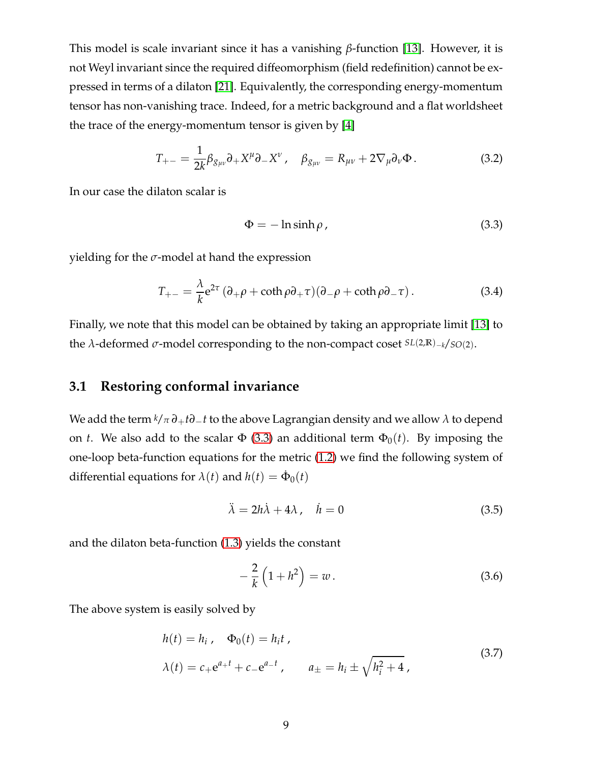This model is scale invariant since it has a vanishing $\beta$-function [13]. However, it is not Weyl invariant since the required diffeomorphism (field redefinition) cannot be expressed in terms of a dilaton [21]. Equivalently, the corresponding energy-momentum tensor has non-vanishing trace. Indeed, for a metric background and a flat worldsheet the trace of the energy-momentum tensor is given by [4]

$$T_{+-} = \frac{1}{2k}\beta_{g_{\mu\nu}}\partial_+ X^\mu \partial_- X^\nu\,, \quad \beta_{g_{\mu\nu}} = R_{\mu\nu} + 2\nabla_\mu \partial_\nu \Phi\,. \tag{3.2}$$

In our case the dilaton scalar is

$$\Phi = -\ln \sinh\rho\,, \tag{3.3}$$

yielding for the $\sigma$-model at hand the expression

$$T_{+-} = \frac{\lambda}{k} \mathrm{e}^{2\tau}\,(\partial_+\rho + \coth\rho\,\partial_+\tau)(\partial_-\rho + \coth\rho\,\partial_-\tau)\,. \tag{3.4}$$

Finally, we note that this model can be obtained by taking an appropriate limit [13] to the $\lambda$-deformed $\sigma$-model corresponding to the non-compact coset $SL(2,\mathbb{R})_{-k}/SO(2)$.

### 3.1 Restoring conformal invariance

We add the term $k/\pi\, \partial_+ t \partial_- t$ to the above Lagrangian density and we allow $\lambda$ to depend on $t$. We also add to the scalar $\Phi$ (3.3) an additional term $\Phi_0(t)$. By imposing the one-loop beta-function equations for the metric (1.2) we find the following system of differential equations for $\lambda(t)$ and $h(t) = \dot{\Phi}_0(t)$

$$\ddot{\lambda} = 2h\dot{\lambda} + 4\lambda\,, \quad \dot{h} = 0 \tag{3.5}$$

and the dilaton beta-function (1.3) yields the constant

$$-\frac{2}{k}\left(1 + h^2\right) = w\,. \tag{3.6}$$

The above system is easily solved by

$$\begin{aligned}
&h(t) = h_i\,, \quad \Phi_0(t) = h_i t\,,\\
&\lambda(t) = c_+ \mathrm{e}^{a_+ t} + c_- \mathrm{e}^{a_- t}\,, \qquad a_\pm = h_i \pm \sqrt{h_i^2 + 4}\,,
\end{aligned} \tag{3.7}$$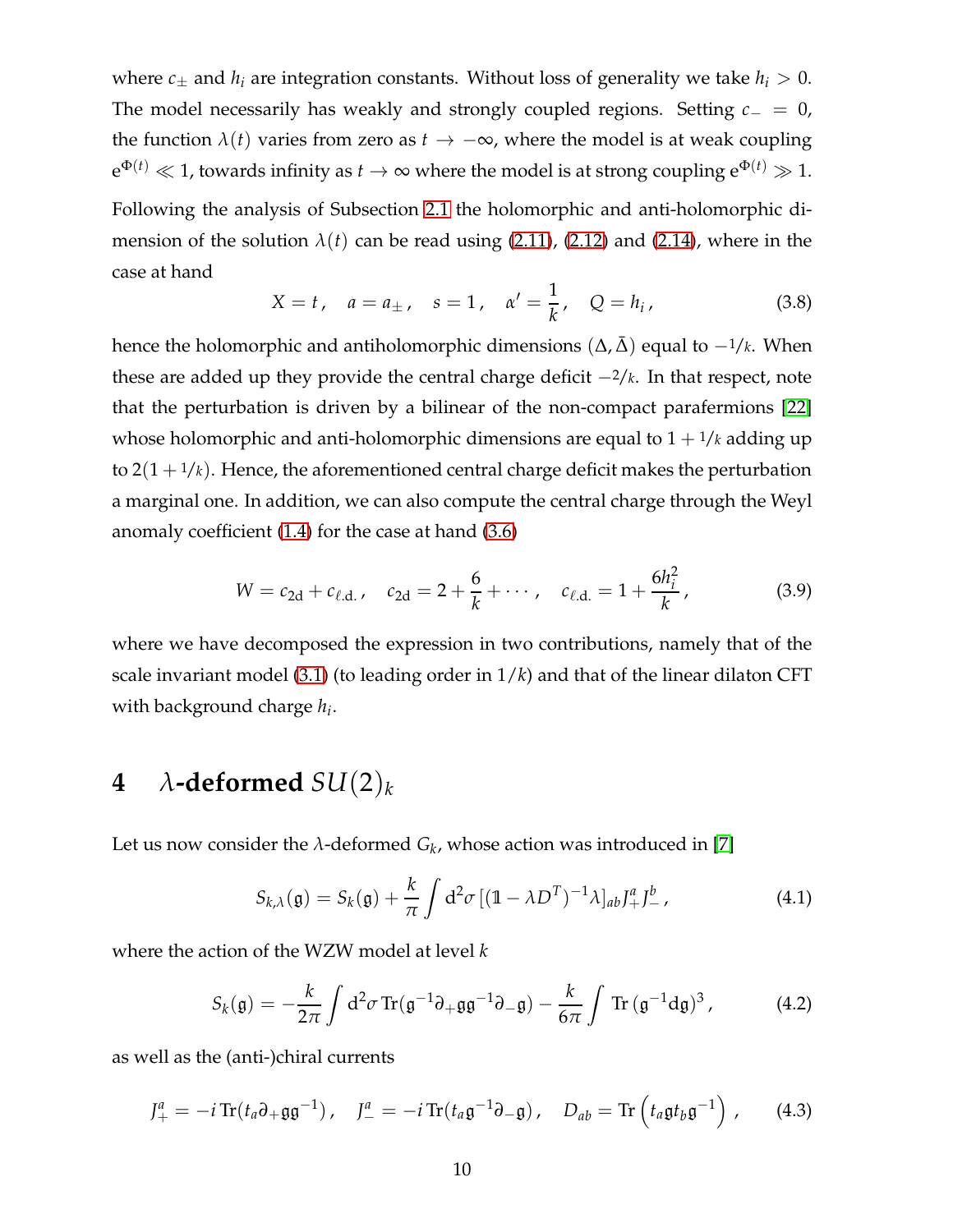where $c_\pm$ and $h_i$ are integration constants. Without loss of generality we take $h_i > 0$. The model necessarily has weakly and strongly coupled regions. Setting $c_- = 0$, the function $\lambda(t)$ varies from zero as $t \to -\infty$, where the model is at weak coupling $\mathrm{e}^{\Phi(t)} \ll 1$, towards infinity as $t \to \infty$ where the model is at strong coupling $\mathrm{e}^{\Phi(t)} \gg 1$. Following the analysis of Subsection 2.1 the holomorphic and anti-holomorphic dimension of the solution $\lambda(t)$ can be read using (2.11), (2.12) and (2.14), where in the case at hand

$$
X = t\,, \quad a = a_\pm\,, \quad s = 1\,, \quad \alpha' = \frac{1}{k}\,, \quad Q = h_i\,, \tag{3.8}
$$

hence the holomorphic and antiholomorphic dimensions $(\Delta, \bar{\Delta})$ equal to $-1/k$. When these are added up they provide the central charge deficit $-2/k$. In that respect, note that the perturbation is driven by a bilinear of the non-compact parafermions [22] whose holomorphic and anti-holomorphic dimensions are equal to $1 + 1/k$ adding up to $2(1 + 1/k)$. Hence, the aforementioned central charge deficit makes the perturbation a marginal one. In addition, we can also compute the central charge through the Weyl anomaly coefficient (1.4) for the case at hand (3.6)

$$
W = c_{2\mathrm{d}} + c_{\ell.\mathrm{d.}}\,, \quad c_{2\mathrm{d}} = 2 + \frac{6}{k} + \cdots\,, \quad c_{\ell.\mathrm{d.}} = 1 + \frac{6h_i^2}{k}\,, \tag{3.9}
$$

where we have decomposed the expression in two contributions, namely that of the scale invariant model (3.1) (to leading order in $1/k$) and that of the linear dilaton CFT with background charge $h_i$.

# 4 $\lambda$-deformed $SU(2)_k$

Let us now consider the $\lambda$-deformed $G_k$, whose action was introduced in [7]

$$
S_{k,\lambda}(\mathfrak{g}) = S_k(\mathfrak{g}) + \frac{k}{\pi} \int \mathrm{d}^2\sigma \, [(\mathbb{1} - \lambda D^T)^{-1}\lambda]_{ab} J_+^a J_-^b\,, \tag{4.1}
$$

where the action of the WZW model at level $k$

$$
S_k(\mathfrak{g}) = -\frac{k}{2\pi} \int \mathrm{d}^2\sigma \, \mathrm{Tr}(\mathfrak{g}^{-1}\partial_+\mathfrak{g}\mathfrak{g}^{-1}\partial_-\mathfrak{g}) - \frac{k}{6\pi} \int \mathrm{Tr}\,(\mathfrak{g}^{-1}\mathrm{d}\mathfrak{g})^3\,, \tag{4.2}
$$

as well as the (anti-)chiral currents

$$
J_+^a = -i\,\mathrm{Tr}(t_a \partial_+\mathfrak{g}\mathfrak{g}^{-1})\,, \quad J_-^a = -i\,\mathrm{Tr}(t_a \mathfrak{g}^{-1}\partial_-\mathfrak{g})\,, \quad D_{ab} = \mathrm{Tr}\left(t_a \mathfrak{g} t_b \mathfrak{g}^{-1}\right)\,, \tag{4.3}
$$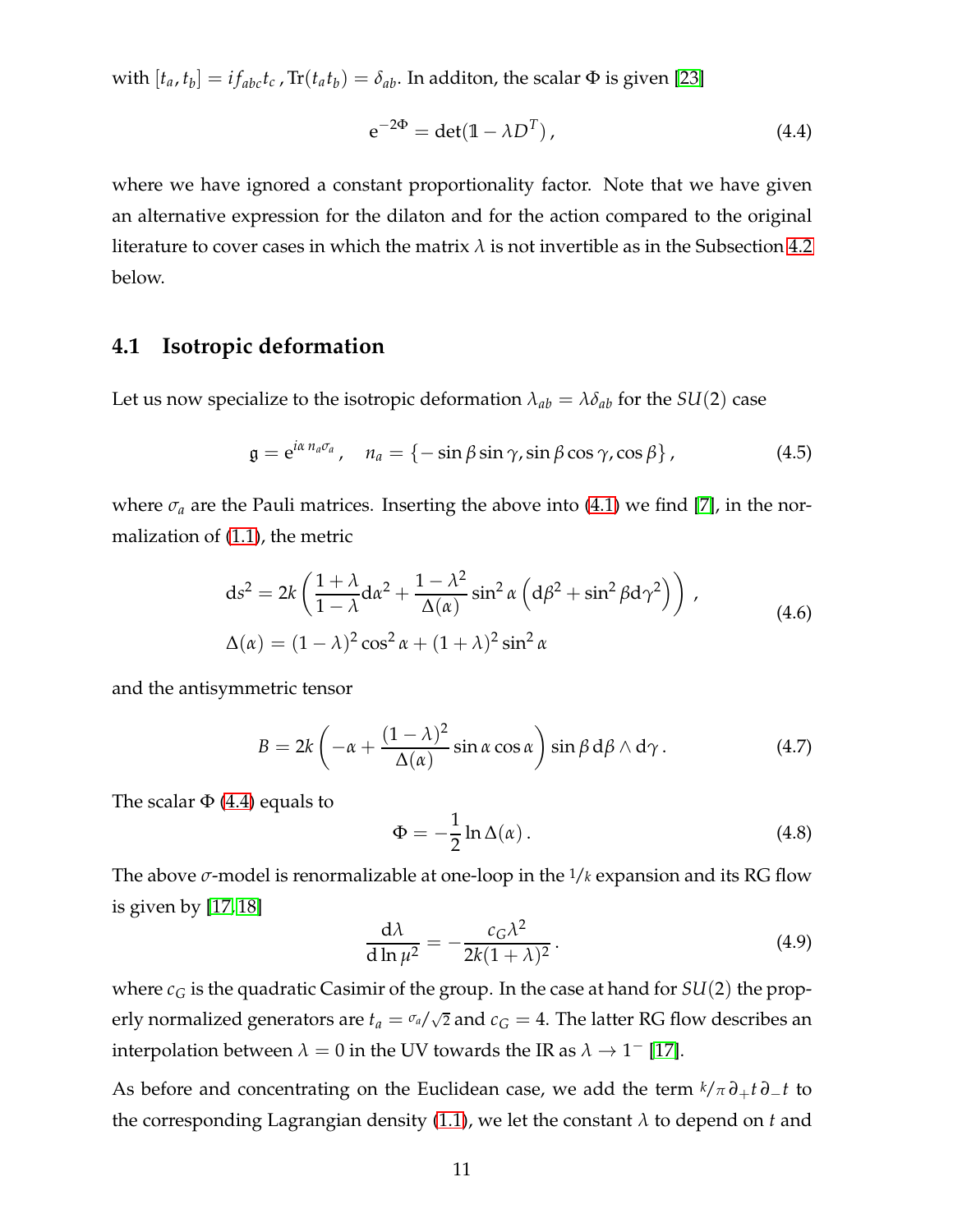with $[t_a, t_b] = i f_{abc} t_c$ , $\mathrm{Tr}(t_a t_b) = \delta_{ab}$. In additon, the scalar $\Phi$ is given [23]

$$
\mathrm{e}^{-2\Phi} = \det(\mathbb{1} - \lambda D^T)\,, \tag{4.4}
$$

where we have ignored a constant proportionality factor. Note that we have given an alternative expression for the dilaton and for the action compared to the original literature to cover cases in which the matrix $\lambda$ is not invertible as in the Subsection 4.2 below.

### 4.1 Isotropic deformation

Let us now specialize to the isotropic deformation $\lambda_{ab} = \lambda \delta_{ab}$ for the $SU(2)$ case

$$
\mathfrak{g} = \mathrm{e}^{i\alpha\, n_a \sigma_a}\,, \quad n_a = \{-\sin\beta\sin\gamma, \sin\beta\cos\gamma, \cos\beta\}\,, \tag{4.5}
$$

where $\sigma_a$ are the Pauli matrices. Inserting the above into (4.1) we find [7], in the normalization of (1.1), the metric

$$
\begin{aligned}
&\mathrm{d}s^2 = 2k\left(\frac{1+\lambda}{1-\lambda}\mathrm{d}\alpha^2 + \frac{1-\lambda^2}{\Delta(\alpha)}\sin^2\alpha\left(\mathrm{d}\beta^2 + \sin^2\beta\,\mathrm{d}\gamma^2\right)\right)\,, \\
&\Delta(\alpha) = (1-\lambda)^2\cos^2\alpha + (1+\lambda)^2\sin^2\alpha
\end{aligned} \tag{4.6}
$$

and the antisymmetric tensor

$$
B = 2k\left(-\alpha + \frac{(1-\lambda)^2}{\Delta(\alpha)}\sin\alpha\cos\alpha\right)\sin\beta\,\mathrm{d}\beta\wedge\mathrm{d}\gamma\,. \tag{4.7}
$$

The scalar $\Phi$ (4.4) equals to

$$
\Phi = -\frac{1}{2}\ln\Delta(\alpha)\,. \tag{4.8}
$$

The above $\sigma$-model is renormalizable at one-loop in the $1/k$ expansion and its RG flow is given by [17, 18]

$$
\frac{\mathrm{d}\lambda}{\mathrm{d}\ln\mu^2} = -\frac{c_G\lambda^2}{2k(1+\lambda)^2}\,. \tag{4.9}
$$

where $c_G$ is the quadratic Casimir of the group. In the case at hand for $SU(2)$ the properly normalized generators are $t_a = \sigma_a/\sqrt{2}$ and $c_G = 4$. The latter RG flow describes an interpolation between $\lambda = 0$ in the UV towards the IR as $\lambda \to 1^-$ [17].

As before and concentrating on the Euclidean case, we add the term $k/\pi\,\partial_+ t\,\partial_- t$ to the corresponding Lagrangian density (1.1), we let the constant $\lambda$ to depend on $t$ and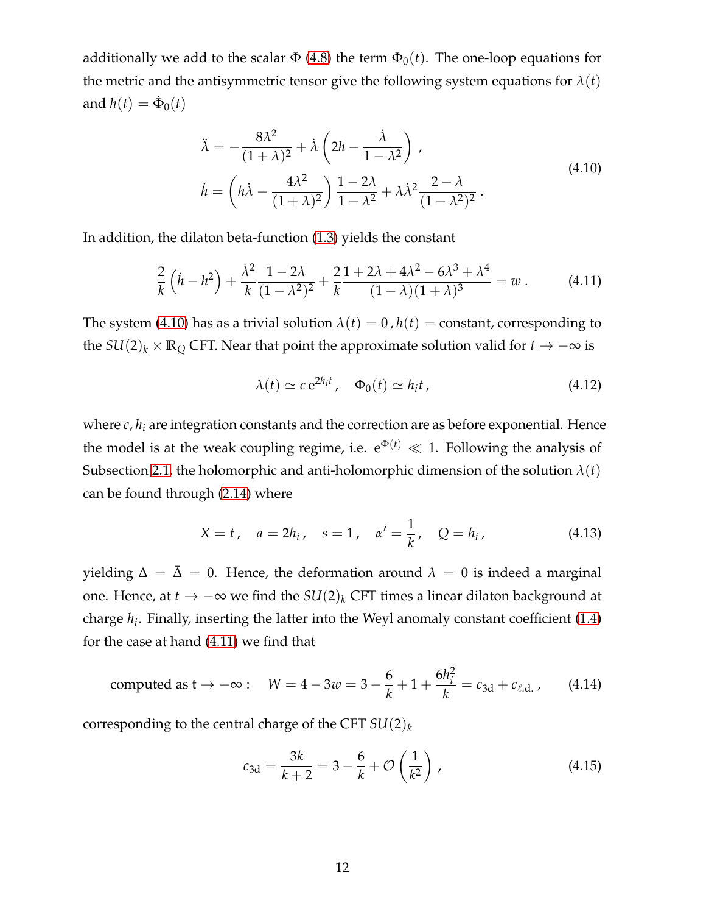additionally we add to the scalar $\Phi$ (4.8) the term $\Phi_0(t)$. The one-loop equations for the metric and the antisymmetric tensor give the following system equations for $\lambda(t)$ and $h(t) = \dot{\Phi}_0(t)$

$$
\begin{aligned}
\ddot{\lambda} &= -\frac{8\lambda^2}{(1+\lambda)^2} + \dot{\lambda}\left(2h - \frac{\dot{\lambda}}{1-\lambda^2}\right) , \\
\dot{h} &= \left(h\dot{\lambda} - \frac{4\lambda^2}{(1+\lambda)^2}\right)\frac{1-2\lambda}{1-\lambda^2} + \lambda\dot{\lambda}^2\frac{2-\lambda}{(1-\lambda^2)^2} \, .
\end{aligned}
\tag{4.10}
$$

In addition, the dilaton beta-function (1.3) yields the constant

$$
\frac{2}{k}\left(\dot{h} - h^2\right) + \frac{\dot{\lambda}^2}{k}\frac{1-2\lambda}{(1-\lambda^2)^2} + \frac{2}{k}\frac{1+2\lambda+4\lambda^2-6\lambda^3+\lambda^4}{(1-\lambda)(1+\lambda)^3} = w \, . \tag{4.11}
$$

The system (4.10) has as a trivial solution $\lambda(t) = 0\,, h(t) =$ constant, corresponding to the $SU(2)_k \times \mathbb{R}_Q$ CFT. Near that point the approximate solution valid for $t \to -\infty$ is

$$
\lambda(t) \simeq c\, \mathrm{e}^{2h_i t} , \quad \Phi_0(t) \simeq h_i t \, , \tag{4.12}
$$

where $c, h_i$ are integration constants and the correction are as before exponential. Hence the model is at the weak coupling regime, i.e. $\mathrm{e}^{\Phi(t)} \ll 1$. Following the analysis of Subsection 2.1, the holomorphic and anti-holomorphic dimension of the solution $\lambda(t)$ can be found through (2.14) where

$$
X = t\,, \quad a = 2h_i\,, \quad s = 1\,, \quad \alpha' = \frac{1}{k}, \quad Q = h_i\,, \tag{4.13}
$$

yielding $\Delta = \bar{\Delta} = 0$. Hence, the deformation around $\lambda = 0$ is indeed a marginal one. Hence, at $t \to -\infty$ we find the $SU(2)_k$ CFT times a linear dilaton background at charge $h_i$. Finally, inserting the latter into the Weyl anomaly constant coefficient (1.4) for the case at hand (4.11) we find that

$$
\text{computed as t} \to -\infty: \quad W = 4 - 3w = 3 - \frac{6}{k} + 1 + \frac{6h_i^2}{k} = c_{\text{3d}} + c_{\ell.\text{d.}} \, , \tag{4.14}
$$

corresponding to the central charge of the CFT $SU(2)_k$

$$
c_{\text{3d}} = \frac{3k}{k+2} = 3 - \frac{6}{k} + \mathcal{O}\left(\frac{1}{k^2}\right) , \tag{4.15}
$$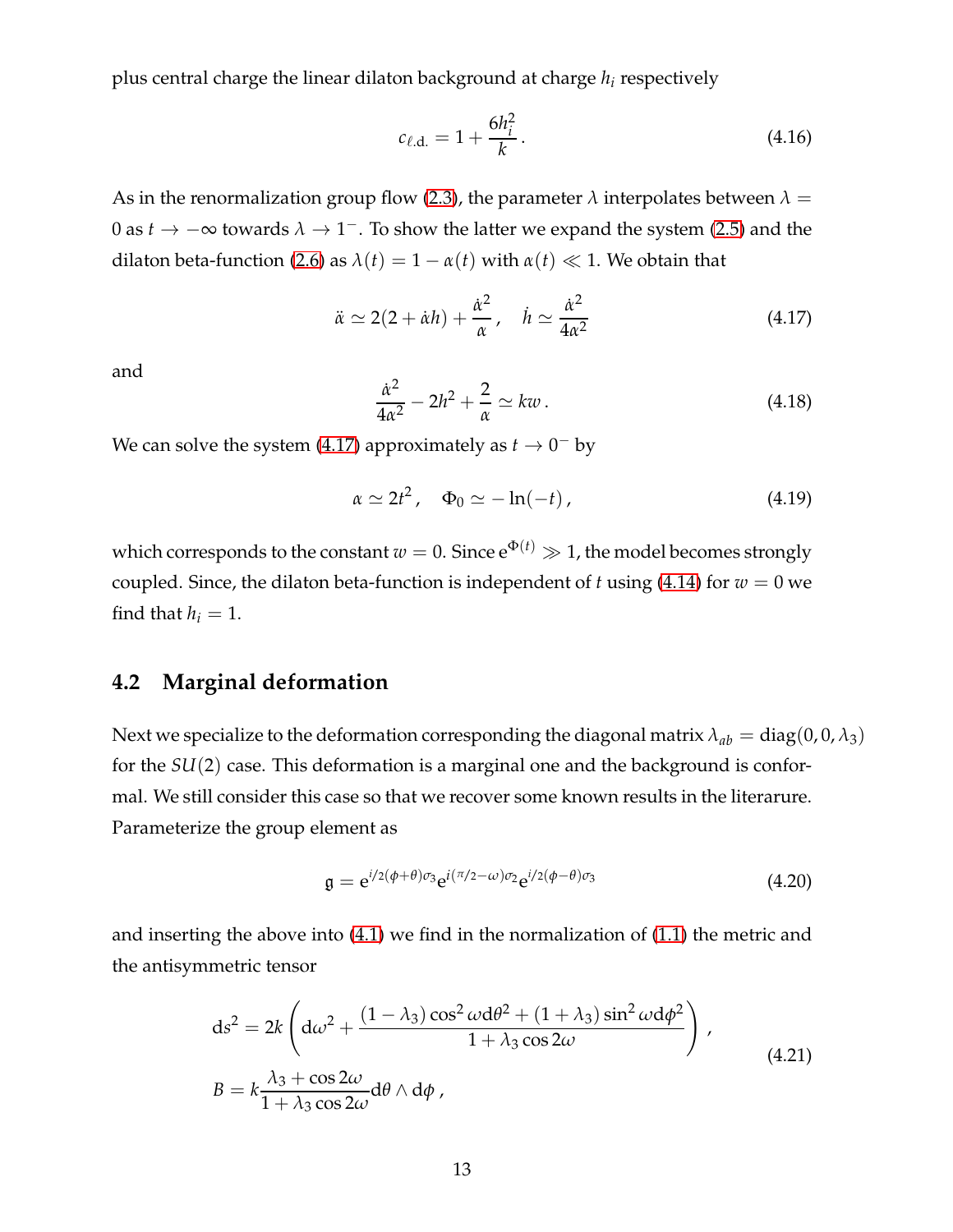plus central charge the linear dilaton background at charge $h_i$ respectively

$$
c_{\ell.\text{d.}} = 1 + \frac{6h_i^2}{k}\,. \tag{4.16}
$$

As in the renormalization group flow (2.3), the parameter $\lambda$ interpolates between $\lambda = 0$ as $t \to -\infty$ towards $\lambda \to 1^-$. To show the latter we expand the system (2.5) and the dilaton beta-function (2.6) as $\lambda(t) = 1 - \alpha(t)$ with $\alpha(t) \ll 1$. We obtain that

$$
\ddot{\alpha} \simeq 2(2 + \dot{\alpha} h) + \frac{\dot{\alpha}^2}{\alpha}\,, \quad \dot{h} \simeq \frac{\dot{\alpha}^2}{4\alpha^2} \tag{4.17}
$$

and

$$
\frac{\dot{\alpha}^2}{4\alpha^2} - 2h^2 + \frac{2}{\alpha} \simeq kw\,. \tag{4.18}
$$

We can solve the system (4.17) approximately as $t \to 0^-$ by

$$
\alpha \simeq 2t^2\,, \quad \Phi_0 \simeq -\ln(-t)\,, \tag{4.19}
$$

which corresponds to the constant $w = 0$. Since $\mathrm{e}^{\Phi(t)} \gg 1$, the model becomes strongly coupled. Since, the dilaton beta-function is independent of $t$ using (4.14) for $w = 0$ we find that $h_i = 1$.

## 4.2 Marginal deformation

Next we specialize to the deformation corresponding the diagonal matrix $\lambda_{ab} = \mathrm{diag}(0, 0, \lambda_3)$ for the $SU(2)$ case. This deformation is a marginal one and the background is conformal. We still consider this case so that we recover some known results in the literarure. Parameterize the group element as

$$
\mathfrak{g} = \mathrm{e}^{i/2(\phi+\theta)\sigma_3}\mathrm{e}^{i(\pi/2-\omega)\sigma_2}\mathrm{e}^{i/2(\phi-\theta)\sigma_3} \tag{4.20}
$$

and inserting the above into (4.1) we find in the normalization of (1.1) the metric and the antisymmetric tensor

$$
\begin{aligned}
\mathrm{d}s^2 &= 2k\left(\mathrm{d}\omega^2 + \frac{(1-\lambda_3)\cos^2\omega\,\mathrm{d}\theta^2 + (1+\lambda_3)\sin^2\omega\,\mathrm{d}\phi^2}{1+\lambda_3\cos 2\omega}\right)\,, \\
B &= k\frac{\lambda_3 + \cos 2\omega}{1+\lambda_3\cos 2\omega}\mathrm{d}\theta \wedge \mathrm{d}\phi\,,
\end{aligned} \tag{4.21}
$$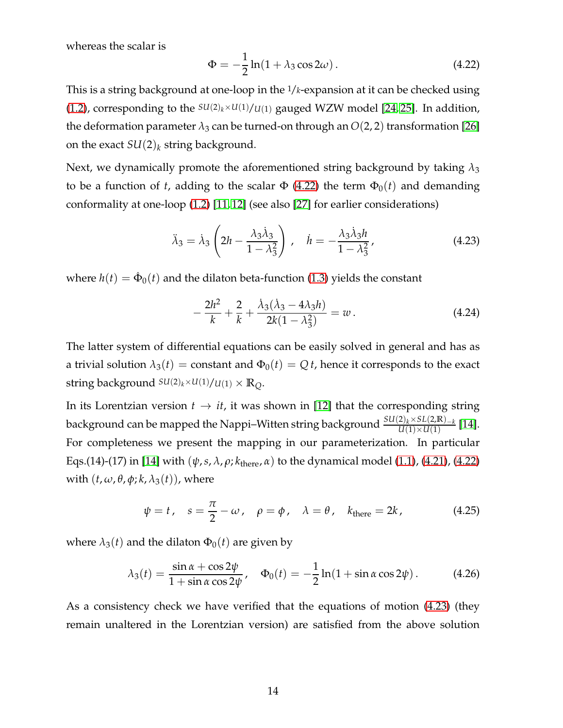whereas the scalar is

$$\Phi = -\frac{1}{2}\ln(1+\lambda_3\cos 2\omega)\,. \tag{4.22}$$

This is a string background at one-loop in the $1/k$-expansion at it can be checked using (1.2), corresponding to the $SU(2)_k\times U(1)/U(1)$ gauged WZW model [24, 25]. In addition, the deformation parameter $\lambda_3$ can be turned-on through an $O(2,2)$ transformation [26] on the exact $SU(2)_k$ string background.

Next, we dynamically promote the aforementioned string background by taking $\lambda_3$ to be a function of $t$, adding to the scalar $\Phi$ (4.22) the term $\Phi_0(t)$ and demanding conformality at one-loop (1.2) [11, 12] (see also [27] for earlier considerations)

$$\ddot{\lambda}_3 = \dot{\lambda}_3\left(2h - \frac{\lambda_3\dot{\lambda}_3}{1-\lambda_3^2}\right)\,, \quad \dot{h} = -\frac{\lambda_3\dot{\lambda}_3 h}{1-\lambda_3^2}\,, \tag{4.23}$$

where $h(t) = \dot{\Phi}_0(t)$ and the dilaton beta-function (1.3) yields the constant

$$-\frac{2h^2}{k} + \frac{2}{k} + \frac{\dot{\lambda}_3(\dot{\lambda}_3 - 4\lambda_3 h)}{2k(1-\lambda_3^2)} = w\,. \tag{4.24}$$

The latter system of differential equations can be easily solved in general and has as a trivial solution $\lambda_3(t) = $ constant and $\Phi_0(t) = Q\,t$, hence it corresponds to the exact string background $SU(2)_k\times U(1)/U(1) \times \mathbb{R}_Q$.

In its Lorentzian version $t \to it$, it was shown in [12] that the corresponding string background can be mapped the Nappi–Witten string background $\frac{SU(2)_k\times SL(2,\mathbb{R})_{-k}}{U(1)\times U(1)}$ [14]. For completeness we present the mapping in our parameterization. In particular Eqs.(14)-(17) in [14] with $(\psi, s, \lambda, \rho; k_{\text{there}}, \alpha)$ to the dynamical model (1.1), (4.21), (4.22) with $(t, \omega, \theta, \phi; k, \lambda_3(t))$, where

$$\psi = t\,, \quad s = \frac{\pi}{2} - \omega\,, \quad \rho = \phi\,, \quad \lambda = \theta\,, \quad k_{\text{there}} = 2k\,, \tag{4.25}$$

where $\lambda_3(t)$ and the dilaton $\Phi_0(t)$ are given by

$$\lambda_3(t) = \frac{\sin\alpha + \cos 2\psi}{1+\sin\alpha\cos 2\psi}\,, \quad \Phi_0(t) = -\frac{1}{2}\ln(1+\sin\alpha\cos 2\psi)\,. \tag{4.26}$$

As a consistency check we have verified that the equations of motion (4.23) (they remain unaltered in the Lorentzian version) are satisfied from the above solution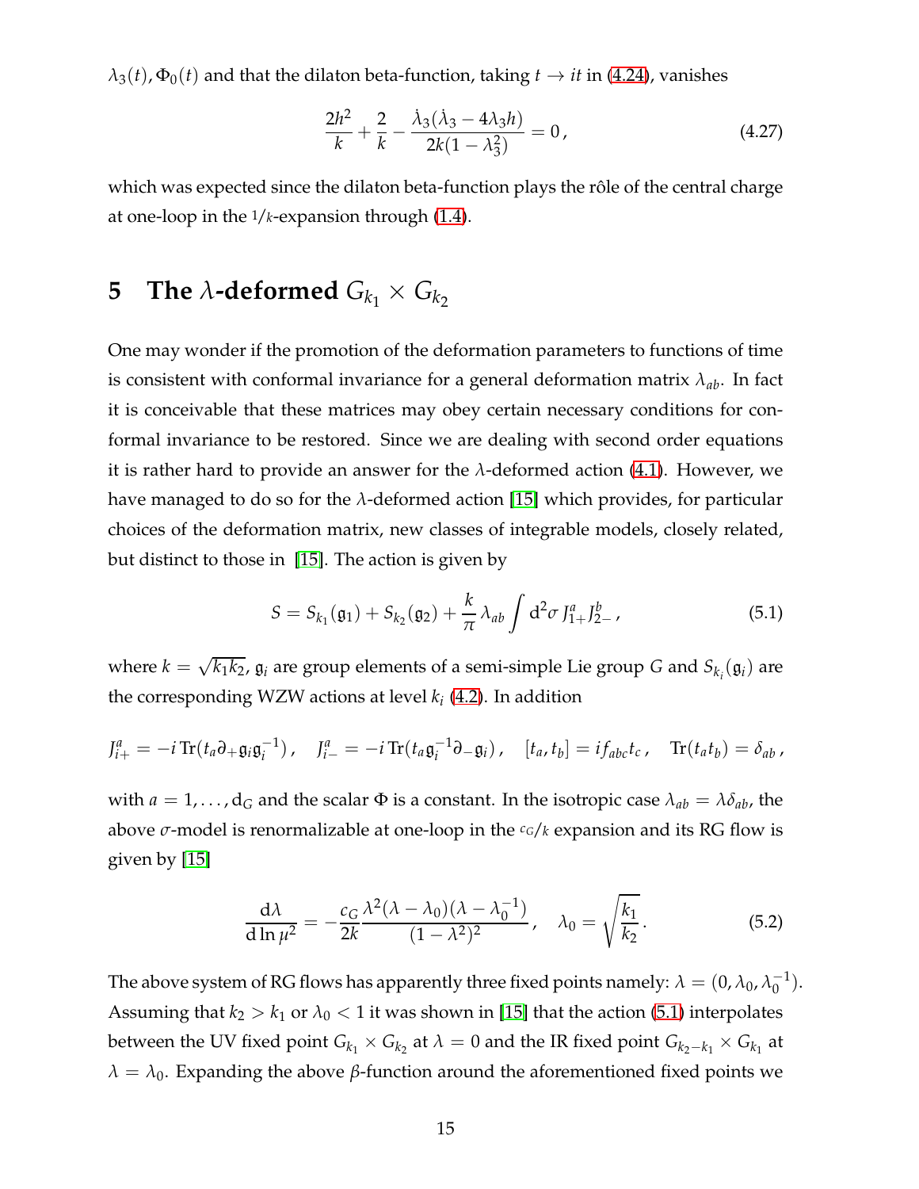$\lambda_3(t), \Phi_0(t)$ and that the dilaton beta-function, taking $t \to it$ in (4.24), vanishes

$$
\frac{2h^2}{k} + \frac{2}{k} - \frac{\dot\lambda_3(\dot\lambda_3 - 4\lambda_3 h)}{2k(1-\lambda_3^2)} = 0\,, \tag{4.27}
$$

which was expected since the dilaton beta-function plays the rôle of the central charge at one-loop in the $1/k$-expansion through (1.4).

# 5 The $\lambda$-deformed $G_{k_1} \times G_{k_2}$

One may wonder if the promotion of the deformation parameters to functions of time is consistent with conformal invariance for a general deformation matrix $\lambda_{ab}$. In fact it is conceivable that these matrices may obey certain necessary conditions for conformal invariance to be restored. Since we are dealing with second order equations it is rather hard to provide an answer for the $\lambda$-deformed action (4.1). However, we have managed to do so for the $\lambda$-deformed action [15] which provides, for particular choices of the deformation matrix, new classes of integrable models, closely related, but distinct to those in [15]. The action is given by

$$
S = S_{k_1}(\mathfrak{g}_1) + S_{k_2}(\mathfrak{g}_2) + \frac{k}{\pi}\lambda_{ab}\int \mathrm{d}^2\sigma\, J^a_{1+}J^b_{2-}\,, \tag{5.1}
$$

where $k = \sqrt{k_1 k_2}$, $\mathfrak{g}_i$ are group elements of a semi-simple Lie group $G$ and $S_{k_i}(\mathfrak{g}_i)$ are the corresponding WZW actions at level $k_i$ (4.2). In addition

$$
J^a_{i+} = -i\,\mathrm{Tr}(t_a\partial_+\mathfrak{g}_i\mathfrak{g}_i^{-1})\,,\quad J^a_{i-} = -i\,\mathrm{Tr}(t_a\mathfrak{g}_i^{-1}\partial_-\mathfrak{g}_i)\,,\quad [t_a,t_b] = if_{abc}t_c\,,\quad \mathrm{Tr}(t_a t_b) = \delta_{ab}\,,
$$

with $a = 1,\dots,\mathrm{d}_G$ and the scalar $\Phi$ is a constant. In the isotropic case $\lambda_{ab} = \lambda\delta_{ab}$, the above $\sigma$-model is renormalizable at one-loop in the $c_G/k$ expansion and its RG flow is given by [15]

$$
\frac{\mathrm{d}\lambda}{\mathrm{d}\ln\mu^2} = -\frac{c_G}{2k}\frac{\lambda^2(\lambda-\lambda_0)(\lambda-\lambda_0^{-1})}{(1-\lambda^2)^2}\,,\quad \lambda_0 = \sqrt{\frac{k_1}{k_2}}\,. \tag{5.2}
$$

The above system of RG flows has apparently three fixed points namely: $\lambda = (0, \lambda_0, \lambda_0^{-1})$. Assuming that $k_2 > k_1$ or $\lambda_0 < 1$ it was shown in [15] that the action (5.1) interpolates between the UV fixed point $G_{k_1} \times G_{k_2}$ at $\lambda = 0$ and the IR fixed point $G_{k_2-k_1} \times G_{k_1}$ at $\lambda = \lambda_0$. Expanding the above $\beta$-function around the aforementioned fixed points we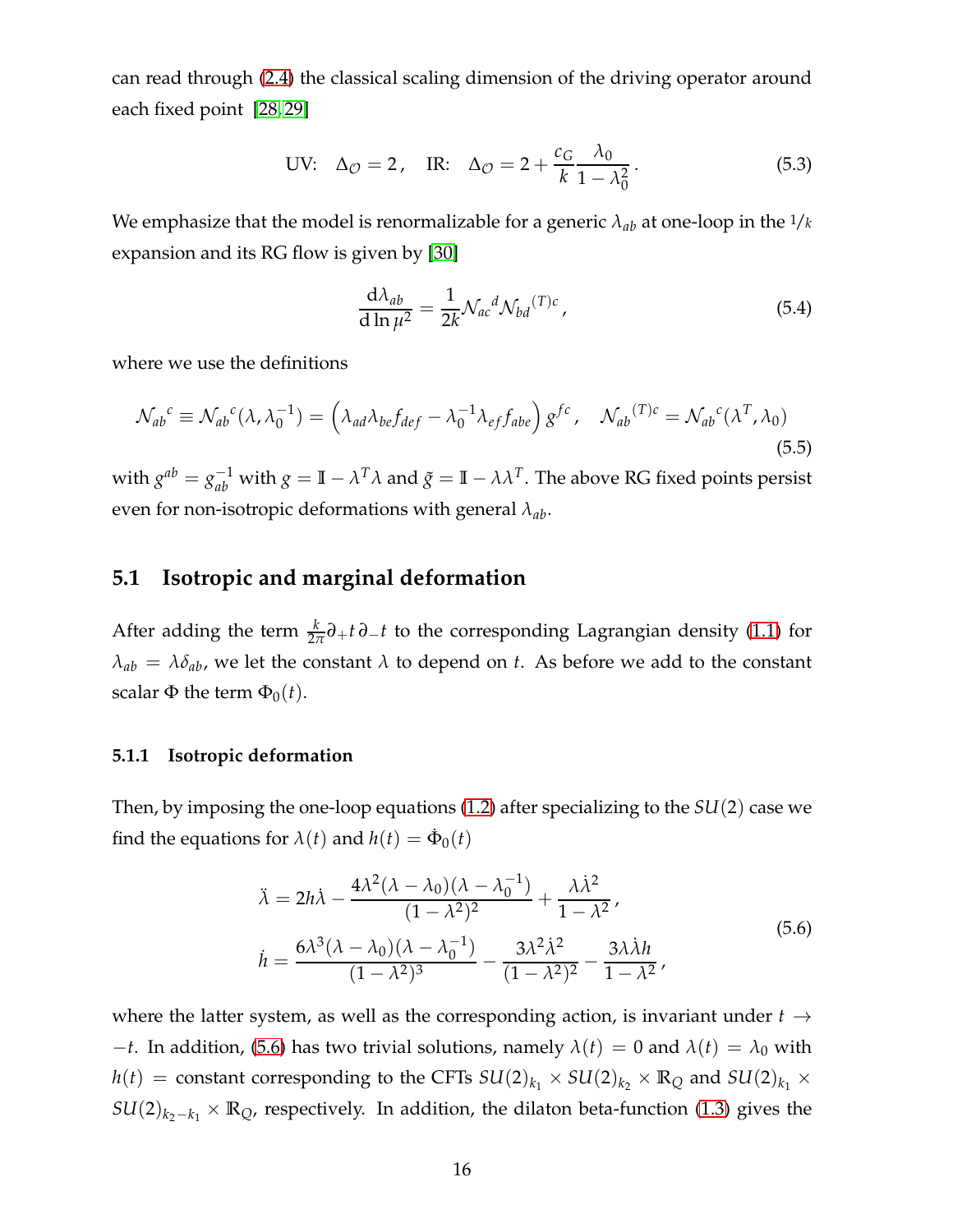can read through (2.4) the classical scaling dimension of the driving operator around each fixed point [28,29]

$$
\text{UV:} \quad \Delta_{\mathcal{O}} = 2\,, \quad \text{IR:} \quad \Delta_{\mathcal{O}} = 2 + \frac{c_G}{k}\frac{\lambda_0}{1-\lambda_0^2}\,. \tag{5.3}
$$

We emphasize that the model is renormalizable for a generic $\lambda_{ab}$ at one-loop in the $1/k$ expansion and its RG flow is given by [30]

$$
\frac{\mathrm{d}\lambda_{ab}}{\mathrm{d}\ln\mu^2} = \frac{1}{2k}\mathcal{N}_{ac}{}^{d}\mathcal{N}_{bd}{}^{(T)c}\,, \tag{5.4}
$$

where we use the definitions

$$
\mathcal{N}_{ab}{}^{c} \equiv \mathcal{N}_{ab}{}^{c}(\lambda,\lambda_0^{-1}) = \left(\lambda_{ad}\lambda_{be}f_{def} - \lambda_0^{-1}\lambda_{ef}f_{abe}\right)g^{fc}\,, \quad \mathcal{N}_{ab}{}^{(T)c} = \mathcal{N}_{ab}{}^{c}(\lambda^T,\lambda_0) \tag{5.5}
$$

with $g^{ab} = g_{ab}^{-1}$ with $g = \mathbb{I} - \lambda^T\lambda$ and $\tilde{g} = \mathbb{I} - \lambda\lambda^T$. The above RG fixed points persist even for non-isotropic deformations with general $\lambda_{ab}$.

## 5.1 Isotropic and marginal deformation

After adding the term $\frac{k}{2\pi}\partial_+ t\,\partial_- t$ to the corresponding Lagrangian density (1.1) for $\lambda_{ab} = \lambda\delta_{ab}$, we let the constant $\lambda$ to depend on $t$. As before we add to the constant scalar $\Phi$ the term $\Phi_0(t)$.

### 5.1.1 Isotropic deformation

Then, by imposing the one-loop equations (1.2) after specializing to the $SU(2)$ case we find the equations for $\lambda(t)$ and $h(t) = \dot{\Phi}_0(t)$

$$
\begin{aligned}
\ddot{\lambda} &= 2h\dot{\lambda} - \frac{4\lambda^2(\lambda-\lambda_0)(\lambda-\lambda_0^{-1})}{(1-\lambda^2)^2} + \frac{\lambda\dot{\lambda}^2}{1-\lambda^2}\,, \\
\dot{h} &= \frac{6\lambda^3(\lambda-\lambda_0)(\lambda-\lambda_0^{-1})}{(1-\lambda^2)^3} - \frac{3\lambda^2\dot{\lambda}^2}{(1-\lambda^2)^2} - \frac{3\lambda\dot{\lambda}h}{1-\lambda^2}\,,
\end{aligned} \tag{5.6}
$$

where the latter system, as well as the corresponding action, is invariant under $t \to -t$. In addition, (5.6) has two trivial solutions, namely $\lambda(t) = 0$ and $\lambda(t) = \lambda_0$ with $h(t) =$ constant corresponding to the CFTs $SU(2)_{k_1} \times SU(2)_{k_2} \times \mathbb{R}_Q$ and $SU(2)_{k_1} \times SU(2)_{k_2-k_1} \times \mathbb{R}_Q$, respectively. In addition, the dilaton beta-function (1.3) gives the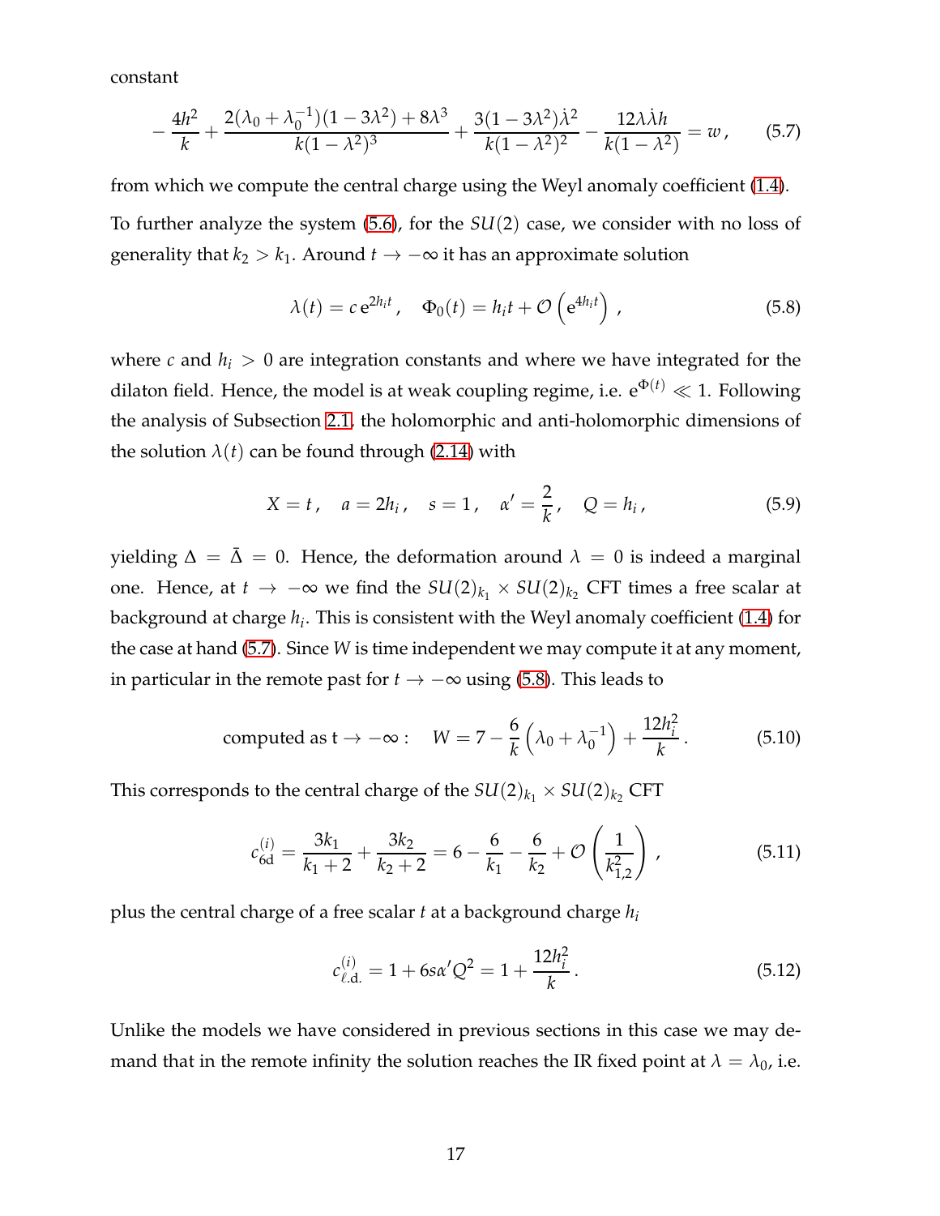constant

$$
-\frac{4h^2}{k}+\frac{2(\lambda_0+\lambda_0^{-1})(1-3\lambda^2)+8\lambda^3}{k(1-\lambda^2)^3}+\frac{3(1-3\lambda^2)\dot{\lambda}^2}{k(1-\lambda^2)^2}-\frac{12\lambda\dot{\lambda}h}{k(1-\lambda^2)}=w\,, \tag{5.7}
$$

from which we compute the central charge using the Weyl anomaly coefficient (1.4).

To further analyze the system (5.6), for the $SU(2)$ case, we consider with no loss of generality that $k_2 > k_1$. Around $t \to -\infty$ it has an approximate solution

$$
\lambda(t)=c\,\mathrm{e}^{2h_i t}\,,\quad \Phi_0(t)=h_i t+\mathcal{O}\left(\mathrm{e}^{4h_i t}\right)\,, \tag{5.8}
$$

where $c$ and $h_i > 0$ are integration constants and where we have integrated for the dilaton field. Hence, the model is at weak coupling regime, i.e. $\mathrm{e}^{\Phi(t)} \ll 1$. Following the analysis of Subsection 2.1, the holomorphic and anti-holomorphic dimensions of the solution $\lambda(t)$ can be found through (2.14) with

$$
X=t\,,\quad a=2h_i\,,\quad s=1\,,\quad \alpha'=\frac{2}{k}\,,\quad Q=h_i\,, \tag{5.9}
$$

yielding $\Delta = \bar{\Delta} = 0$. Hence, the deformation around $\lambda = 0$ is indeed a marginal one. Hence, at $t \to -\infty$ we find the $SU(2)_{k_1} \times SU(2)_{k_2}$ CFT times a free scalar at background at charge $h_i$. This is consistent with the Weyl anomaly coefficient (1.4) for the case at hand (5.7). Since $W$ is time independent we may compute it at any moment, in particular in the remote past for $t \to -\infty$ using (5.8). This leads to

$$
\text{computed as t} \to -\infty: \quad W=7-\frac{6}{k}\left(\lambda_0+\lambda_0^{-1}\right)+\frac{12h_i^2}{k}\,. \tag{5.10}
$$

This corresponds to the central charge of the $SU(2)_{k_1} \times SU(2)_{k_2}$ CFT

$$
c^{(i)}_{\text{6d}}=\frac{3k_1}{k_1+2}+\frac{3k_2}{k_2+2}=6-\frac{6}{k_1}-\frac{6}{k_2}+\mathcal{O}\left(\frac{1}{k_{1,2}^2}\right)\,, \tag{5.11}
$$

plus the central charge of a free scalar $t$ at a background charge $h_i$

$$
c^{(i)}_{\ell.\text{d.}}=1+6s\alpha' Q^2=1+\frac{12h_i^2}{k}\,. \tag{5.12}
$$

Unlike the models we have considered in previous sections in this case we may demand that in the remote infinity the solution reaches the IR fixed point at $\lambda = \lambda_0$, i.e.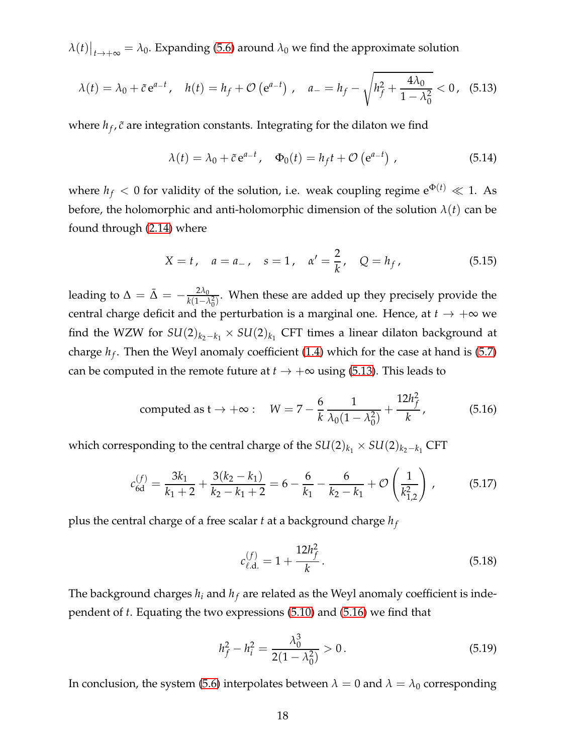$\lambda(t)\big|_{t\to+\infty} = \lambda_0$. Expanding (5.6) around $\lambda_0$ we find the approximate solution

$$
\lambda(t) = \lambda_0 + \tilde{c}\, \mathrm{e}^{a_- t}\,, \quad h(t) = h_f + \mathcal{O}\left(\mathrm{e}^{a_- t}\right)\,, \quad a_- = h_f - \sqrt{h_f^2 + \frac{4\lambda_0}{1-\lambda_0^2}} < 0\,, \quad (5.13)
$$

where $h_f, \tilde{c}$ are integration constants. Integrating for the dilaton we find

$$
\lambda(t) = \lambda_0 + \tilde{c}\, \mathrm{e}^{a_- t}\,, \quad \Phi_0(t) = h_f t + \mathcal{O}\left(\mathrm{e}^{a_- t}\right)\,, \tag{5.14}
$$

where $h_f < 0$ for validity of the solution, i.e. weak coupling regime $\mathrm{e}^{\Phi(t)} \ll 1$. As before, the holomorphic and anti-holomorphic dimension of the solution $\lambda(t)$ can be found through (2.14) where

$$
X = t\,, \quad a = a_-\,, \quad s = 1\,, \quad \alpha' = \frac{2}{k}\,, \quad Q = h_f\,, \tag{5.15}
$$

leading to $\Delta = \bar{\Delta} = -\frac{2\lambda_0}{k(1-\lambda_0^2)}$. When these are added up they precisely provide the central charge deficit and the perturbation is a marginal one. Hence, at $t \to +\infty$ we find the WZW for $SU(2)_{k_2-k_1} \times SU(2)_{k_1}$ CFT times a linear dilaton background at charge $h_f$. Then the Weyl anomaly coefficient (1.4) which for the case at hand is (5.7) can be computed in the remote future at $t \to +\infty$ using (5.13). This leads to

$$
\text{computed as t} \to +\infty: \quad W = 7 - \frac{6}{k}\frac{1}{\lambda_0(1-\lambda_0^2)} + \frac{12h_f^2}{k}\,, \tag{5.16}
$$

which corresponding to the central charge of the $SU(2)_{k_1} \times SU(2)_{k_2-k_1}$ CFT

$$
c_{\text{6d}}^{(f)} = \frac{3k_1}{k_1+2} + \frac{3(k_2-k_1)}{k_2-k_1+2} = 6 - \frac{6}{k_1} - \frac{6}{k_2-k_1} + \mathcal{O}\left(\frac{1}{k_{1,2}^2}\right)\,, \tag{5.17}
$$

plus the central charge of a free scalar $t$ at a background charge $h_f$

$$
c_{\ell.\text{d.}}^{(f)} = 1 + \frac{12h_f^2}{k}\,. \tag{5.18}
$$

The background charges $h_i$ and $h_f$ are related as the Weyl anomaly coefficient is independent of $t$. Equating the two expressions (5.10) and (5.16) we find that

$$
h_f^2 - h_i^2 = \frac{\lambda_0^3}{2(1-\lambda_0^2)} > 0\,. \tag{5.19}
$$

In conclusion, the system (5.6) interpolates between $\lambda = 0$ and $\lambda = \lambda_0$ corresponding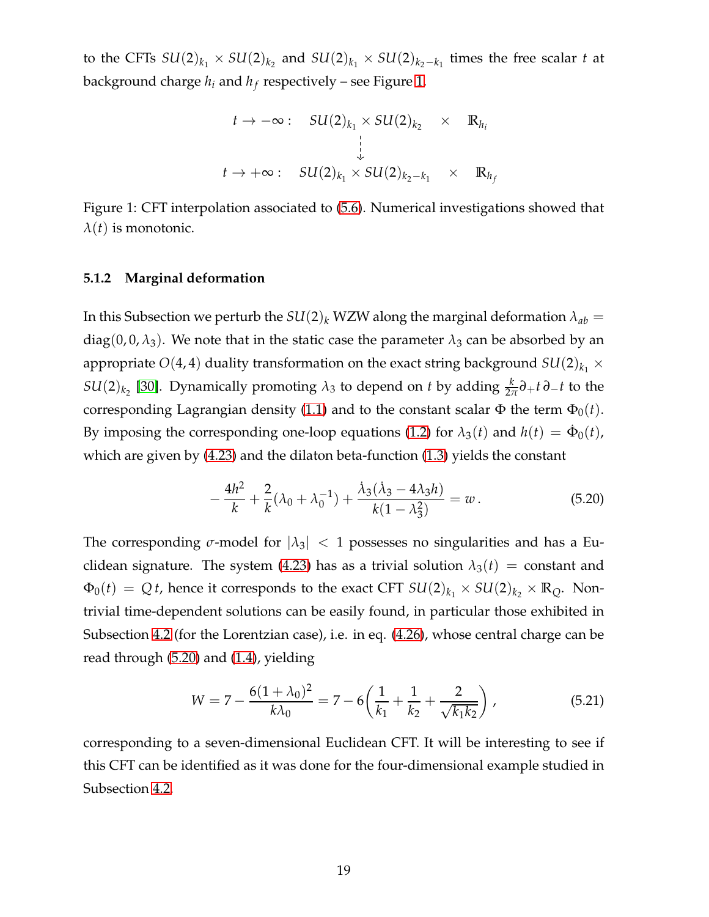to the CFTs $SU(2)_{k_1} \times SU(2)_{k_2}$ and $SU(2)_{k_1} \times SU(2)_{k_2-k_1}$ times the free scalar $t$ at background charge $h_i$ and $h_f$ respectively – see Figure 1.

$$
\begin{array}{cccc}
t \to -\infty : & SU(2)_{k_1} \times SU(2)_{k_2} & \times & \mathbb{R}_{h_i} \\
 & \downarrow & & \\
t \to +\infty : & SU(2)_{k_1} \times SU(2)_{k_2-k_1} & \times & \mathbb{R}_{h_f}
\end{array}
$$

Figure 1: CFT interpolation associated to (5.6). Numerical investigations showed that $\lambda(t)$ is monotonic.

#### 5.1.2 Marginal deformation

In this Subsection we perturb the $SU(2)_k$ WZW along the marginal deformation $\lambda_{ab} = \text{diag}(0, 0, \lambda_3)$. We note that in the static case the parameter $\lambda_3$ can be absorbed by an appropriate $O(4,4)$ duality transformation on the exact string background $SU(2)_{k_1} \times SU(2)_{k_2}$ [30]. Dynamically promoting $\lambda_3$ to depend on $t$ by adding $\frac{k}{2\pi}\partial_+ t\, \partial_- t$ to the corresponding Lagrangian density (1.1) and to the constant scalar $\Phi$ the term $\Phi_0(t)$. By imposing the corresponding one-loop equations (1.2) for $\lambda_3(t)$ and $h(t) = \dot{\Phi}_0(t)$, which are given by (4.23) and the dilaton beta-function (1.3) yields the constant

$$
-\frac{4h^2}{k} + \frac{2}{k}(\lambda_0 + \lambda_0^{-1}) + \frac{\dot{\lambda}_3(\dot{\lambda}_3 - 4\lambda_3 h)}{k(1-\lambda_3^2)} = w\,. \tag{5.20}
$$

The corresponding $\sigma$-model for $|\lambda_3| < 1$ possesses no singularities and has a Euclidean signature. The system (4.23) has as a trivial solution $\lambda_3(t) = \text{constant}$ and $\Phi_0(t) = Q\,t$, hence it corresponds to the exact CFT $SU(2)_{k_1} \times SU(2)_{k_2} \times \mathbb{R}_Q$. Non-trivial time-dependent solutions can be easily found, in particular those exhibited in Subsection 4.2 (for the Lorentzian case), i.e. in eq. (4.26), whose central charge can be read through (5.20) and (1.4), yielding

$$
W = 7 - \frac{6(1+\lambda_0)^2}{k\lambda_0} = 7 - 6\left(\frac{1}{k_1} + \frac{1}{k_2} + \frac{2}{\sqrt{k_1 k_2}}\right), \tag{5.21}
$$

corresponding to a seven-dimensional Euclidean CFT. It will be interesting to see if this CFT can be identified as it was done for the four-dimensional example studied in Subsection 4.2.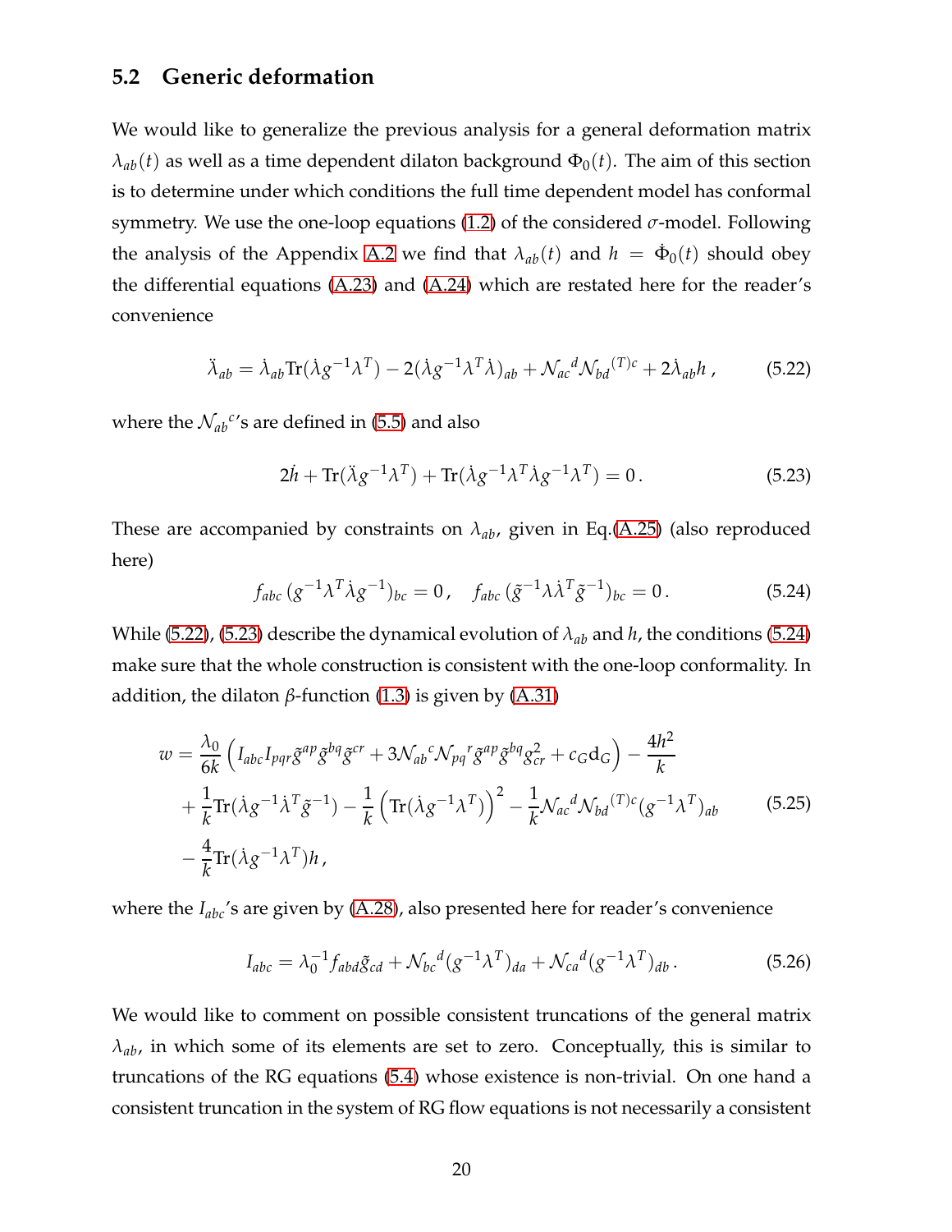### 5.2 Generic deformation

We would like to generalize the previous analysis for a general deformation matrix $\lambda_{ab}(t)$ as well as a time dependent dilaton background $\Phi_0(t)$. The aim of this section is to determine under which conditions the full time dependent model has conformal symmetry. We use the one-loop equations (1.2) of the considered $\sigma$-model. Following the analysis of the Appendix A.2 we find that $\lambda_{ab}(t)$ and $h = \dot{\Phi}_0(t)$ should obey the differential equations (A.23) and (A.24) which are restated here for the reader's convenience

$$\ddot{\lambda}_{ab} = \dot{\lambda}_{ab}\mathrm{Tr}(\dot{\lambda} g^{-1}\lambda^T) - 2(\dot{\lambda} g^{-1}\lambda^T\dot{\lambda})_{ab} + \mathcal{N}_{ac}{}^d \mathcal{N}_{bd}{}^{(T)c} + 2\dot{\lambda}_{ab} h\,, \tag{5.22}$$

where the $\mathcal{N}_{ab}{}^c$'s are defined in (5.5) and also

$$2\dot{h} + \mathrm{Tr}(\ddot{\lambda} g^{-1}\lambda^T) + \mathrm{Tr}(\dot{\lambda} g^{-1}\lambda^T\dot{\lambda} g^{-1}\lambda^T) = 0\,. \tag{5.23}$$

These are accompanied by constraints on $\lambda_{ab}$, given in Eq.(A.25) (also reproduced here)

$$f_{abc}\,(g^{-1}\lambda^T\dot{\lambda} g^{-1})_{bc} = 0\,, \quad f_{abc}\,(\tilde{g}^{-1}\lambda\dot{\lambda}^T\tilde{g}^{-1})_{bc} = 0\,. \tag{5.24}$$

While (5.22), (5.23) describe the dynamical evolution of $\lambda_{ab}$ and $h$, the conditions (5.24) make sure that the whole construction is consistent with the one-loop conformality. In addition, the dilaton $\beta$-function (1.3) is given by (A.31)

$$\begin{aligned}
w = {} & \frac{\lambda_0}{6k}\left(I_{abc}I_{pqr}\tilde{g}^{ap}\tilde{g}^{bq}\tilde{g}^{cr} + 3\mathcal{N}_{ab}{}^c\mathcal{N}_{pq}{}^r\tilde{g}^{ap}\tilde{g}^{bq}g^2_{cr} + c_G \mathrm{d}_G\right) - \frac{4h^2}{k} \\
& + \frac{1}{k}\mathrm{Tr}(\dot{\lambda} g^{-1}\dot{\lambda}^T\tilde{g}^{-1}) - \frac{1}{k}\left(\mathrm{Tr}(\dot{\lambda} g^{-1}\lambda^T)\right)^2 - \frac{1}{k}\mathcal{N}_{ac}{}^d\mathcal{N}_{bd}{}^{(T)c}(g^{-1}\lambda^T)_{ab} \\
& - \frac{4}{k}\mathrm{Tr}(\dot{\lambda} g^{-1}\lambda^T)h\,,
\end{aligned} \tag{5.25}$$

where the $I_{abc}$'s are given by (A.28), also presented here for reader's convenience

$$I_{abc} = \lambda_0^{-1} f_{abd}\tilde{g}_{cd} + \mathcal{N}_{bc}{}^d(g^{-1}\lambda^T)_{da} + \mathcal{N}_{ca}{}^d(g^{-1}\lambda^T)_{db}\,. \tag{5.26}$$

We would like to comment on possible consistent truncations of the general matrix $\lambda_{ab}$, in which some of its elements are set to zero. Conceptually, this is similar to truncations of the RG equations (5.4) whose existence is non-trivial. On one hand a consistent truncation in the system of RG flow equations is not necessarily a consistent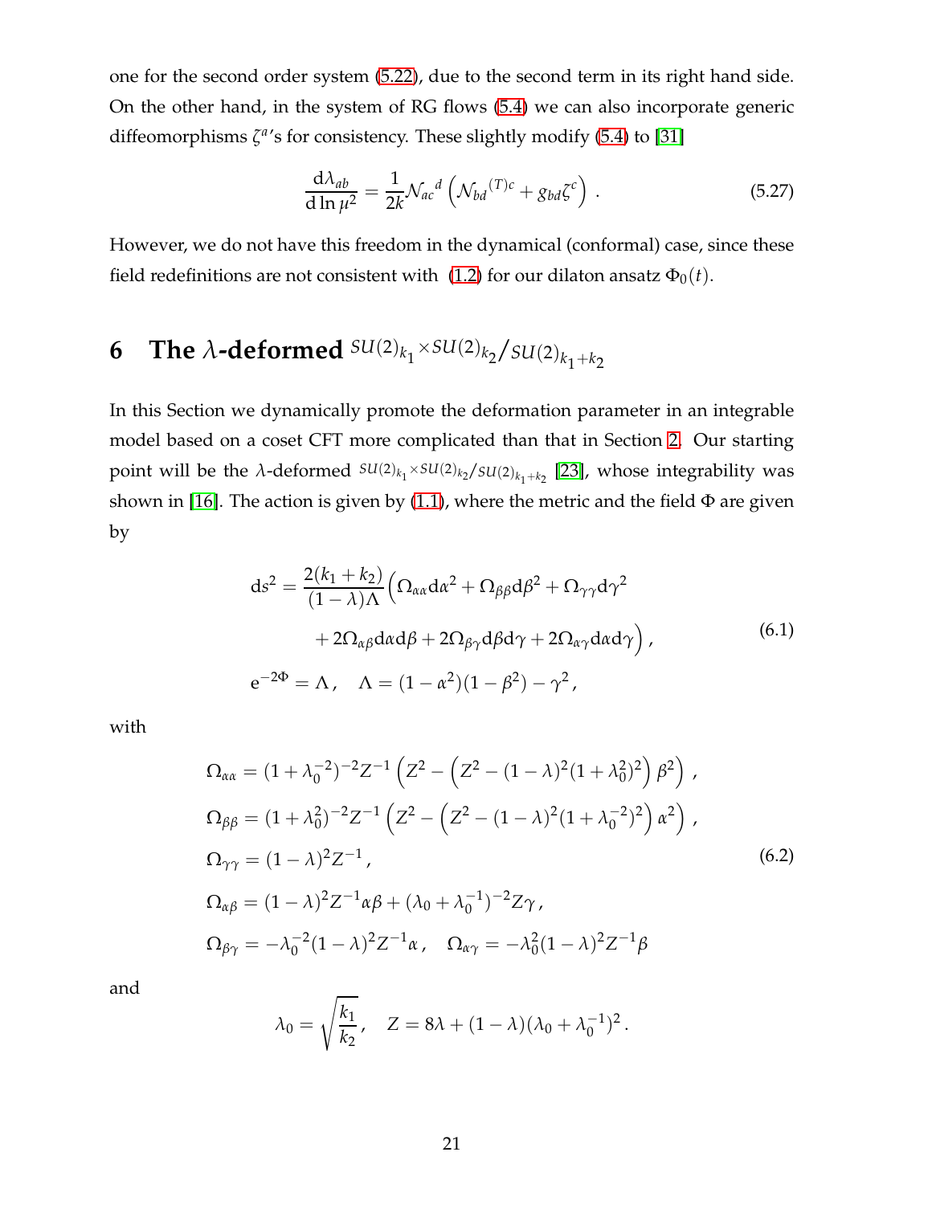one for the second order system (5.22), due to the second term in its right hand side. On the other hand, in the system of RG flows (5.4) we can also incorporate generic diffeomorphisms $\zeta^a$'s for consistency. These slightly modify (5.4) to [31]

$$
\frac{\mathrm{d}\lambda_{ab}}{\mathrm{d}\ln\mu^2} = \frac{1}{2k}\mathcal{N}_{ac}{}^{d}\left(\mathcal{N}_{bd}{}^{(T)c} + g_{bd}\zeta^c\right) . \tag{5.27}
$$

However, we do not have this freedom in the dynamical (conformal) case, since these field redefinitions are not consistent with (1.2) for our dilaton ansatz $\Phi_0(t)$.

# 6 The $\lambda$-deformed $^{SU(2)_{k_1}\times SU(2)_{k_2}}/_{SU(2)_{k_1+k_2}}$

In this Section we dynamically promote the deformation parameter in an integrable model based on a coset CFT more complicated than that in Section 2. Our starting point will be the $\lambda$-deformed $^{SU(2)_{k_1}\times SU(2)_{k_2}}/_{SU(2)_{k_1+k_2}}$ [23], whose integrability was shown in [16]. The action is given by (1.1), where the metric and the field $\Phi$ are given by

$$
\begin{aligned}
\mathrm{d}s^2 &= \frac{2(k_1+k_2)}{(1-\lambda)\Lambda}\Big(\Omega_{\alpha\alpha}\mathrm{d}\alpha^2 + \Omega_{\beta\beta}\mathrm{d}\beta^2 + \Omega_{\gamma\gamma}\mathrm{d}\gamma^2 \\
&\qquad\qquad + 2\Omega_{\alpha\beta}\mathrm{d}\alpha\mathrm{d}\beta + 2\Omega_{\beta\gamma}\mathrm{d}\beta\mathrm{d}\gamma + 2\Omega_{\alpha\gamma}\mathrm{d}\alpha\mathrm{d}\gamma\Big)\,, \\
\mathrm{e}^{-2\Phi} &= \Lambda\,, \quad \Lambda = (1-\alpha^2)(1-\beta^2) - \gamma^2\,,
\end{aligned} \tag{6.1}
$$

with

$$
\begin{aligned}
\Omega_{\alpha\alpha} &= (1+\lambda_0^{-2})^{-2}Z^{-1}\left(Z^2 - \left(Z^2 - (1-\lambda)^2(1+\lambda_0^2)^2\right)\beta^2\right)\,, \\
\Omega_{\beta\beta} &= (1+\lambda_0^{2})^{-2}Z^{-1}\left(Z^2 - \left(Z^2 - (1-\lambda)^2(1+\lambda_0^{-2})^2\right)\alpha^2\right)\,, \\
\Omega_{\gamma\gamma} &= (1-\lambda)^2 Z^{-1}\,, \\
\Omega_{\alpha\beta} &= (1-\lambda)^2 Z^{-1}\alpha\beta + (\lambda_0+\lambda_0^{-1})^{-2}Z\gamma\,, \\
\Omega_{\beta\gamma} &= -\lambda_0^{-2}(1-\lambda)^2 Z^{-1}\alpha\,, \quad \Omega_{\alpha\gamma} = -\lambda_0^{2}(1-\lambda)^2 Z^{-1}\beta
\end{aligned} \tag{6.2}
$$

and

$$
\lambda_0 = \sqrt{\frac{k_1}{k_2}}\,, \quad Z = 8\lambda + (1-\lambda)(\lambda_0+\lambda_0^{-1})^2\,.
$$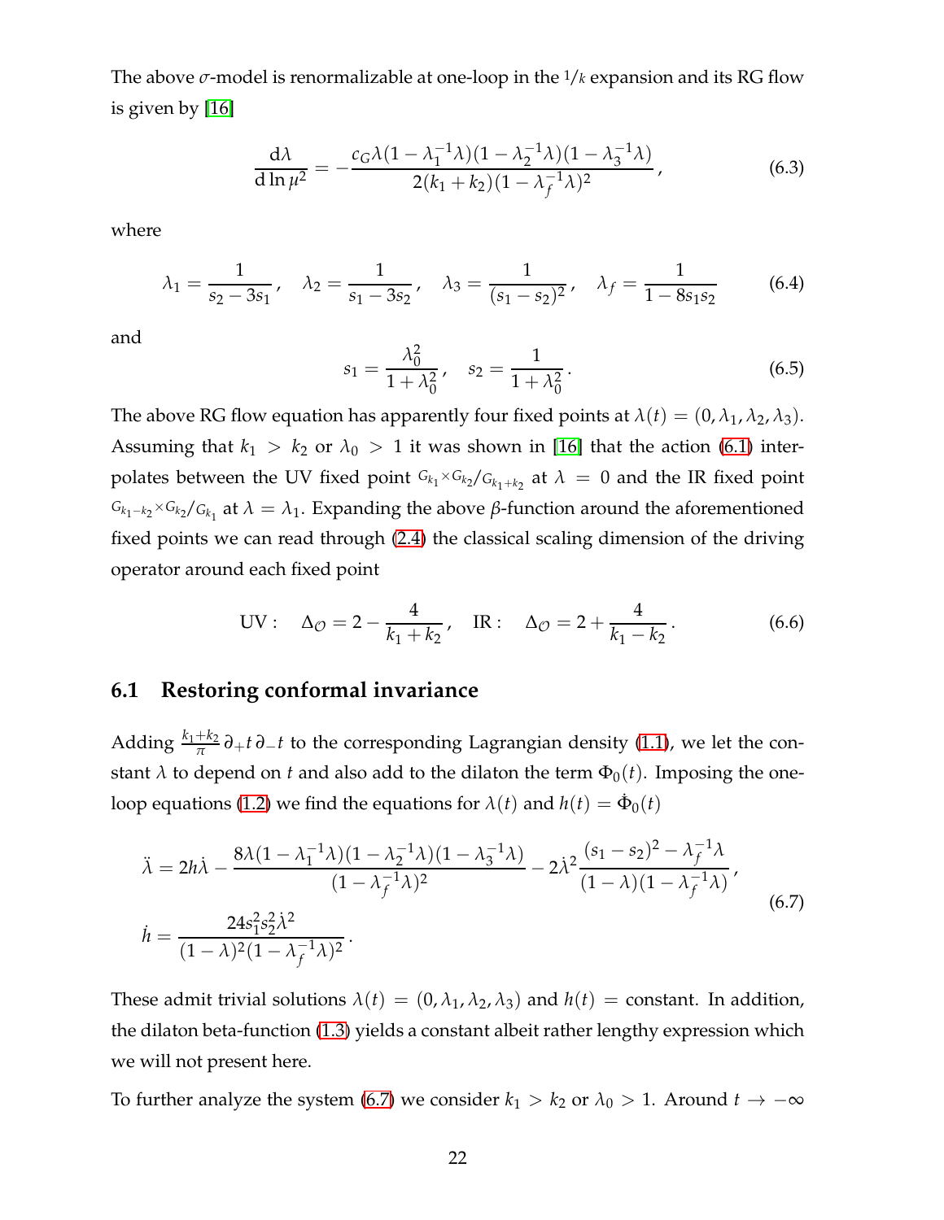The above $\sigma$-model is renormalizable at one-loop in the $^1/_k$ expansion and its RG flow is given by [16]

$$\frac{\mathrm{d}\lambda}{\mathrm{d}\ln\mu^2} = -\frac{c_G\lambda(1-\lambda_1^{-1}\lambda)(1-\lambda_2^{-1}\lambda)(1-\lambda_3^{-1}\lambda)}{2(k_1+k_2)(1-\lambda_f^{-1}\lambda)^2}\,, \tag{6.3}$$

where

$$\lambda_1 = \frac{1}{s_2-3s_1}\,,\quad \lambda_2 = \frac{1}{s_1-3s_2}\,,\quad \lambda_3 = \frac{1}{(s_1-s_2)^2}\,,\quad \lambda_f = \frac{1}{1-8s_1s_2} \tag{6.4}$$

and

$$s_1 = \frac{\lambda_0^2}{1+\lambda_0^2}\,,\quad s_2 = \frac{1}{1+\lambda_0^2}\,. \tag{6.5}$$

The above RG flow equation has apparently four fixed points at $\lambda(t) = (0,\lambda_1,\lambda_2,\lambda_3)$. Assuming that $k_1 > k_2$ or $\lambda_0 > 1$ it was shown in [16] that the action (6.1) interpolates between the UV fixed point $^{G_{k_1}\times G_{k_2}}/_{G_{k_1+k_2}}$ at $\lambda = 0$ and the IR fixed point $^{G_{k_1-k_2}\times G_{k_2}}/_{G_{k_1}}$ at $\lambda = \lambda_1$. Expanding the above $\beta$-function around the aforementioned fixed points we can read through (2.4) the classical scaling dimension of the driving operator around each fixed point

$$\text{UV}:\quad \Delta_{\mathcal{O}} = 2 - \frac{4}{k_1+k_2}\,,\quad \text{IR}:\quad \Delta_{\mathcal{O}} = 2 + \frac{4}{k_1-k_2}\,. \tag{6.6}$$

## 6.1 Restoring conformal invariance

Adding $\frac{k_1+k_2}{\pi}\partial_+t\,\partial_-t$ to the corresponding Lagrangian density (1.1), we let the constant $\lambda$ to depend on $t$ and also add to the dilaton the term $\Phi_0(t)$. Imposing the one-loop equations (1.2) we find the equations for $\lambda(t)$ and $h(t) = \dot{\Phi}_0(t)$

$$\begin{aligned}
&\ddot{\lambda} = 2h\dot{\lambda} - \frac{8\lambda(1-\lambda_1^{-1}\lambda)(1-\lambda_2^{-1}\lambda)(1-\lambda_3^{-1}\lambda)}{(1-\lambda_f^{-1}\lambda)^2} - 2\dot{\lambda}^2\frac{(s_1-s_2)^2-\lambda_f^{-1}\lambda}{(1-\lambda)(1-\lambda_f^{-1}\lambda)}\,,\\
&\dot{h} = \frac{24s_1^2s_2^2\dot{\lambda}^2}{(1-\lambda)^2(1-\lambda_f^{-1}\lambda)^2}\,.
\end{aligned} \tag{6.7}$$

These admit trivial solutions $\lambda(t) = (0,\lambda_1,\lambda_2,\lambda_3)$ and $h(t) = \text{constant}$. In addition, the dilaton beta-function (1.3) yields a constant albeit rather lengthy expression which we will not present here.

To further analyze the system (6.7) we consider $k_1 > k_2$ or $\lambda_0 > 1$. Around $t \to -\infty$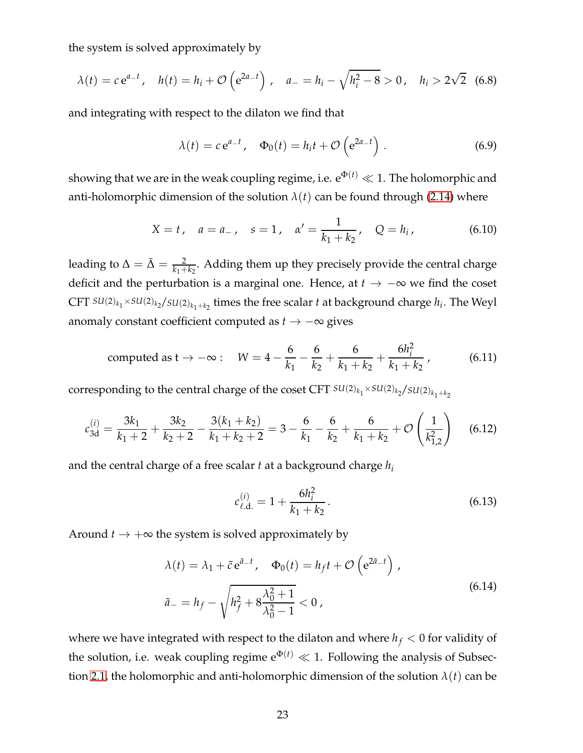the system is solved approximately by

$$\lambda(t) = c\,\mathrm{e}^{a_- t}\,, \quad h(t) = h_i + \mathcal{O}\left(\mathrm{e}^{2a_- t}\right)\,, \quad a_- = h_i - \sqrt{h_i^2 - 8} > 0\,, \quad h_i > 2\sqrt{2} \tag{6.8}$$

and integrating with respect to the dilaton we find that

$$\lambda(t) = c\,\mathrm{e}^{a_- t}\,, \quad \Phi_0(t) = h_i t + \mathcal{O}\left(\mathrm{e}^{2a_- t}\right)\,. \tag{6.9}$$

showing that we are in the weak coupling regime, i.e. $\mathrm{e}^{\Phi(t)} \ll 1$. The holomorphic and anti-holomorphic dimension of the solution $\lambda(t)$ can be found through (2.14) where

$$X = t\,, \quad a = a_-\,, \quad s = 1\,, \quad \alpha' = \frac{1}{k_1 + k_2}\,, \quad Q = h_i\,, \tag{6.10}$$

leading to $\Delta = \bar{\Delta} = \frac{2}{k_1+k_2}$. Adding them up they precisely provide the central charge deficit and the perturbation is a marginal one. Hence, at $t \to -\infty$ we find the coset CFT ${}^{SU(2)_{k_1} \times SU(2)_{k_2}}/{}_{SU(2)_{k_1+k_2}}$ times the free scalar $t$ at background charge $h_i$. The Weyl anomaly constant coefficient computed as $t \to -\infty$ gives

$$\text{computed as t} \to -\infty: \quad W = 4 - \frac{6}{k_1} - \frac{6}{k_2} + \frac{6}{k_1 + k_2} + \frac{6h_i^2}{k_1 + k_2}\,, \tag{6.11}$$

corresponding to the central charge of the coset CFT ${}^{SU(2)_{k_1} \times SU(2)_{k_2}}/{}_{SU(2)_{k_1+k_2}}$

$$c_{3\mathrm{d}}^{(i)} = \frac{3k_1}{k_1 + 2} + \frac{3k_2}{k_2 + 2} - \frac{3(k_1 + k_2)}{k_1 + k_2 + 2} = 3 - \frac{6}{k_1} - \frac{6}{k_2} + \frac{6}{k_1 + k_2} + \mathcal{O}\left(\frac{1}{k_{1,2}^2}\right) \tag{6.12}$$

and the central charge of a free scalar $t$ at a background charge $h_i$

$$c_{\ell.\mathrm{d.}}^{(i)} = 1 + \frac{6h_i^2}{k_1 + k_2}\,. \tag{6.13}$$

Around $t \to +\infty$ the system is solved approximately by

$$\begin{gathered}
\lambda(t) = \lambda_1 + \tilde{c}\,\mathrm{e}^{\tilde{a}_- t}\,, \quad \Phi_0(t) = h_f t + \mathcal{O}\left(\mathrm{e}^{2\tilde{a}_- t}\right)\,, \\
\tilde{a}_- = h_f - \sqrt{h_f^2 + 8\frac{\lambda_0^2 + 1}{\lambda_0^2 - 1}} < 0\,,
\end{gathered} \tag{6.14}$$

where we have integrated with respect to the dilaton and where $h_f < 0$ for validity of the solution, i.e. weak coupling regime $\mathrm{e}^{\Phi(t)} \ll 1$. Following the analysis of Subsection 2.1, the holomorphic and anti-holomorphic dimension of the solution $\lambda(t)$ can be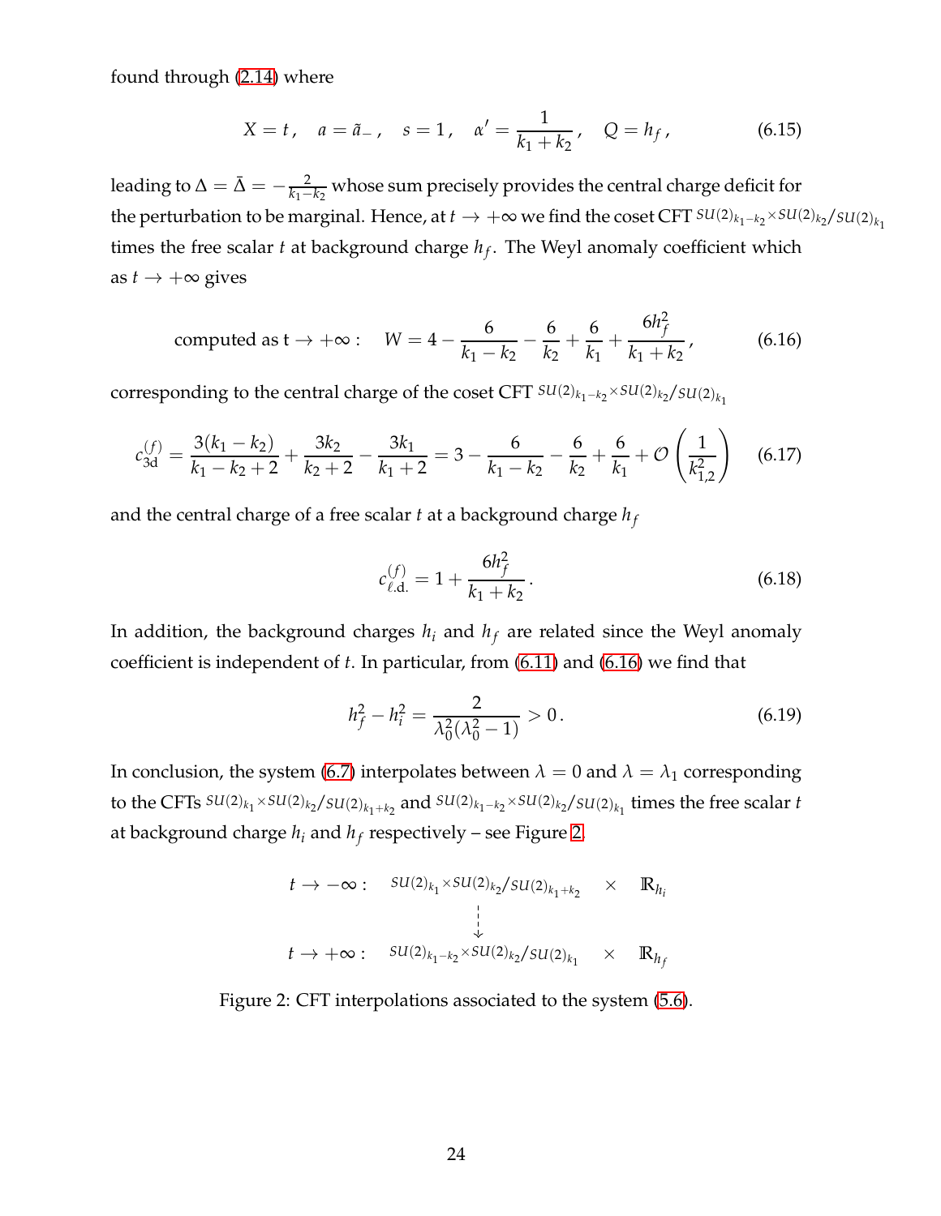found through (2.14) where

$$X = t\,, \quad a = \tilde{a}_-\,, \quad s = 1\,, \quad \alpha' = \frac{1}{k_1 + k_2}\,, \quad Q = h_f\,, \tag{6.15}$$

leading to $\Delta = \bar{\Delta} = -\frac{2}{k_1 - k_2}$ whose sum precisely provides the central charge deficit for the perturbation to be marginal. Hence, at $t \to +\infty$ we find the coset CFT ${}^{SU(2)_{k_1-k_2}\times SU(2)_{k_2}}/{}_{SU(2)_{k_1}}$ times the free scalar $t$ at background charge $h_f$. The Weyl anomaly coefficient which as $t \to +\infty$ gives

$$\text{computed as t} \to +\infty: \quad W = 4 - \frac{6}{k_1 - k_2} - \frac{6}{k_2} + \frac{6}{k_1} + \frac{6h_f^2}{k_1 + k_2}\,, \tag{6.16}$$

corresponding to the central charge of the coset CFT ${}^{SU(2)_{k_1-k_2}\times SU(2)_{k_2}}/{}_{SU(2)_{k_1}}$

$$c_{\text{3d}}^{(f)} = \frac{3(k_1 - k_2)}{k_1 - k_2 + 2} + \frac{3k_2}{k_2 + 2} - \frac{3k_1}{k_1 + 2} = 3 - \frac{6}{k_1 - k_2} - \frac{6}{k_2} + \frac{6}{k_1} + \mathcal{O}\left(\frac{1}{k_{1,2}^2}\right) \tag{6.17}$$

and the central charge of a free scalar $t$ at a background charge $h_f$

$$c_{\ell.\text{d.}}^{(f)} = 1 + \frac{6h_f^2}{k_1 + k_2}\,. \tag{6.18}$$

In addition, the background charges $h_i$ and $h_f$ are related since the Weyl anomaly coefficient is independent of $t$. In particular, from (6.11) and (6.16) we find that

$$h_f^2 - h_i^2 = \frac{2}{\lambda_0^2(\lambda_0^2 - 1)} > 0\,. \tag{6.19}$$

In conclusion, the system (6.7) interpolates between $\lambda = 0$ and $\lambda = \lambda_1$ corresponding to the CFTs ${}^{SU(2)_{k_1}\times SU(2)_{k_2}}/{}_{SU(2)_{k_1+k_2}}$ and ${}^{SU(2)_{k_1-k_2}\times SU(2)_{k_2}}/{}_{SU(2)_{k_1}}$ times the free scalar $t$ at background charge $h_i$ and $h_f$ respectively – see Figure 2.

$$\begin{array}{llcl}
t \to -\infty: & {}^{SU(2)_{k_1}\times SU(2)_{k_2}}/{}_{SU(2)_{k_1+k_2}} & \times & \mathbb{R}_{h_i} \\
 & \downarrow & & \\
t \to +\infty: & {}^{SU(2)_{k_1-k_2}\times SU(2)_{k_2}}/{}_{SU(2)_{k_1}} & \times & \mathbb{R}_{h_f}
\end{array}$$

Figure 2: CFT interpolations associated to the system (5.6).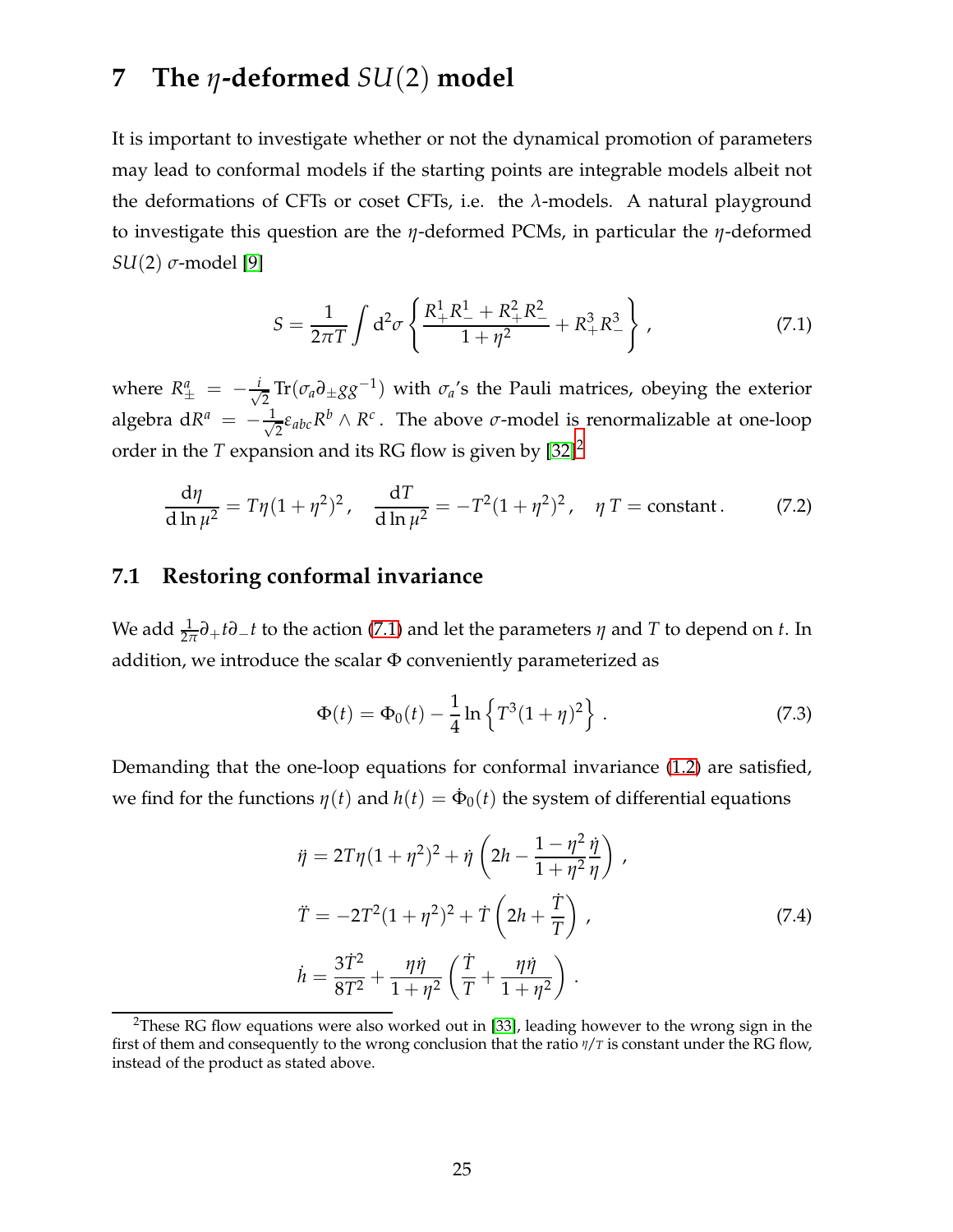# 7 The $\eta$-deformed $SU(2)$ model

It is important to investigate whether or not the dynamical promotion of parameters may lead to conformal models if the starting points are integrable models albeit not the deformations of CFTs or coset CFTs, i.e. the $\lambda$-models. A natural playground to investigate this question are the $\eta$-deformed PCMs, in particular the $\eta$-deformed $SU(2)$ $\sigma$-model [9]

$$S = \frac{1}{2\pi T}\int \mathrm{d}^2\sigma \left\{ \frac{R_+^1 R_-^1 + R_+^2 R_-^2}{1+\eta^2} + R_+^3 R_-^3 \right\} , \tag{7.1}$$

where $R_\pm^a = -\frac{i}{\sqrt{2}}\mathrm{Tr}(\sigma_a \partial_\pm g g^{-1})$ with $\sigma_a$'s the Pauli matrices, obeying the exterior algebra $\mathrm{d}R^a = -\frac{1}{\sqrt{2}}\varepsilon_{abc} R^b \wedge R^c$. The above $\sigma$-model is renormalizable at one-loop order in the $T$ expansion and its RG flow is given by [32][2]

$$\frac{\mathrm{d}\eta}{\mathrm{d}\ln\mu^2} = T\eta(1+\eta^2)^2 , \quad \frac{\mathrm{d}T}{\mathrm{d}\ln\mu^2} = -T^2(1+\eta^2)^2 , \quad \eta\, T = \text{constant} . \tag{7.2}$$

## 7.1 Restoring conformal invariance

We add $\frac{1}{2\pi}\partial_+ t \partial_- t$ to the action (7.1) and let the parameters $\eta$ and $T$ to depend on $t$. In addition, we introduce the scalar $\Phi$ conveniently parameterized as

$$\Phi(t) = \Phi_0(t) - \frac{1}{4}\ln\left\{T^3(1+\eta)^2\right\} . \tag{7.3}$$

Demanding that the one-loop equations for conformal invariance (1.2) are satisfied, we find for the functions $\eta(t)$ and $h(t) = \dot{\Phi}_0(t)$ the system of differential equations

$$\begin{aligned}
\ddot{\eta} &= 2T\eta(1+\eta^2)^2 + \dot{\eta}\left(2h - \frac{1-\eta^2}{1+\eta^2}\frac{\dot{\eta}}{\eta}\right) , \\
\ddot{T} &= -2T^2(1+\eta^2)^2 + \dot{T}\left(2h + \frac{\dot{T}}{T}\right) , \\
\dot{h} &= \frac{3\dot{T}^2}{8T^2} + \frac{\eta\dot{\eta}}{1+\eta^2}\left(\frac{\dot{T}}{T} + \frac{\eta\dot{\eta}}{1+\eta^2}\right) .
\end{aligned} \tag{7.4}$$

[2] These RG flow equations were also worked out in [33], leading however to the wrong sign in the first of them and consequently to the wrong conclusion that the ratio $\eta/T$ is constant under the RG flow, instead of the product as stated above.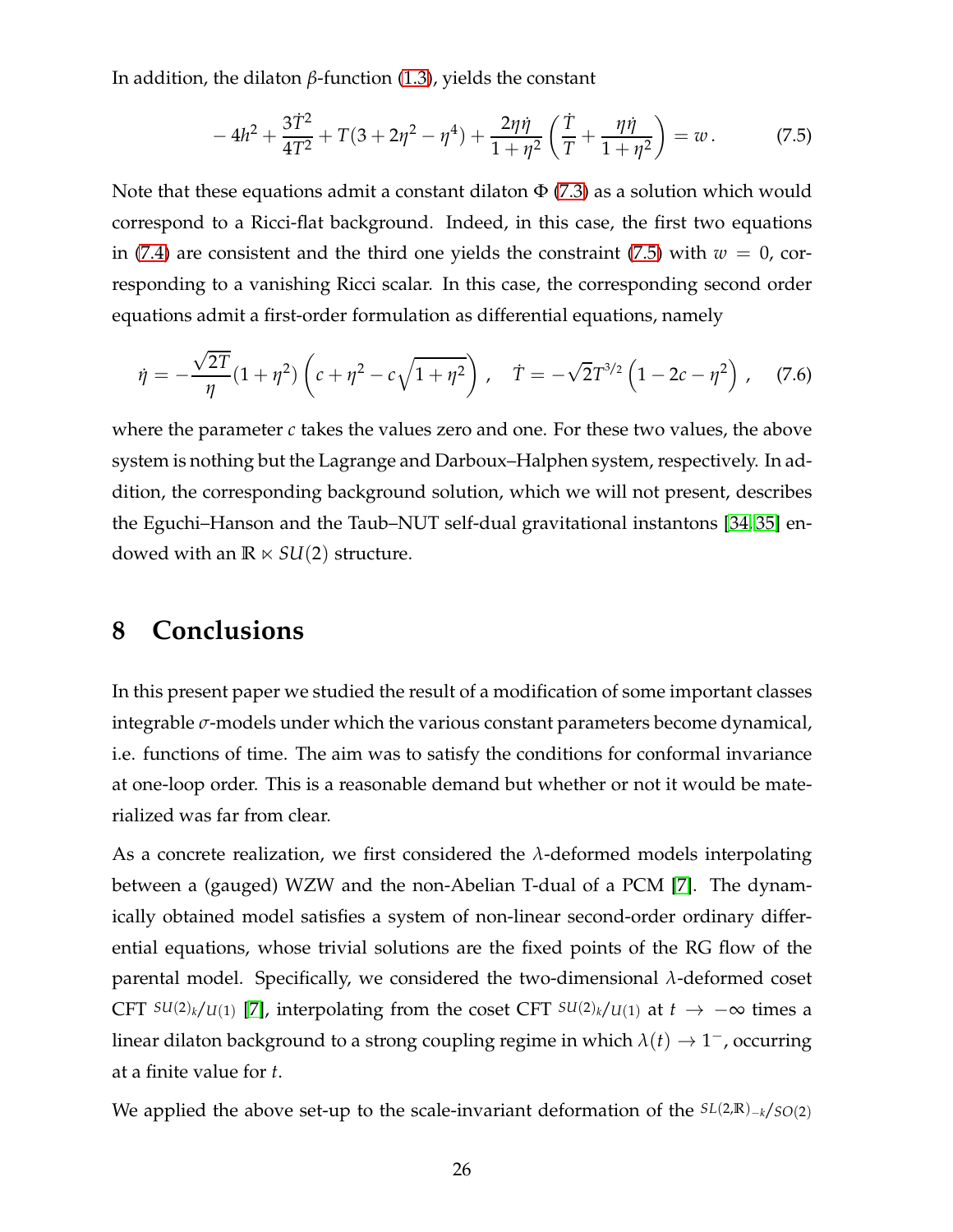In addition, the dilaton $\beta$-function (1.3), yields the constant

$$-4h^2 + \frac{3\dot{T}^2}{4T^2} + T(3 + 2\eta^2 - \eta^4) + \frac{2\eta\dot{\eta}}{1+\eta^2}\left(\frac{\dot{T}}{T} + \frac{\eta\dot{\eta}}{1+\eta^2}\right) = w\,. \tag{7.5}$$

Note that these equations admit a constant dilaton $\Phi$ (7.3) as a solution which would correspond to a Ricci-flat background. Indeed, in this case, the first two equations in (7.4) are consistent and the third one yields the constraint (7.5) with $w = 0$, corresponding to a vanishing Ricci scalar. In this case, the corresponding second order equations admit a first-order formulation as differential equations, namely

$$\dot{\eta} = -\frac{\sqrt{2T}}{\eta}(1+\eta^2)\left(c + \eta^2 - c\sqrt{1+\eta^2}\right)\,, \quad \dot{T} = -\sqrt{2}T^{3/2}\left(1 - 2c - \eta^2\right)\,, \tag{7.6}$$

where the parameter $c$ takes the values zero and one. For these two values, the above system is nothing but the Lagrange and Darboux–Halphen system, respectively. In addition, the corresponding background solution, which we will not present, describes the Eguchi–Hanson and the Taub–NUT self-dual gravitational instantons [34, 35] endowed with an $\mathbb{R} \ltimes SU(2)$ structure.

# 8 Conclusions

In this present paper we studied the result of a modification of some important classes integrable $\sigma$-models under which the various constant parameters become dynamical, i.e. functions of time. The aim was to satisfy the conditions for conformal invariance at one-loop order. This is a reasonable demand but whether or not it would be materialized was far from clear.

As a concrete realization, we first considered the $\lambda$-deformed models interpolating between a (gauged) WZW and the non-Abelian T-dual of a PCM [7]. The dynamically obtained model satisfies a system of non-linear second-order ordinary differential equations, whose trivial solutions are the fixed points of the RG flow of the parental model. Specifically, we considered the two-dimensional $\lambda$-deformed coset CFT $SU(2)_k/U(1)$ [7], interpolating from the coset CFT $SU(2)_k/U(1)$ at $t \to -\infty$ times a linear dilaton background to a strong coupling regime in which $\lambda(t) \to 1^-$, occurring at a finite value for $t$.

We applied the above set-up to the scale-invariant deformation of the $SL(2,\mathbb{R})_{-k}/SO(2)$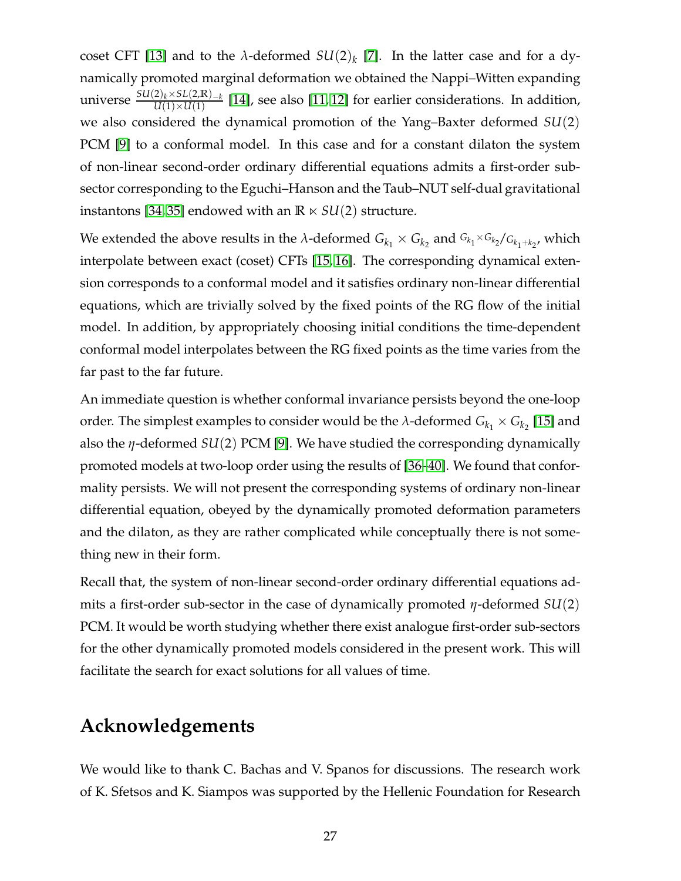coset CFT [13] and to the $\lambda$-deformed $SU(2)_k$ [7]. In the latter case and for a dynamically promoted marginal deformation we obtained the Nappi–Witten expanding universe $\frac{SU(2)_k \times SL(2,\mathbb{R})_{-k}}{U(1)\times U(1)}$ [14], see also [11, 12] for earlier considerations. In addition, we also considered the dynamical promotion of the Yang–Baxter deformed $SU(2)$ PCM [9] to a conformal model. In this case and for a constant dilaton the system of non-linear second-order ordinary differential equations admits a first-order sub-sector corresponding to the Eguchi–Hanson and the Taub–NUT self-dual gravitational instantons [34, 35] endowed with an $\mathbb{R} \ltimes SU(2)$ structure.

We extended the above results in the $\lambda$-deformed $G_{k_1} \times G_{k_2}$ and ${}^{G_{k_1}\times G_{k_2}}/{}_{G_{k_1+k_2}}$, which interpolate between exact (coset) CFTs [15, 16]. The corresponding dynamical extension corresponds to a conformal model and it satisfies ordinary non-linear differential equations, which are trivially solved by the fixed points of the RG flow of the initial model. In addition, by appropriately choosing initial conditions the time-dependent conformal model interpolates between the RG fixed points as the time varies from the far past to the far future.

An immediate question is whether conformal invariance persists beyond the one-loop order. The simplest examples to consider would be the $\lambda$-deformed $G_{k_1} \times G_{k_2}$ [15] and also the $\eta$-deformed $SU(2)$ PCM [9]. We have studied the corresponding dynamically promoted models at two-loop order using the results of [36–40]. We found that conformality persists. We will not present the corresponding systems of ordinary non-linear differential equation, obeyed by the dynamically promoted deformation parameters and the dilaton, as they are rather complicated while conceptually there is not something new in their form.

Recall that, the system of non-linear second-order ordinary differential equations admits a first-order sub-sector in the case of dynamically promoted $\eta$-deformed $SU(2)$ PCM. It would be worth studying whether there exist analogue first-order sub-sectors for the other dynamically promoted models considered in the present work. This will facilitate the search for exact solutions for all values of time.

## Acknowledgements

We would like to thank C. Bachas and V. Spanos for discussions. The research work of K. Sfetsos and K. Siampos was supported by the Hellenic Foundation for Research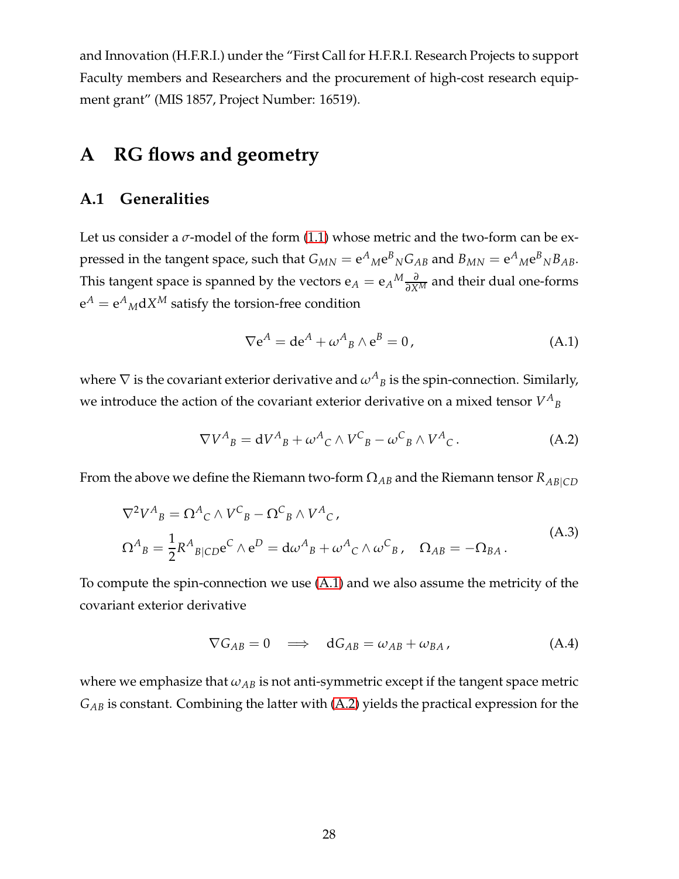and Innovation (H.F.R.I.) under the "First Call for H.F.R.I. Research Projects to support Faculty members and Researchers and the procurement of high-cost research equipment grant" (MIS 1857, Project Number: 16519).

# A RG flows and geometry

## A.1 Generalities

Let us consider a $\sigma$-model of the form (1.1) whose metric and the two-form can be expressed in the tangent space, such that $G_{MN} = \mathrm{e}^A{}_M \mathrm{e}^B{}_N G_{AB}$ and $B_{MN} = \mathrm{e}^A{}_M \mathrm{e}^B{}_N B_{AB}$. This tangent space is spanned by the vectors $\mathrm{e}_A = \mathrm{e}_A{}^M \frac{\partial}{\partial X^M}$ and their dual one-forms $\mathrm{e}^A = \mathrm{e}^A{}_M \mathrm{d}X^M$ satisfy the torsion-free condition

$$\nabla \mathrm{e}^A = \mathrm{d}\mathrm{e}^A + \omega^A{}_B \wedge \mathrm{e}^B = 0\,, \tag{A.1}$$

where $\nabla$ is the covariant exterior derivative and $\omega^A{}_B$ is the spin-connection. Similarly, we introduce the action of the covariant exterior derivative on a mixed tensor $V^A{}_B$

$$\nabla V^A{}_B = \mathrm{d}V^A{}_B + \omega^A{}_C \wedge V^C{}_B - \omega^C{}_B \wedge V^A{}_C\,. \tag{A.2}$$

From the above we define the Riemann two-form $\Omega_{AB}$ and the Riemann tensor $R_{AB|CD}$

$$\begin{aligned}
&\nabla^2 V^A{}_B = \Omega^A{}_C \wedge V^C{}_B - \Omega^C{}_B \wedge V^A{}_C\,,\\
&\Omega^A{}_B = \frac{1}{2} R^A{}_{B|CD} \mathrm{e}^C \wedge \mathrm{e}^D = \mathrm{d}\omega^A{}_B + \omega^A{}_C \wedge \omega^C{}_B\,, \quad \Omega_{AB} = -\Omega_{BA}\,.
\end{aligned} \tag{A.3}$$

To compute the spin-connection we use (A.1) and we also assume the metricity of the covariant exterior derivative

$$\nabla G_{AB} = 0 \quad \Longrightarrow \quad \mathrm{d}G_{AB} = \omega_{AB} + \omega_{BA}\,, \tag{A.4}$$

where we emphasize that $\omega_{AB}$ is not anti-symmetric except if the tangent space metric $G_{AB}$ is constant. Combining the latter with (A.2) yields the practical expression for the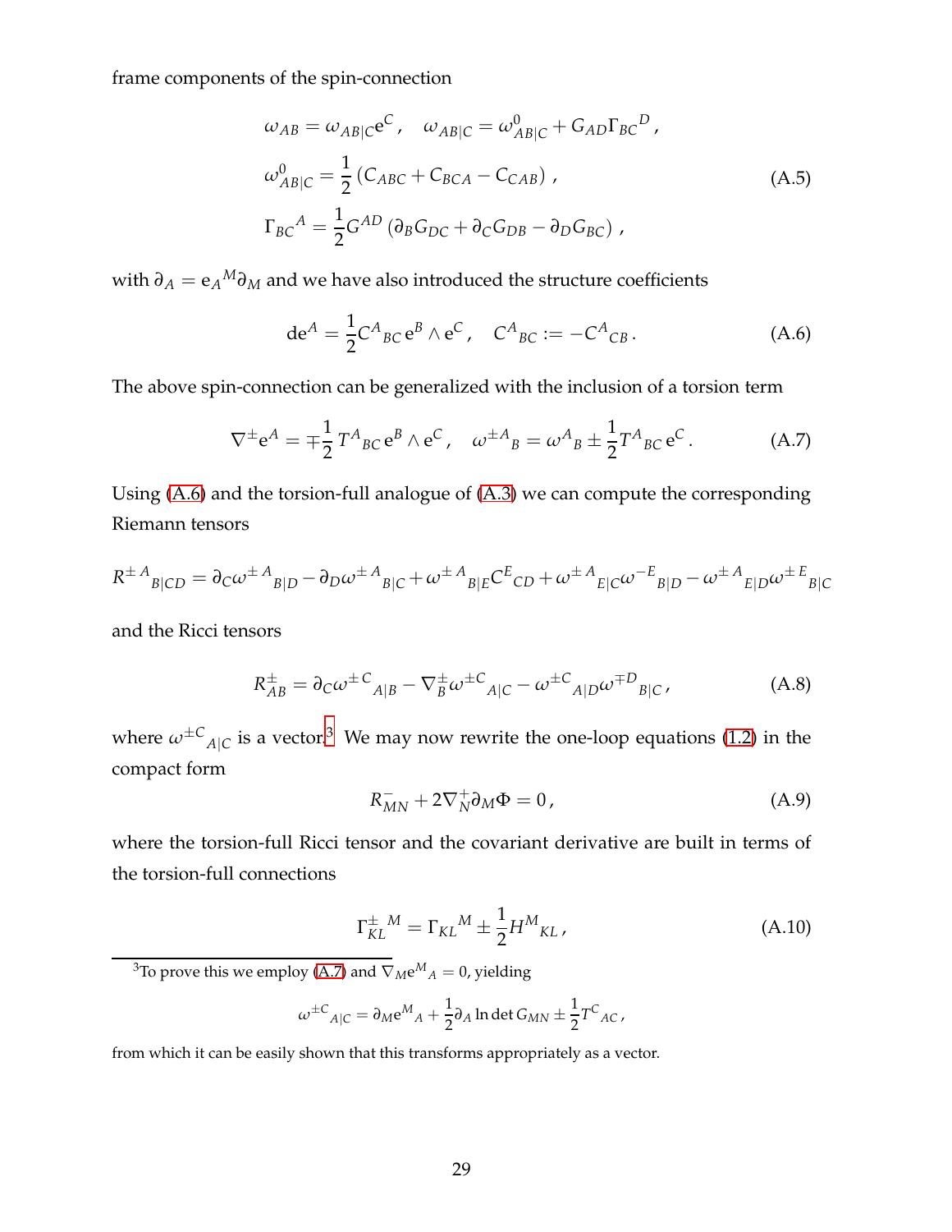frame components of the spin-connection

$$
\begin{aligned}
&\omega_{AB} = \omega_{AB|C}\mathrm{e}^{C}\,, \quad \omega_{AB|C} = \omega^{0}_{AB|C} + G_{AD}\Gamma_{BC}{}^{D}\,,\\
&\omega^{0}_{AB|C} = \frac{1}{2}\left(C_{ABC} + C_{BCA} - C_{CAB}\right)\,,\\
&\Gamma_{BC}{}^{A} = \frac{1}{2}G^{AD}\left(\partial_B G_{DC} + \partial_C G_{DB} - \partial_D G_{BC}\right)\,,
\end{aligned}
\tag{A.5}
$$

with $\partial_A = \mathrm{e}_A{}^M\partial_M$ and we have also introduced the structure coefficients

$$
\mathrm{d}\mathrm{e}^{A} = \frac{1}{2}C^{A}{}_{BC}\,\mathrm{e}^{B}\wedge\mathrm{e}^{C}\,, \quad C^{A}{}_{BC} := -C^{A}{}_{CB}\,. \tag{A.6}
$$

The above spin-connection can be generalized with the inclusion of a torsion term

$$
\nabla^{\pm}\mathrm{e}^{A} = \mp\frac{1}{2}\,T^{A}{}_{BC}\,\mathrm{e}^{B}\wedge\mathrm{e}^{C}\,, \quad \omega^{\pm A}{}_{B} = \omega^{A}{}_{B} \pm \frac{1}{2}T^{A}{}_{BC}\,\mathrm{e}^{C}\,. \tag{A.7}
$$

Using (A.6) and the torsion-full analogue of (A.3) we can compute the corresponding Riemann tensors

$$
R^{\pm\,A}{}_{B|CD} = \partial_C\omega^{\pm\,A}{}_{B|D} - \partial_D\omega^{\pm\,A}{}_{B|C} + \omega^{\pm\,A}{}_{B|E}C^{E}{}_{CD} + \omega^{\pm\,A}{}_{E|C}\omega^{-E}{}_{B|D} - \omega^{\pm\,A}{}_{E|D}\omega^{\pm\,E}{}_{B|C}
$$

and the Ricci tensors

$$
R^{\pm}_{AB} = \partial_C\omega^{\pm\,C}{}_{A|B} - \nabla^{\pm}_{B}\omega^{\pm C}{}_{A|C} - \omega^{\pm C}{}_{A|D}\omega^{\mp D}{}_{B|C}\,, \tag{A.8}
$$

where $\omega^{\pm C}{}_{A|C}$ is a vector.[3] We may now rewrite the one-loop equations (1.2) in the compact form

$$
R^{-}_{MN} + 2\nabla^{+}_{N}\partial_M\Phi = 0\,, \tag{A.9}
$$

where the torsion-full Ricci tensor and the covariant derivative are built in terms of the torsion-full connections

$$
\Gamma^{\pm}_{KL}{}^{M} = \Gamma_{KL}{}^{M} \pm \frac{1}{2}H^{M}{}_{KL}\,, \tag{A.10}
$$

[3] To prove this we employ (A.7) and $\nabla_M \mathrm{e}^{M}{}_{A} = 0$, yielding

$$
\omega^{\pm C}{}_{A|C} = \partial_M\mathrm{e}^{M}{}_{A} + \frac{1}{2}\partial_A\ln\det G_{MN} \pm \frac{1}{2}T^{C}{}_{AC}\,,
$$

from which it can be easily shown that this transforms appropriately as a vector.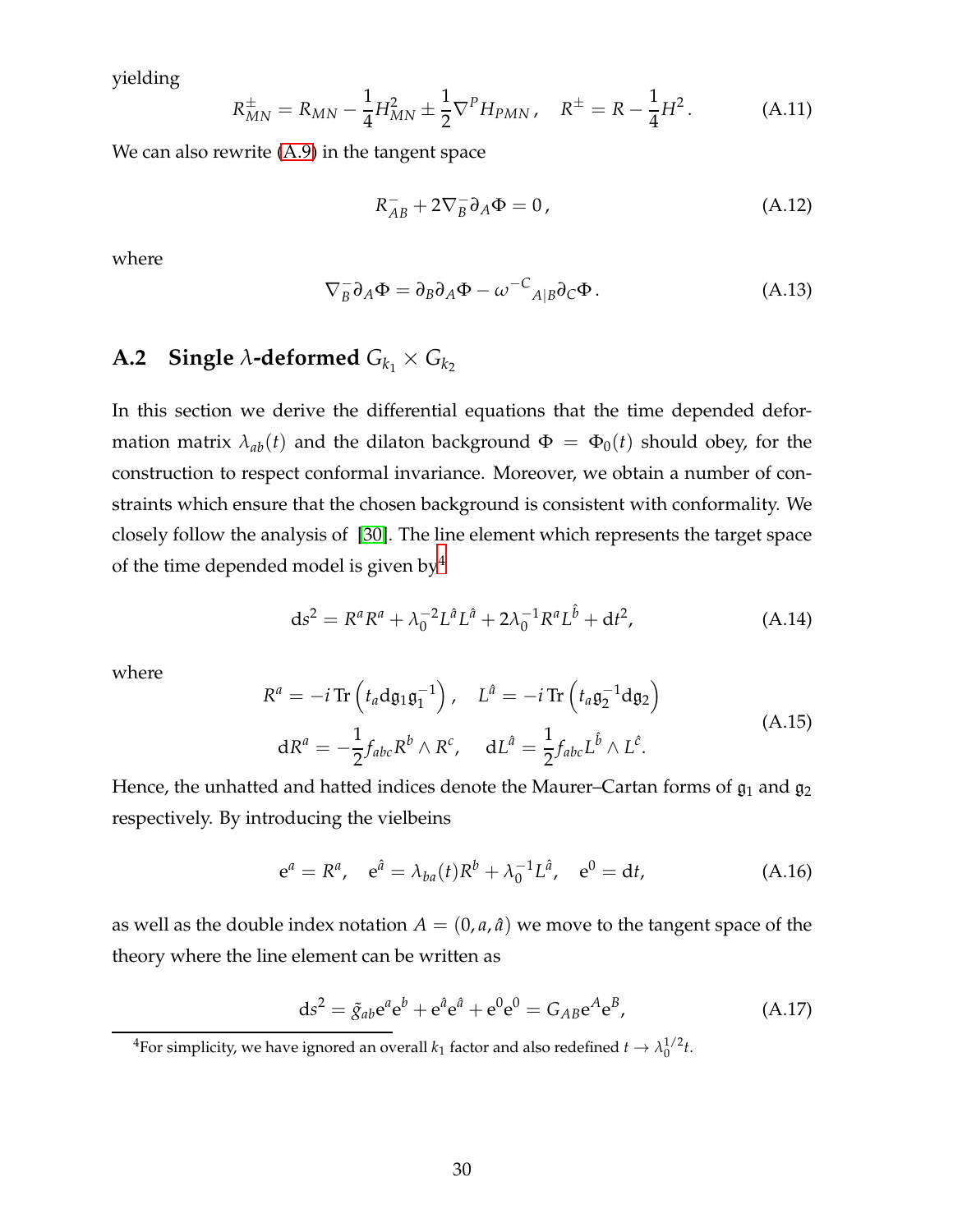yielding

$$R^{\pm}_{MN} = R_{MN} - \frac{1}{4}H^2_{MN} \pm \frac{1}{2}\nabla^P H_{PMN}\,, \quad R^{\pm} = R - \frac{1}{4}H^2\,. \tag{A.11}$$

We can also rewrite (A.9) in the tangent space

$$R^{-}_{AB} + 2\nabla^{-}_{B}\partial_A\Phi = 0\,, \tag{A.12}$$

where

$$\nabla^{-}_{B}\partial_A\Phi = \partial_B\partial_A\Phi - \omega^{-C}{}_{A|B}\partial_C\Phi\,. \tag{A.13}$$

## A.2 Single $\lambda$-deformed $G_{k_1} \times G_{k_2}$

In this section we derive the differential equations that the time depended deformation matrix $\lambda_{ab}(t)$ and the dilaton background $\Phi = \Phi_0(t)$ should obey, for the construction to respect conformal invariance. Moreover, we obtain a number of constraints which ensure that the chosen background is consistent with conformality. We closely follow the analysis of [30]. The line element which represents the target space of the time depended model is given by[4]

$$\mathrm{d}s^2 = R^a R^a + \lambda_0^{-2} L^{\hat{a}} L^{\hat{a}} + 2\lambda_0^{-1} R^a L^{\hat{b}} + \mathrm{d}t^2, \tag{A.14}$$

where

$$\begin{aligned} R^a &= -i\,\mathrm{Tr}\left(t_a \mathrm{d}\mathfrak{g}_1 \mathfrak{g}_1^{-1}\right), \quad L^{\hat{a}} = -i\,\mathrm{Tr}\left(t_a \mathfrak{g}_2^{-1}\mathrm{d}\mathfrak{g}_2\right) \\ \mathrm{d}R^a &= -\frac{1}{2}f_{abc}R^b \wedge R^c, \quad \mathrm{d}L^{\hat{a}} = \frac{1}{2}f_{abc}L^{\hat{b}} \wedge L^{\hat{c}}. \end{aligned} \tag{A.15}$$

Hence, the unhatted and hatted indices denote the Maurer–Cartan forms of $\mathfrak{g}_1$ and $\mathfrak{g}_2$ respectively. By introducing the vielbeins

$$\mathrm{e}^a = R^a, \quad \mathrm{e}^{\hat{a}} = \lambda_{ba}(t)R^b + \lambda_0^{-1}L^{\hat{a}}, \quad \mathrm{e}^0 = \mathrm{d}t, \tag{A.16}$$

as well as the double index notation $A = (0, a, \hat{a})$ we move to the tangent space of the theory where the line element can be written as

$$\mathrm{d}s^2 = \tilde{g}_{ab}\mathrm{e}^a\mathrm{e}^b + \mathrm{e}^{\hat{a}}\mathrm{e}^{\hat{a}} + \mathrm{e}^0\mathrm{e}^0 = G_{AB}\mathrm{e}^A\mathrm{e}^B, \tag{A.17}$$

[4] For simplicity, we have ignored an overall $k_1$ factor and also redefined $t \to \lambda_0^{1/2}t$.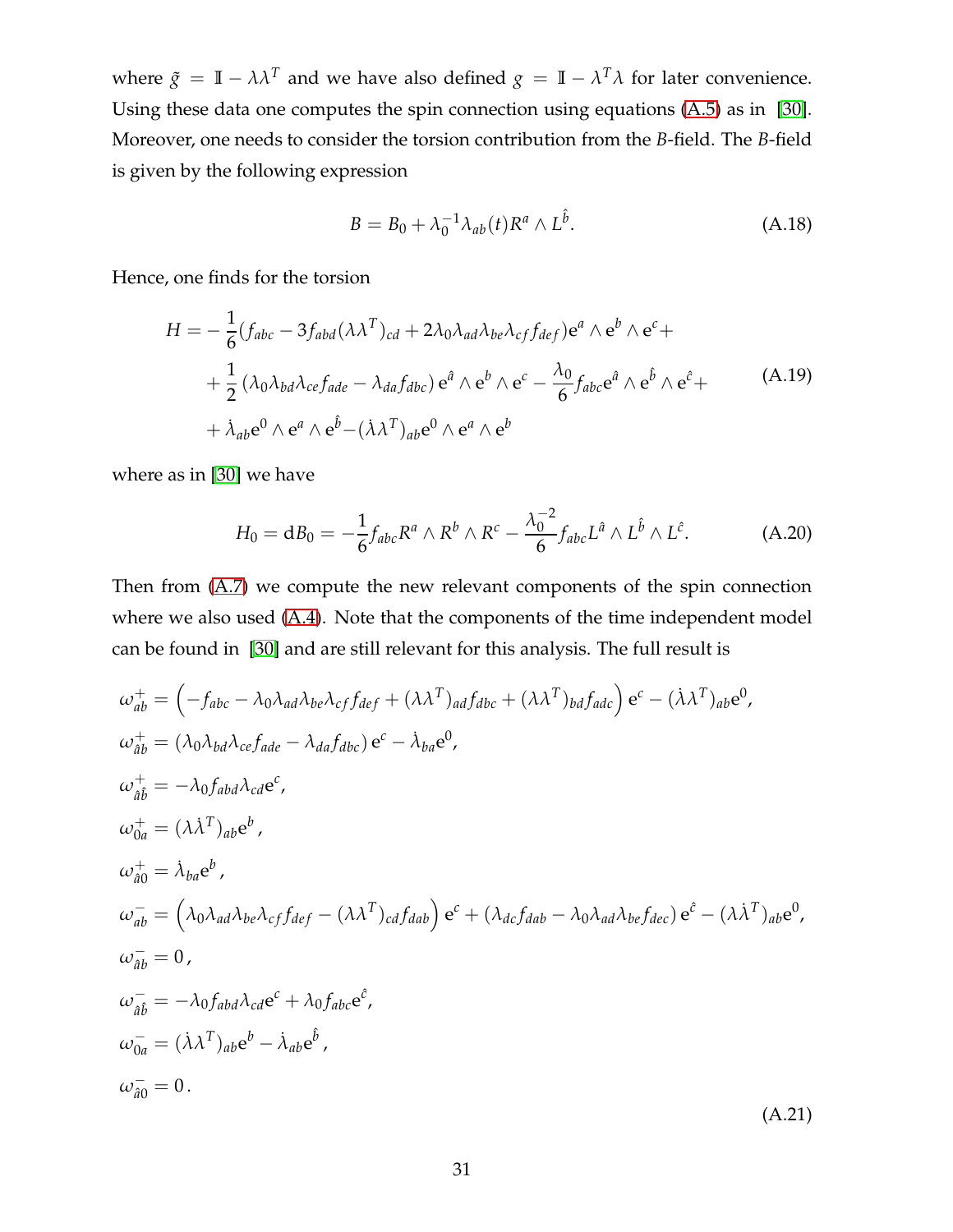where $\tilde{g} = \mathbb{I} - \lambda\lambda^T$ and we have also defined $g = \mathbb{I} - \lambda^T\lambda$ for later convenience. Using these data one computes the spin connection using equations (A.5) as in [30]. Moreover, one needs to consider the torsion contribution from the $B$-field. The $B$-field is given by the following expression

$$B = B_0 + \lambda_0^{-1}\lambda_{ab}(t)R^a \wedge L^{\hat{b}}. \tag{A.18}$$

Hence, one finds for the torsion

$$\begin{aligned} H = &-\frac{1}{6}(f_{abc} - 3f_{abd}(\lambda\lambda^T)_{cd} + 2\lambda_0\lambda_{ad}\lambda_{be}\lambda_{cf}f_{def})\mathrm{e}^a \wedge \mathrm{e}^b \wedge \mathrm{e}^c + \\ &+ \frac{1}{2}\left(\lambda_0\lambda_{bd}\lambda_{ce}f_{ade} - \lambda_{da}f_{dbc}\right)\mathrm{e}^{\hat{a}} \wedge \mathrm{e}^b \wedge \mathrm{e}^c - \frac{\lambda_0}{6}f_{abc}\mathrm{e}^{\hat{a}} \wedge \mathrm{e}^{\hat{b}} \wedge \mathrm{e}^{\hat{c}} + \\ &+ \dot{\lambda}_{ab}\mathrm{e}^0 \wedge \mathrm{e}^a \wedge \mathrm{e}^{\hat{b}} - (\dot{\lambda}\lambda^T)_{ab}\mathrm{e}^0 \wedge \mathrm{e}^a \wedge \mathrm{e}^b \end{aligned} \tag{A.19}$$

where as in [30] we have

$$H_0 = \mathrm{d}B_0 = -\frac{1}{6}f_{abc}R^a \wedge R^b \wedge R^c - \frac{\lambda_0^{-2}}{6}f_{abc}L^{\hat{a}} \wedge L^{\hat{b}} \wedge L^{\hat{c}}. \tag{A.20}$$

Then from (A.7) we compute the new relevant components of the spin connection where we also used (A.4). Note that the components of the time independent model can be found in [30] and are still relevant for this analysis. The full result is

$$\begin{aligned}
\omega^+_{ab} &= \left(-f_{abc} - \lambda_0\lambda_{ad}\lambda_{be}\lambda_{cf}f_{def} + (\lambda\lambda^T)_{ad}f_{dbc} + (\lambda\lambda^T)_{bd}f_{adc}\right)\mathrm{e}^c - (\dot{\lambda}\lambda^T)_{ab}\mathrm{e}^0, \\
\omega^+_{\hat{a}b} &= \left(\lambda_0\lambda_{bd}\lambda_{ce}f_{ade} - \lambda_{da}f_{dbc}\right)\mathrm{e}^c - \dot{\lambda}_{ba}\mathrm{e}^0, \\
\omega^+_{\hat{a}\hat{b}} &= -\lambda_0 f_{abd}\lambda_{cd}\mathrm{e}^c, \\
\omega^+_{0a} &= (\lambda\dot{\lambda}^T)_{ab}\mathrm{e}^b, \\
\omega^+_{\hat{a}0} &= \dot{\lambda}_{ba}\mathrm{e}^b, \\
\omega^-_{ab} &= \left(\lambda_0\lambda_{ad}\lambda_{be}\lambda_{cf}f_{def} - (\lambda\lambda^T)_{cd}f_{dab}\right)\mathrm{e}^c + \left(\lambda_{dc}f_{dab} - \lambda_0\lambda_{ad}\lambda_{be}f_{dec}\right)\mathrm{e}^{\hat{c}} - (\lambda\dot{\lambda}^T)_{ab}\mathrm{e}^0, \\
\omega^-_{\hat{a}b} &= 0, \\
\omega^-_{\hat{a}\hat{b}} &= -\lambda_0 f_{abd}\lambda_{cd}\mathrm{e}^c + \lambda_0 f_{abc}\mathrm{e}^{\hat{c}}, \\
\omega^-_{0a} &= (\dot{\lambda}\lambda^T)_{ab}\mathrm{e}^b - \dot{\lambda}_{ab}\mathrm{e}^{\hat{b}}, \\
\omega^-_{\hat{a}0} &= 0.
\end{aligned} \tag{A.21}$$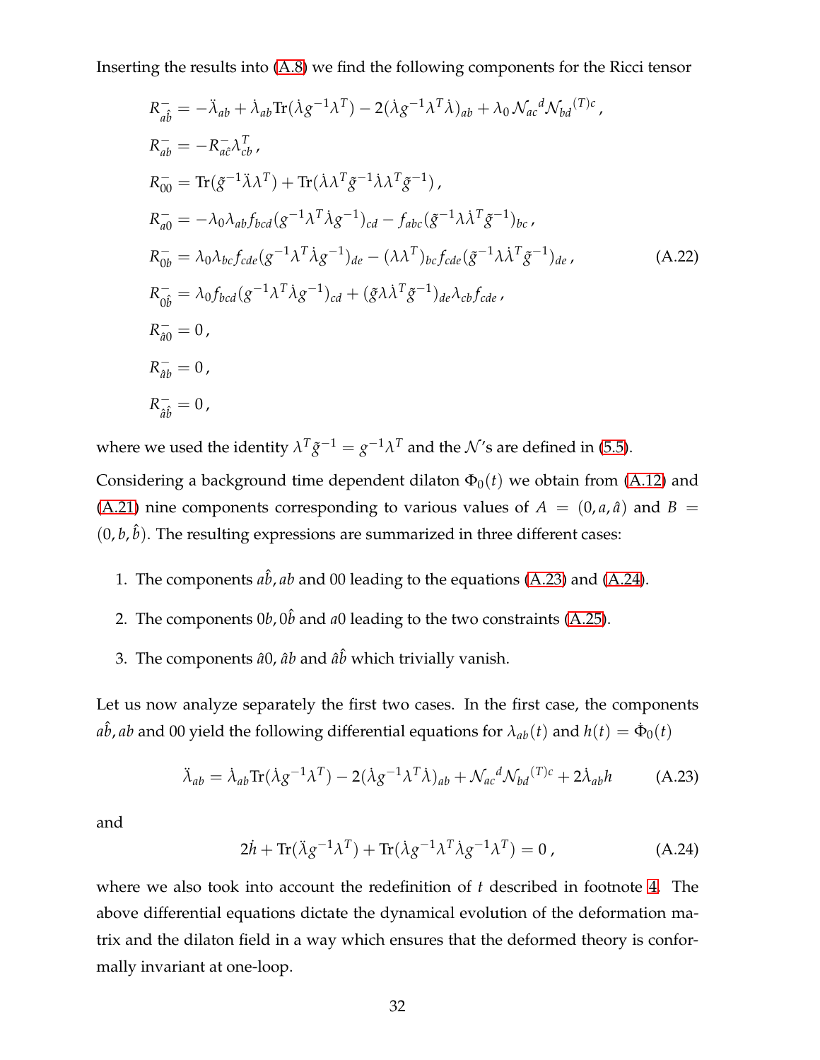Inserting the results into (A.8) we find the following components for the Ricci tensor

$$
\begin{aligned}
R^-_{a\hat{b}} &= -\ddot{\lambda}_{ab} + \dot{\lambda}_{ab}\mathrm{Tr}(\dot{\lambda} g^{-1}\lambda^T) - 2(\dot{\lambda} g^{-1}\lambda^T\dot{\lambda})_{ab} + \lambda_0\,\mathcal{N}_{ac}{}^d\mathcal{N}_{bd}{}^{(T)c}\,,\\
R^-_{ab} &= -R^-_{a\hat{c}}\lambda^T_{cb}\,,\\
R^-_{00} &= \mathrm{Tr}(\tilde{g}^{-1}\ddot{\lambda}\lambda^T) + \mathrm{Tr}(\dot{\lambda}\lambda^T\tilde{g}^{-1}\dot{\lambda}\lambda^T\tilde{g}^{-1})\,,\\
R^-_{a0} &= -\lambda_0\lambda_{ab}f_{bcd}(g^{-1}\lambda^T\dot{\lambda} g^{-1})_{cd} - f_{abc}(\tilde{g}^{-1}\lambda\dot{\lambda}^T\tilde{g}^{-1})_{bc}\,,\\
R^-_{0b} &= \lambda_0\lambda_{bc}f_{cde}(g^{-1}\lambda^T\dot{\lambda} g^{-1})_{de} - (\lambda\lambda^T)_{bc}f_{cde}(\tilde{g}^{-1}\lambda\dot{\lambda}^T\tilde{g}^{-1})_{de}\,,\\
R^-_{0\hat{b}} &= \lambda_0 f_{bcd}(g^{-1}\lambda^T\dot{\lambda} g^{-1})_{cd} + (\tilde{g}\lambda\dot{\lambda}^T\tilde{g}^{-1})_{de}\lambda_{cb}f_{cde}\,,\\
R^-_{\hat{a}0} &= 0\,,\\
R^-_{\hat{a}b} &= 0\,,\\
R^-_{\hat{a}\hat{b}} &= 0\,,
\end{aligned}
\tag{A.22}
$$

where we used the identity $\lambda^T\tilde{g}^{-1} = g^{-1}\lambda^T$ and the $\mathcal{N}$'s are defined in (5.5).

Considering a background time dependent dilaton $\Phi_0(t)$ we obtain from (A.12) and (A.21) nine components corresponding to various values of $A = (0, a, \hat{a})$ and $B = (0, b, \hat{b})$. The resulting expressions are summarized in three different cases:

1. The components $a\hat{b}, ab$ and $00$ leading to the equations (A.23) and (A.24).
2. The components $0b, 0\hat{b}$ and $a0$ leading to the two constraints (A.25).
3. The components $\hat{a}0$, $\hat{a}b$ and $\hat{a}\hat{b}$ which trivially vanish.

Let us now analyze separately the first two cases. In the first case, the components $a\hat{b}, ab$ and $00$ yield the following differential equations for $\lambda_{ab}(t)$ and $h(t) = \dot{\Phi}_0(t)$

$$
\ddot{\lambda}_{ab} = \dot{\lambda}_{ab}\mathrm{Tr}(\dot{\lambda} g^{-1}\lambda^T) - 2(\dot{\lambda} g^{-1}\lambda^T\dot{\lambda})_{ab} + \mathcal{N}_{ac}{}^d\mathcal{N}_{bd}{}^{(T)c} + 2\dot{\lambda}_{ab}h \tag{A.23}
$$

and

$$
2\dot{h} + \mathrm{Tr}(\ddot{\lambda} g^{-1}\lambda^T) + \mathrm{Tr}(\dot{\lambda} g^{-1}\lambda^T\dot{\lambda} g^{-1}\lambda^T) = 0\,, \tag{A.24}
$$

where we also took into account the redefinition of $t$ described in footnote 4. The above differential equations dictate the dynamical evolution of the deformation matrix and the dilaton field in a way which ensures that the deformed theory is conformally invariant at one-loop.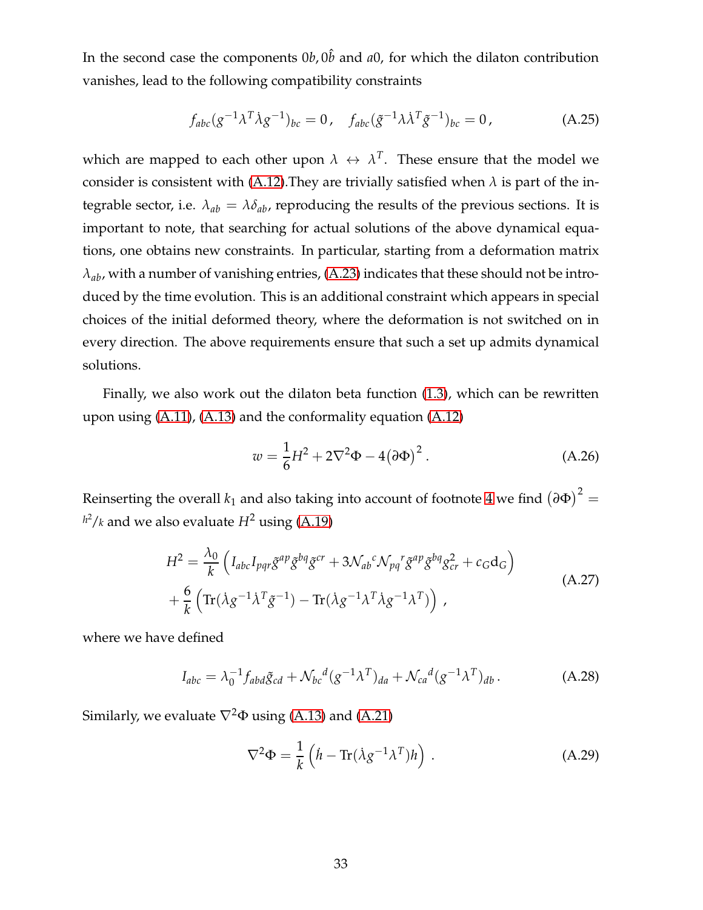In the second case the components $0b, 0\hat{b}$ and $a0$, for which the dilaton contribution vanishes, lead to the following compatibility constraints

$$
f_{abc}(g^{-1}\lambda^T\dot{\lambda}g^{-1})_{bc} = 0\,, \quad f_{abc}(\tilde{g}^{-1}\lambda\dot{\lambda}^T\tilde{g}^{-1})_{bc} = 0\,, \tag{A.25}
$$

which are mapped to each other upon $\lambda \leftrightarrow \lambda^T$. These ensure that the model we consider is consistent with (A.12).They are trivially satisfied when $\lambda$ is part of the integrable sector, i.e. $\lambda_{ab} = \lambda\delta_{ab}$, reproducing the results of the previous sections. It is important to note, that searching for actual solutions of the above dynamical equations, one obtains new constraints. In particular, starting from a deformation matrix $\lambda_{ab}$, with a number of vanishing entries, (A.23) indicates that these should not be introduced by the time evolution. This is an additional constraint which appears in special choices of the initial deformed theory, where the deformation is not switched on in every direction. The above requirements ensure that such a set up admits dynamical solutions.

Finally, we also work out the dilaton beta function (1.3), which can be rewritten upon using (A.11), (A.13) and the conformality equation (A.12)

$$
w = \frac{1}{6}H^2 + 2\nabla^2\Phi - 4\big(\partial\Phi\big)^2\,. \tag{A.26}
$$

Reinserting the overall $k_1$ and also taking into account of footnote 4 we find $\big(\partial\Phi\big)^2 = {h^2}/{k}$ and we also evaluate $H^2$ using (A.19)

$$
\begin{aligned}
H^2 = {} & \frac{\lambda_0}{k}\left(I_{abc}I_{pqr}\tilde{g}^{ap}\tilde{g}^{bq}\tilde{g}^{cr} + 3\mathcal{N}_{ab}{}^{c}\mathcal{N}_{pq}{}^{r}\tilde{g}^{ap}\tilde{g}^{bq}g^2_{cr} + c_G \mathrm{d}_G\right) \\
& + \frac{6}{k}\left(\mathrm{Tr}(\dot{\lambda}g^{-1}\dot{\lambda}^T\tilde{g}^{-1}) - \mathrm{Tr}(\dot{\lambda}g^{-1}\lambda^T\dot{\lambda}g^{-1}\lambda^T)\right)\,,
\end{aligned} \tag{A.27}
$$

where we have defined

$$
I_{abc} = \lambda_0^{-1}f_{abd}\tilde{g}_{cd} + \mathcal{N}_{bc}{}^{d}(g^{-1}\lambda^T)_{da} + \mathcal{N}_{ca}{}^{d}(g^{-1}\lambda^T)_{db}\,. \tag{A.28}
$$

Similarly, we evaluate $\nabla^2\Phi$ using (A.13) and (A.21)

$$
\nabla^2\Phi = \frac{1}{k}\left(\dot{h} - \mathrm{Tr}(\dot{\lambda}g^{-1}\lambda^T)h\right)\,. \tag{A.29}
$$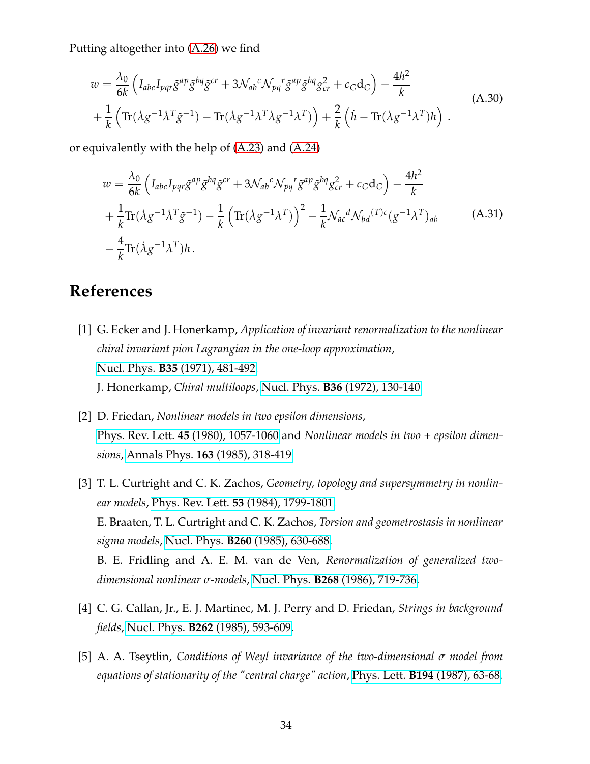Putting altogether into (A.26) we find

$$
\begin{aligned}
w &= \frac{\lambda_0}{6k}\left(I_{abc}I_{pqr}\tilde{g}^{ap}\tilde{g}^{bq}\tilde{g}^{cr} + 3\mathcal{N}_{ab}{}^{c}\mathcal{N}_{pq}{}^{r}\tilde{g}^{ap}\tilde{g}^{bq}g^2_{cr} + c_G \mathrm{d}_G\right) - \frac{4h^2}{k} \\
&+ \frac{1}{k}\left(\mathrm{Tr}(\dot{\lambda}g^{-1}\dot{\lambda}^T\tilde{g}^{-1}) - \mathrm{Tr}(\dot{\lambda}g^{-1}\lambda^T\dot{\lambda}g^{-1}\lambda^T)\right) + \frac{2}{k}\left(\dot{h} - \mathrm{Tr}(\dot{\lambda}g^{-1}\lambda^T)h\right) .
\end{aligned}
\tag{A.30}
$$

or equivalently with the help of (A.23) and (A.24)

$$
\begin{aligned}
w &= \frac{\lambda_0}{6k}\left(I_{abc}I_{pqr}\tilde{g}^{ap}\tilde{g}^{bq}\tilde{g}^{cr} + 3\mathcal{N}_{ab}{}^{c}\mathcal{N}_{pq}{}^{r}\tilde{g}^{ap}\tilde{g}^{bq}g^2_{cr} + c_G \mathrm{d}_G\right) - \frac{4h^2}{k} \\
&+ \frac{1}{k}\mathrm{Tr}(\dot{\lambda}g^{-1}\dot{\lambda}^T\tilde{g}^{-1}) - \frac{1}{k}\left(\mathrm{Tr}(\dot{\lambda}g^{-1}\lambda^T)\right)^2 - \frac{1}{k}\mathcal{N}_{ac}{}^{d}\mathcal{N}_{bd}{}^{(T)c}(g^{-1}\lambda^T)_{ab} \\
&- \frac{4}{k}\mathrm{Tr}(\dot{\lambda}g^{-1}\lambda^T)h \, .
\end{aligned}
\tag{A.31}
$$

# References

[1] G. Ecker and J. Honerkamp, *Application of invariant renormalization to the nonlinear chiral invariant pion Lagrangian in the one-loop approximation*, Nucl. Phys. **B35** (1971), 481-492.
J. Honerkamp, *Chiral multiloops*, Nucl. Phys. **B36** (1972), 130-140.

[2] D. Friedan, *Nonlinear models in two epsilon dimensions*, Phys. Rev. Lett. **45** (1980), 1057-1060 and *Nonlinear models in two + epsilon dimensions*, Annals Phys. **163** (1985), 318-419.

[3] T. L. Curtright and C. K. Zachos, *Geometry, topology and supersymmetry in nonlinear models*, Phys. Rev. Lett. **53** (1984), 1799-1801.
E. Braaten, T. L. Curtright and C. K. Zachos, *Torsion and geometrostasis in nonlinear sigma models*, Nucl. Phys. **B260** (1985), 630-688.
B. E. Fridling and A. E. M. van de Ven, *Renormalization of generalized two-dimensional nonlinear σ-models*, Nucl. Phys. **B268** (1986), 719-736.

[4] C. G. Callan, Jr., E. J. Martinec, M. J. Perry and D. Friedan, *Strings in background fields*, Nucl. Phys. **B262** (1985), 593-609.

[5] A. A. Tseytlin, *Conditions of Weyl invariance of the two-dimensional σ model from equations of stationarity of the "central charge" action*, Phys. Lett. **B194** (1987), 63-68.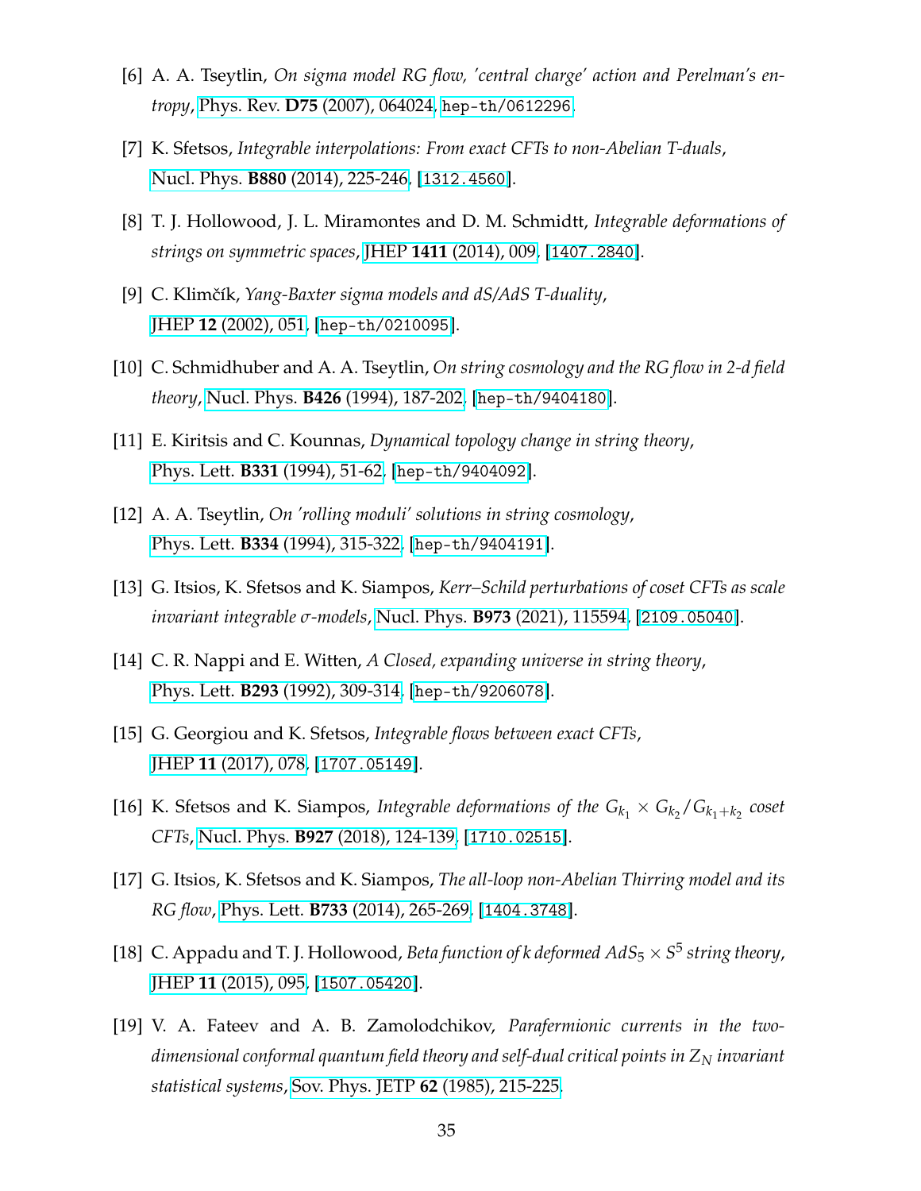[6] A. A. Tseytlin, *On sigma model RG flow, 'central charge' action and Perelman's entropy*, Phys. Rev. **D75** (2007), 064024, hep-th/0612296.

[7] K. Sfetsos, *Integrable interpolations: From exact CFTs to non-Abelian T-duals*, Nucl. Phys. **B880** (2014), 225-246, [1312.4560].

[8] T. J. Hollowood, J. L. Miramontes and D. M. Schmidtt, *Integrable deformations of strings on symmetric spaces*, JHEP **1411** (2014), 009, [1407.2840].

[9] C. Klimčík, *Yang-Baxter sigma models and dS/AdS T-duality*, JHEP **12** (2002), 051, [hep-th/0210095].

[10] C. Schmidhuber and A. A. Tseytlin, *On string cosmology and the RG flow in 2-d field theory*, Nucl. Phys. **B426** (1994), 187-202, [hep-th/9404180].

[11] E. Kiritsis and C. Kounnas, *Dynamical topology change in string theory*, Phys. Lett. **B331** (1994), 51-62, [hep-th/9404092].

[12] A. A. Tseytlin, *On 'rolling moduli' solutions in string cosmology*, Phys. Lett. **B334** (1994), 315-322, [hep-th/9404191].

[13] G. Itsios, K. Sfetsos and K. Siampos, *Kerr–Schild perturbations of coset CFTs as scale invariant integrable σ-models*, Nucl. Phys. **B973** (2021), 115594, [2109.05040].

[14] C. R. Nappi and E. Witten, *A Closed, expanding universe in string theory*, Phys. Lett. **B293** (1992), 309-314, [hep-th/9206078].

[15] G. Georgiou and K. Sfetsos, *Integrable flows between exact CFTs*, JHEP **11** (2017), 078, [1707.05149].

[16] K. Sfetsos and K. Siampos, *Integrable deformations of the $G_{k_1} \times G_{k_2}/G_{k_1+k_2}$ coset CFTs*, Nucl. Phys. **B927** (2018), 124-139, [1710.02515].

[17] G. Itsios, K. Sfetsos and K. Siampos, *The all-loop non-Abelian Thirring model and its RG flow*, Phys. Lett. **B733** (2014), 265-269, [1404.3748].

[18] C. Appadu and T. J. Hollowood, *Beta function of k deformed $AdS_5 \times S^5$ string theory*, JHEP **11** (2015), 095, [1507.05420].

[19] V. A. Fateev and A. B. Zamolodchikov, *Parafermionic currents in the two-dimensional conformal quantum field theory and self-dual critical points in $Z_N$ invariant statistical systems*, Sov. Phys. JETP **62** (1985), 215-225.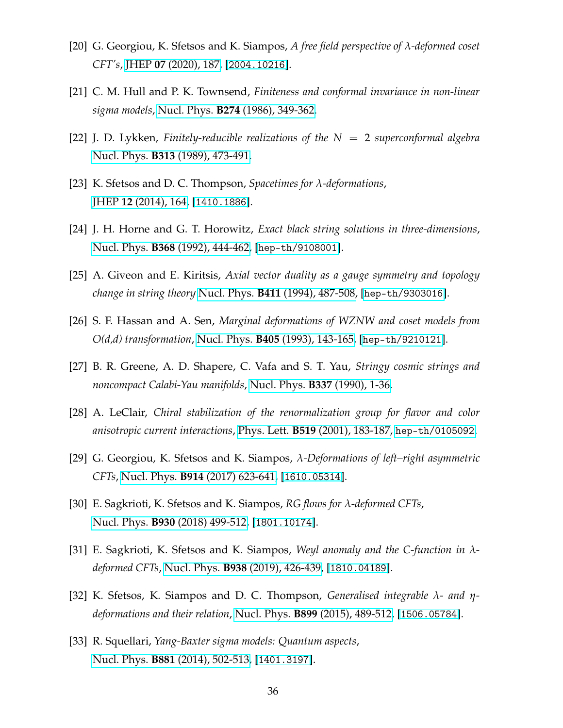[20] G. Georgiou, K. Sfetsos and K. Siampos, *A free field perspective of λ-deformed coset CFT's*, JHEP **07** (2020), 187, [2004.10216].

[21] C. M. Hull and P. K. Townsend, *Finiteness and conformal invariance in non-linear sigma models*, Nucl. Phys. **B274** (1986), 349-362.

[22] J. D. Lykken, *Finitely-reducible realizations of the $N = 2$ superconformal algebra* Nucl. Phys. **B313** (1989), 473-491.

[23] K. Sfetsos and D. C. Thompson, *Spacetimes for λ-deformations*, JHEP **12** (2014), 164, [1410.1886].

[24] J. H. Horne and G. T. Horowitz, *Exact black string solutions in three-dimensions*, Nucl. Phys. **B368** (1992), 444-462, [hep-th/9108001].

[25] A. Giveon and E. Kiritsis, *Axial vector duality as a gauge symmetry and topology change in string theory* Nucl. Phys. **B411** (1994), 487-508, [hep-th/9303016].

[26] S. F. Hassan and A. Sen, *Marginal deformations of WZNW and coset models from O(d,d) transformation*, Nucl. Phys. **B405** (1993), 143-165, [hep-th/9210121].

[27] B. R. Greene, A. D. Shapere, C. Vafa and S. T. Yau, *Stringy cosmic strings and noncompact Calabi-Yau manifolds*, Nucl. Phys. **B337** (1990), 1-36.

[28] A. LeClair, *Chiral stabilization of the renormalization group for flavor and color anisotropic current interactions*, Phys. Lett. **B519** (2001), 183-187, hep-th/0105092.

[29] G. Georgiou, K. Sfetsos and K. Siampos, *λ-Deformations of left–right asymmetric CFTs*, Nucl. Phys. **B914** (2017) 623-641, [1610.05314].

[30] E. Sagkrioti, K. Sfetsos and K. Siampos, *RG flows for λ-deformed CFTs*, Nucl. Phys. **B930** (2018) 499-512, [1801.10174].

[31] E. Sagkrioti, K. Sfetsos and K. Siampos, *Weyl anomaly and the C-function in λ-deformed CFTs*, Nucl. Phys. **B938** (2019), 426-439, [1810.04189].

[32] K. Sfetsos, K. Siampos and D. C. Thompson, *Generalised integrable λ- and η-deformations and their relation*, Nucl. Phys. **B899** (2015), 489-512, [1506.05784].

[33] R. Squellari, *Yang-Baxter sigma models: Quantum aspects*, Nucl. Phys. **B881** (2014), 502-513, [1401.3197].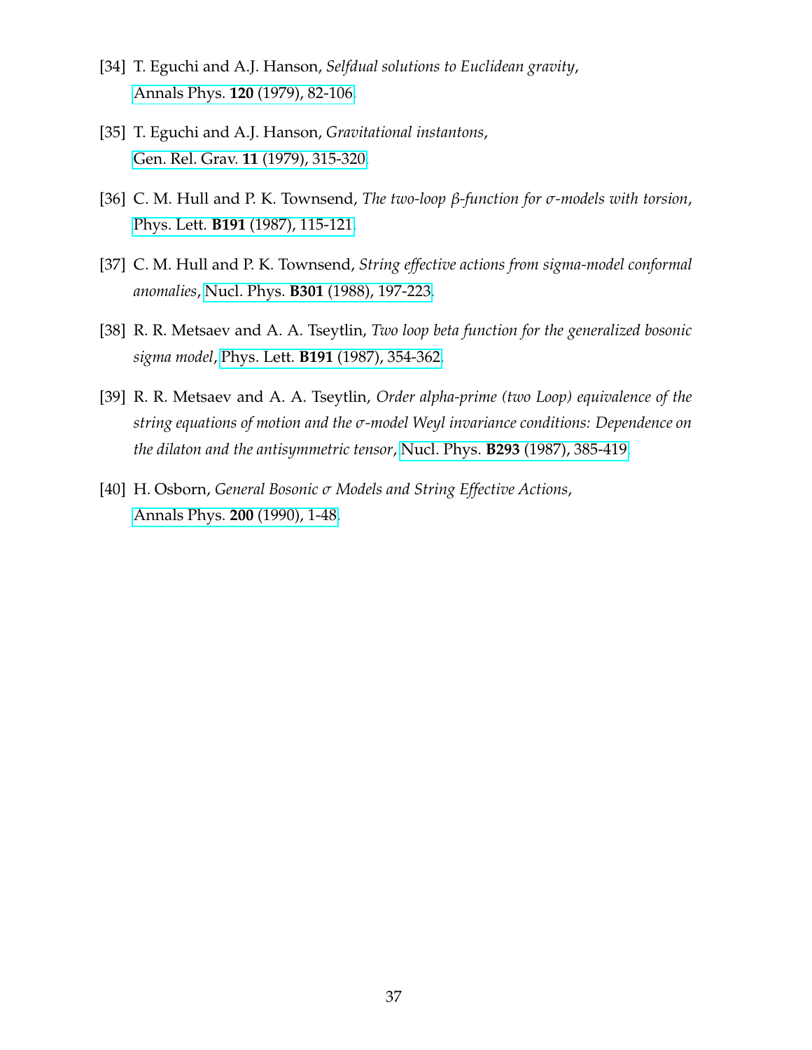[34] T. Eguchi and A.J. Hanson, *Selfdual solutions to Euclidean gravity*, Annals Phys. **120** (1979), 82-106.

[35] T. Eguchi and A.J. Hanson, *Gravitational instantons*, Gen. Rel. Grav. **11** (1979), 315-320.

[36] C. M. Hull and P. K. Townsend, *The two-loop β-function for σ-models with torsion*, Phys. Lett. **B191** (1987), 115-121.

[37] C. M. Hull and P. K. Townsend, *String effective actions from sigma-model conformal anomalies*, Nucl. Phys. **B301** (1988), 197-223.

[38] R. R. Metsaev and A. A. Tseytlin, *Two loop beta function for the generalized bosonic sigma model*, Phys. Lett. **B191** (1987), 354-362.

[39] R. R. Metsaev and A. A. Tseytlin, *Order alpha-prime (two Loop) equivalence of the string equations of motion and the σ-model Weyl invariance conditions: Dependence on the dilaton and the antisymmetric tensor*, Nucl. Phys. **B293** (1987), 385-419.

[40] H. Osborn, *General Bosonic σ Models and String Effective Actions*, Annals Phys. **200** (1990), 1-48.